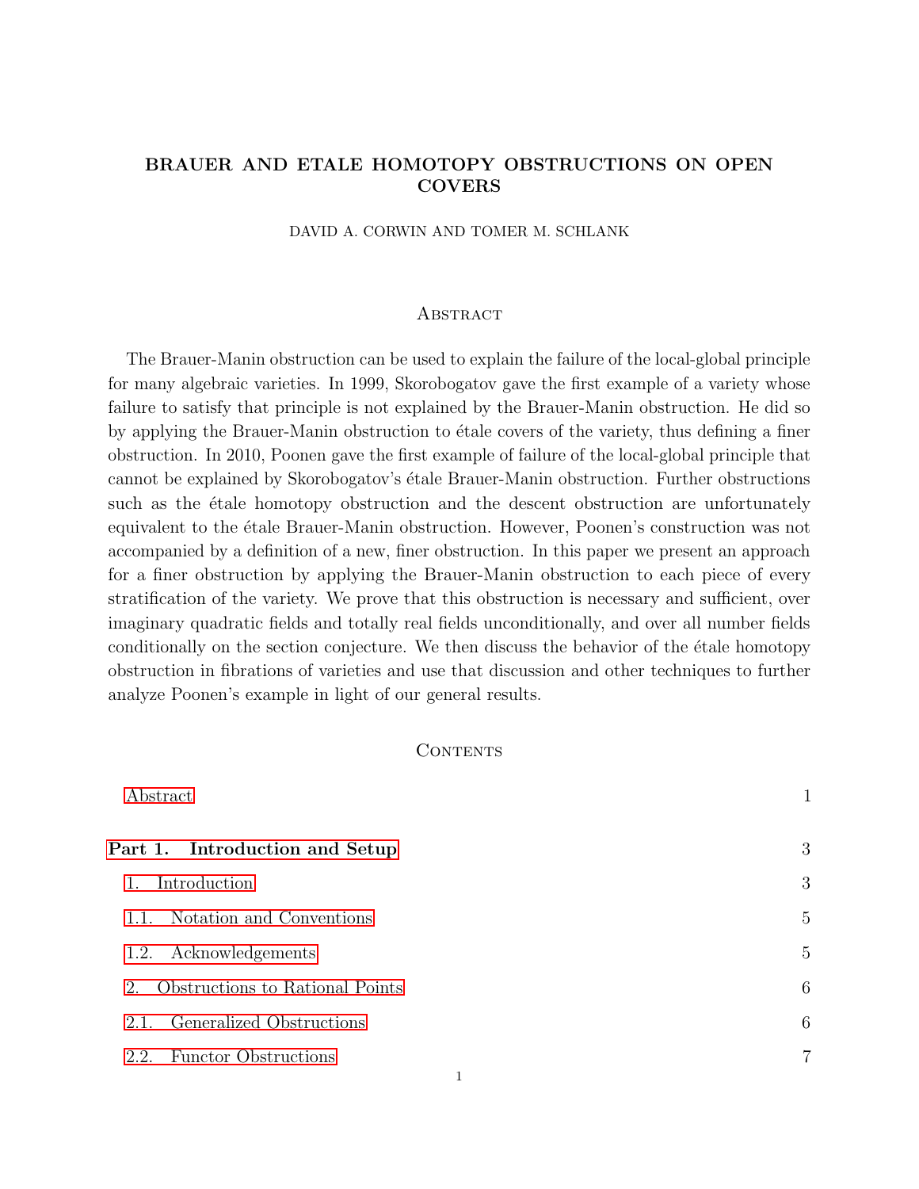# BRAUER AND ETALE HOMOTOPY OBSTRUCTIONS ON OPEN COVERS

DAVID A. CORWIN AND TOMER M. SCHLANK

## Abstract

The Brauer-Manin obstruction can be used to explain the failure of the local-global principle for many algebraic varieties. In 1999, Skorobogatov gave the first example of a variety whose failure to satisfy that principle is not explained by the Brauer-Manin obstruction. He did so by applying the Brauer-Manin obstruction to étale covers of the variety, thus defining a finer obstruction. In 2010, Poonen gave the first example of failure of the local-global principle that cannot be explained by Skorobogatov's étale Brauer-Manin obstruction. Further obstructions such as the étale homotopy obstruction and the descent obstruction are unfortunately equivalent to the étale Brauer-Manin obstruction. However, Poonen's construction was not accompanied by a definition of a new, finer obstruction. In this paper we present an approach for a finer obstruction by applying the Brauer-Manin obstruction to each piece of every stratification of the variety. We prove that this obstruction is necessary and sufficient, over imaginary quadratic fields and totally real fields unconditionally, and over all number fields conditionally on the section conjecture. We then discuss the behavior of the étale homotopy obstruction in fibrations of varieties and use that discussion and other techniques to further analyze Poonen's example in light of our general results.

## Contents

| | |
|---|---|
| Abstract | 1 |
| **Part 1. Introduction and Setup** | 3 |
| 1. Introduction | 3 |
| 1.1. Notation and Conventions | 5 |
| 1.2. Acknowledgements | 5 |
| 2. Obstructions to Rational Points | 6 |
| 2.1. Generalized Obstructions | 6 |
| 2.2. Functor Obstructions | 7 |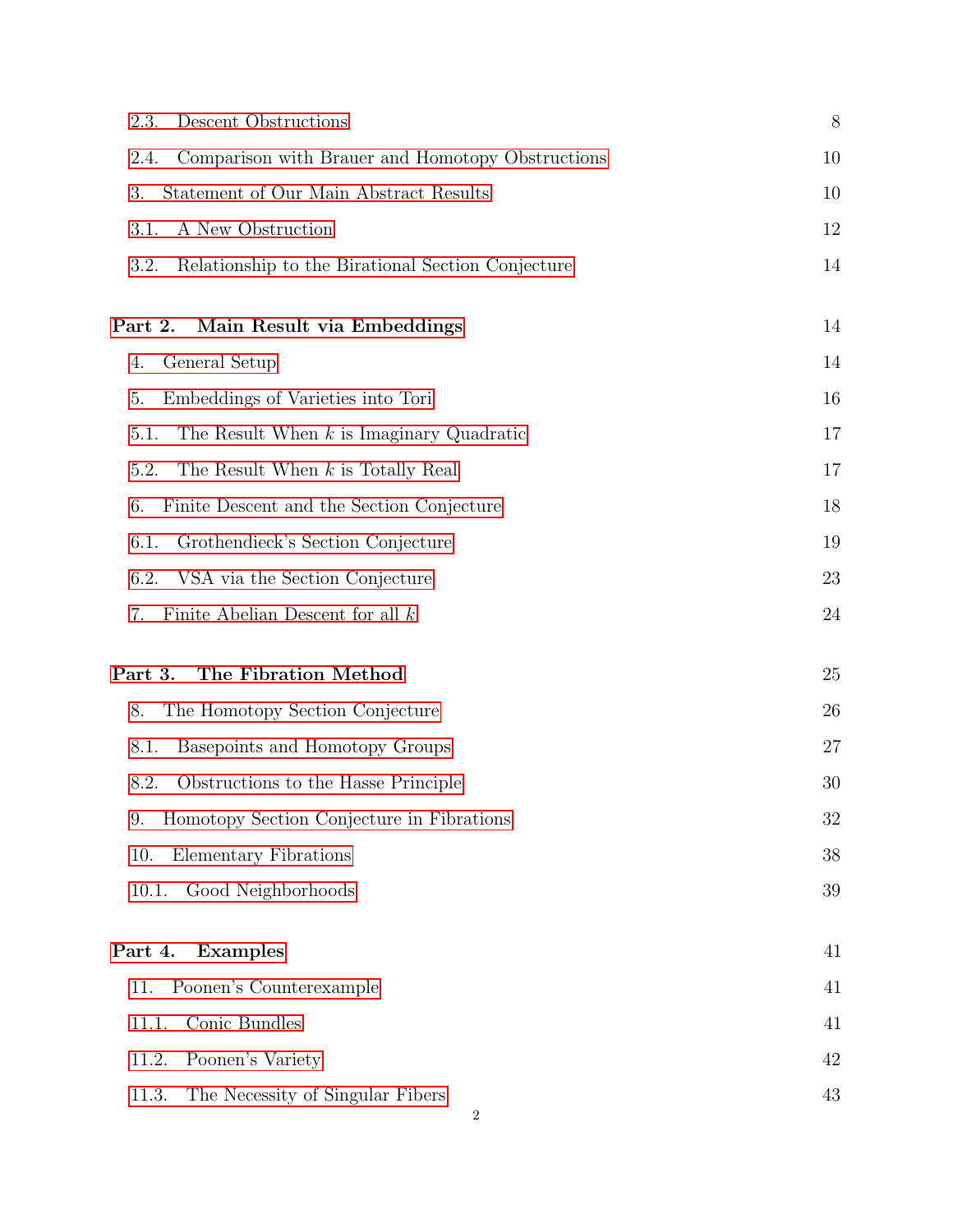2.3. Descent Obstructions 8

2.4. Comparison with Brauer and Homotopy Obstructions 10

3. Statement of Our Main Abstract Results 10

3.1. A New Obstruction 12

3.2. Relationship to the Birational Section Conjecture 14

**Part 2. Main Result via Embeddings** 14

4. General Setup 14

5. Embeddings of Varieties into Tori 16

5.1. The Result When $k$ is Imaginary Quadratic 17

5.2. The Result When $k$ is Totally Real 17

6. Finite Descent and the Section Conjecture 18

6.1. Grothendieck's Section Conjecture 19

6.2. VSA via the Section Conjecture 23

7. Finite Abelian Descent for all $k$ 24

**Part 3. The Fibration Method** 25

8. The Homotopy Section Conjecture 26

8.1. Basepoints and Homotopy Groups 27

8.2. Obstructions to the Hasse Principle 30

9. Homotopy Section Conjecture in Fibrations 32

10. Elementary Fibrations 38

10.1. Good Neighborhoods 39

**Part 4. Examples** 41

11. Poonen's Counterexample 41

11.1. Conic Bundles 41

11.2. Poonen's Variety 42

11.3. The Necessity of Singular Fibers 43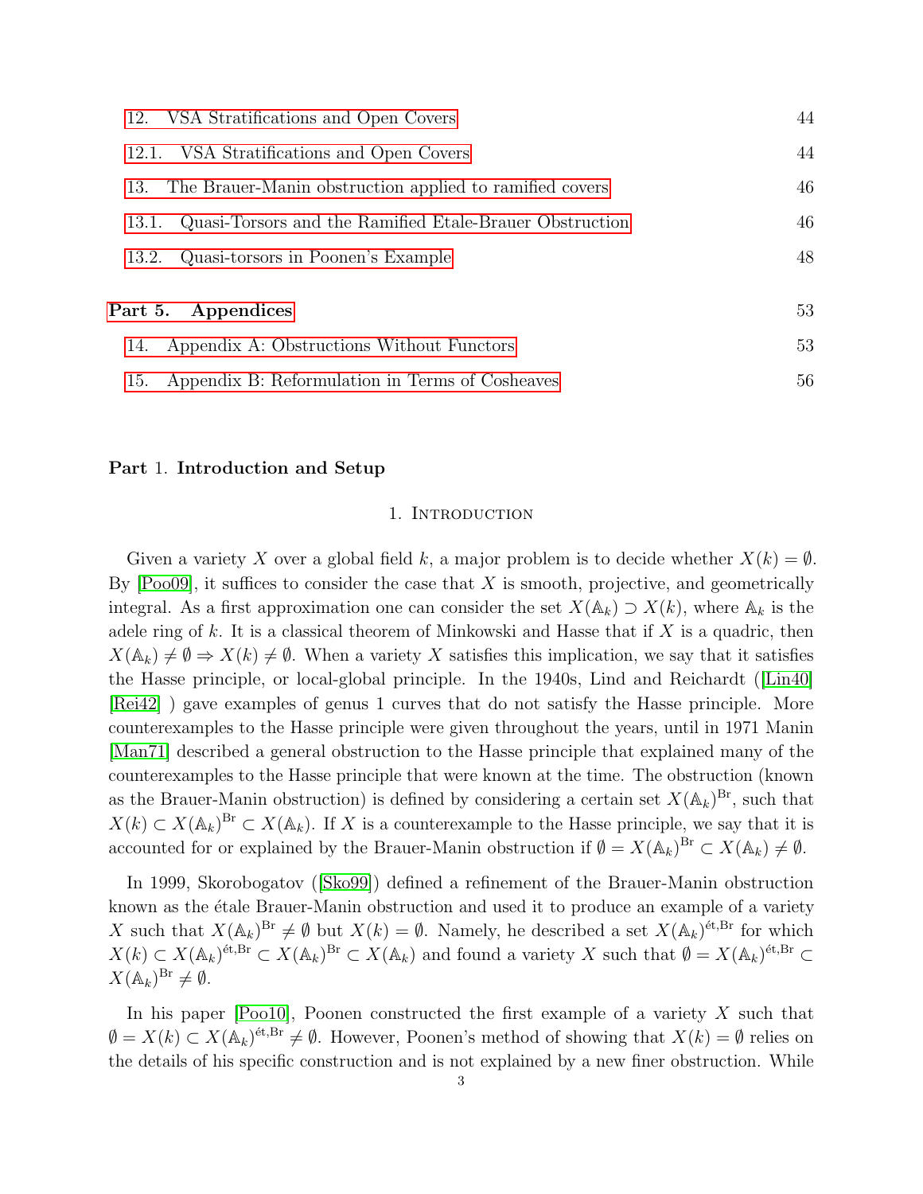12. VSA Stratifications and Open Covers 44

12.1. VSA Stratifications and Open Covers 44

13. The Brauer-Manin obstruction applied to ramified covers 46

13.1. Quasi-Torsors and the Ramified Etale-Brauer Obstruction 46

13.2. Quasi-torsors in Poonen's Example 48

Part 5. Appendices 53

14. Appendix A: Obstructions Without Functors 53

15. Appendix B: Reformulation in Terms of Cosheaves 56

# Part 1. Introduction and Setup

## 1. Introduction

Given a variety $X$ over a global field $k$, a major problem is to decide whether $X(k) = \emptyset$. By [Poo09], it suffices to consider the case that $X$ is smooth, projective, and geometrically integral. As a first approximation one can consider the set $X(\mathbb{A}_k) \supset X(k)$, where $\mathbb{A}_k$ is the adele ring of $k$. It is a classical theorem of Minkowski and Hasse that if $X$ is a quadric, then $X(\mathbb{A}_k) \neq \emptyset \Rightarrow X(k) \neq \emptyset$. When a variety $X$ satisfies this implication, we say that it satisfies the Hasse principle, or local-global principle. In the 1940s, Lind and Reichardt ([Lin40] [Rei42] ) gave examples of genus 1 curves that do not satisfy the Hasse principle. More counterexamples to the Hasse principle were given throughout the years, until in 1971 Manin [Man71] described a general obstruction to the Hasse principle that explained many of the counterexamples to the Hasse principle that were known at the time. The obstruction (known as the Brauer-Manin obstruction) is defined by considering a certain set $X(\mathbb{A}_k)^{\mathrm{Br}}$, such that $X(k) \subset X(\mathbb{A}_k)^{\mathrm{Br}} \subset X(\mathbb{A}_k)$. If $X$ is a counterexample to the Hasse principle, we say that it is accounted for or explained by the Brauer-Manin obstruction if $\emptyset = X(\mathbb{A}_k)^{\mathrm{Br}} \subset X(\mathbb{A}_k) \neq \emptyset$.

In 1999, Skorobogatov ([Sko99]) defined a refinement of the Brauer-Manin obstruction known as the étale Brauer-Manin obstruction and used it to produce an example of a variety $X$ such that $X(\mathbb{A}_k)^{\mathrm{Br}} \neq \emptyset$ but $X(k) = \emptyset$. Namely, he described a set $X(\mathbb{A}_k)^{\text{ét},\mathrm{Br}}$ for which $X(k) \subset X(\mathbb{A}_k)^{\text{ét},\mathrm{Br}} \subset X(\mathbb{A}_k)^{\mathrm{Br}} \subset X(\mathbb{A}_k)$ and found a variety $X$ such that $\emptyset = X(\mathbb{A}_k)^{\text{ét},\mathrm{Br}} \subset X(\mathbb{A}_k)^{\mathrm{Br}} \neq \emptyset$.

In his paper [Poo10], Poonen constructed the first example of a variety $X$ such that $\emptyset = X(k) \subset X(\mathbb{A}_k)^{\text{ét},\mathrm{Br}} \neq \emptyset$. However, Poonen's method of showing that $X(k) = \emptyset$ relies on the details of his specific construction and is not explained by a new finer obstruction. While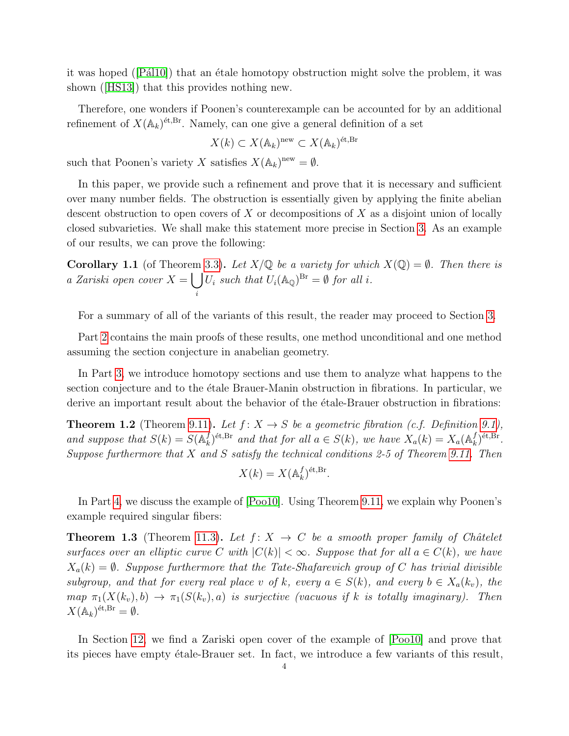it was hoped ([Pál10]) that an étale homotopy obstruction might solve the problem, it was shown ([HS13]) that this provides nothing new.

Therefore, one wonders if Poonen's counterexample can be accounted for by an additional refinement of $X(\mathbb{A}_k)^{\text{ét,Br}}$. Namely, can one give a general definition of a set

$$X(k) \subset X(\mathbb{A}_k)^{\text{new}} \subset X(\mathbb{A}_k)^{\text{ét,Br}}$$

such that Poonen's variety $X$ satisfies $X(\mathbb{A}_k)^{\text{new}} = \emptyset$.

In this paper, we provide such a refinement and prove that it is necessary and sufficient over many number fields. The obstruction is essentially given by applying the finite abelian descent obstruction to open covers of $X$ or decompositions of $X$ as a disjoint union of locally closed subvarieties. We shall make this statement more precise in Section 3. As an example of our results, we can prove the following:

**Corollary 1.1** (of Theorem 3.3)**.** *Let $X/\mathbb{Q}$ be a variety for which $X(\mathbb{Q}) = \emptyset$. Then there is a Zariski open cover $X = \bigcup_i U_i$ such that $U_i(\mathbb{A}_\mathbb{Q})^{\text{Br}} = \emptyset$ for all $i$.*

For a summary of all of the variants of this result, the reader may proceed to Section 3.

Part 2 contains the main proofs of these results, one method unconditional and one method assuming the section conjecture in anabelian geometry.

In Part 3, we introduce homotopy sections and use them to analyze what happens to the section conjecture and to the étale Brauer-Manin obstruction in fibrations. In particular, we derive an important result about the behavior of the étale-Brauer obstruction in fibrations:

**Theorem 1.2** (Theorem 9.11)**.** *Let $f\colon X \to S$ be a geometric fibration (c.f. Definition 9.1), and suppose that $S(k) = S(\mathbb{A}_k^f)^{\text{ét,Br}}$ and that for all $a \in S(k)$, we have $X_a(k) = X_a(\mathbb{A}_k^f)^{\text{ét,Br}}$. Suppose furthermore that $X$ and $S$ satisfy the technical conditions 2-5 of Theorem 9.11. Then*

$$X(k) = X(\mathbb{A}_k^f)^{\text{ét,Br}}.$$

In Part 4, we discuss the example of [Poo10]. Using Theorem 9.11, we explain why Poonen's example required singular fibers:

**Theorem 1.3** (Theorem 11.3)**.** *Let $f\colon X \to C$ be a smooth proper family of Châtelet surfaces over an elliptic curve $C$ with $|C(k)| < \infty$. Suppose that for all $a \in C(k)$, we have $X_a(k) = \emptyset$. Suppose furthermore that the Tate-Shafarevich group of $C$ has trivial divisible subgroup, and that for every real place $v$ of $k$, every $a \in S(k)$, and every $b \in X_a(k_v)$, the map $\pi_1(X(k_v), b) \to \pi_1(S(k_v), a)$ is surjective (vacuous if $k$ is totally imaginary). Then $X(\mathbb{A}_k)^{\text{ét,Br}} = \emptyset$.*

In Section 12, we find a Zariski open cover of the example of [Poo10] and prove that its pieces have empty étale-Brauer set. In fact, we introduce a few variants of this result,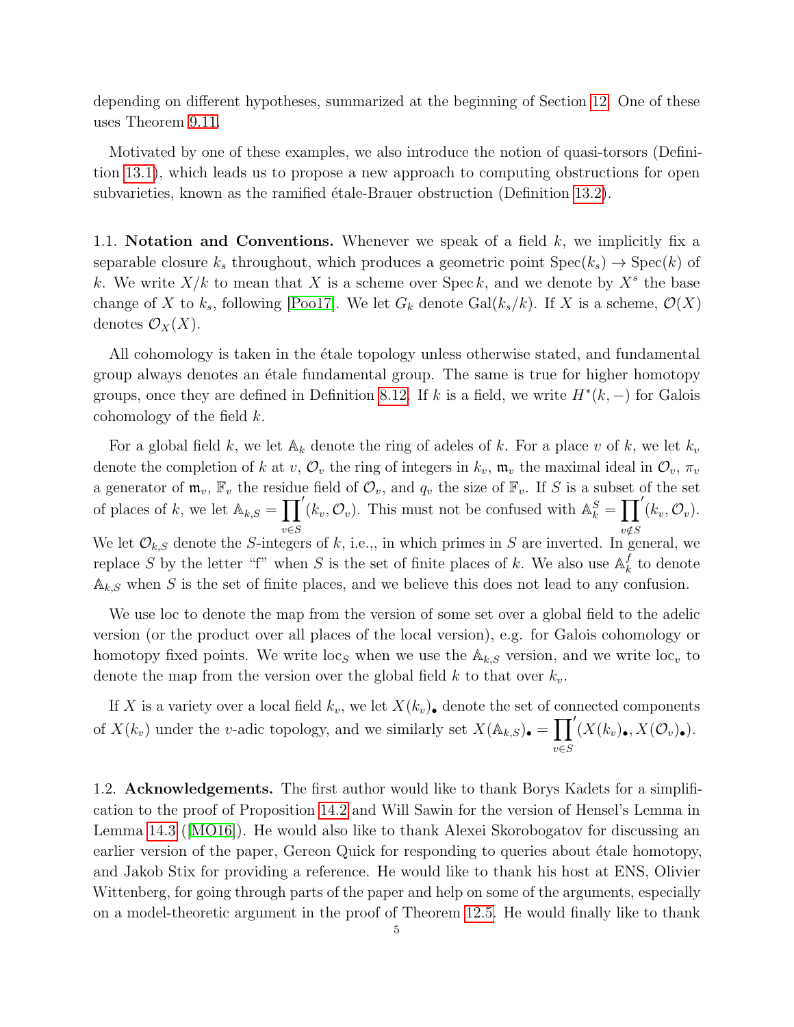depending on different hypotheses, summarized at the beginning of Section 12. One of these uses Theorem 9.11.

Motivated by one of these examples, we also introduce the notion of quasi-torsors (Definition 13.1), which leads us to propose a new approach to computing obstructions for open subvarieties, known as the ramified étale-Brauer obstruction (Definition 13.2).

1.1. **Notation and Conventions.** Whenever we speak of a field $k$, we implicitly fix a separable closure $k_s$ throughout, which produces a geometric point $\mathrm{Spec}(k_s) \to \mathrm{Spec}(k)$ of $k$. We write $X/k$ to mean that $X$ is a scheme over $\mathrm{Spec}\, k$, and we denote by $X^s$ the base change of $X$ to $k_s$, following [Poo17]. We let $G_k$ denote $\mathrm{Gal}(k_s/k)$. If $X$ is a scheme, $\mathcal{O}(X)$ denotes $\mathcal{O}_X(X)$.

All cohomology is taken in the étale topology unless otherwise stated, and fundamental group always denotes an étale fundamental group. The same is true for higher homotopy groups, once they are defined in Definition 8.12. If $k$ is a field, we write $H^*(k, -)$ for Galois cohomology of the field $k$.

For a global field $k$, we let $\mathbb{A}_k$ denote the ring of adeles of $k$. For a place $v$ of $k$, we let $k_v$ denote the completion of $k$ at $v$, $\mathcal{O}_v$ the ring of integers in $k_v$, $\mathfrak{m}_v$ the maximal ideal in $\mathcal{O}_v$, $\pi_v$ a generator of $\mathfrak{m}_v$, $\mathbb{F}_v$ the residue field of $\mathcal{O}_v$, and $q_v$ the size of $\mathbb{F}_v$. If $S$ is a subset of the set of places of $k$, we let $\mathbb{A}_{k,S} = \prod_{v \in S}' (k_v, \mathcal{O}_v)$. This must not be confused with $\mathbb{A}_k^S = \prod_{v \notin S}' (k_v, \mathcal{O}_v)$. We let $\mathcal{O}_{k,S}$ denote the $S$-integers of $k$, i.e.,, in which primes in $S$ are inverted. In general, we replace $S$ by the letter "f" when $S$ is the set of finite places of $k$. We also use $\mathbb{A}_k^f$ to denote $\mathbb{A}_{k,S}$ when $S$ is the set of finite places, and we believe this does not lead to any confusion.

We use loc to denote the map from the version of some set over a global field to the adelic version (or the product over all places of the local version), e.g. for Galois cohomology or homotopy fixed points. We write $\mathrm{loc}_S$ when we use the $\mathbb{A}_{k,S}$ version, and we write $\mathrm{loc}_v$ to denote the map from the version over the global field $k$ to that over $k_v$.

If $X$ is a variety over a local field $k_v$, we let $X(k_v)_\bullet$ denote the set of connected components of $X(k_v)$ under the $v$-adic topology, and we similarly set $X(\mathbb{A}_{k,S})_\bullet = \prod_{v \in S}' (X(k_v)_\bullet, X(\mathcal{O}_v)_\bullet)$.

1.2. **Acknowledgements.** The first author would like to thank Borys Kadets for a simplification to the proof of Proposition 14.2 and Will Sawin for the version of Hensel's Lemma in Lemma 14.3 ([MO16]). He would also like to thank Alexei Skorobogatov for discussing an earlier version of the paper, Gereon Quick for responding to queries about étale homotopy, and Jakob Stix for providing a reference. He would like to thank his host at ENS, Olivier Wittenberg, for going through parts of the paper and help on some of the arguments, especially on a model-theoretic argument in the proof of Theorem 12.5. He would finally like to thank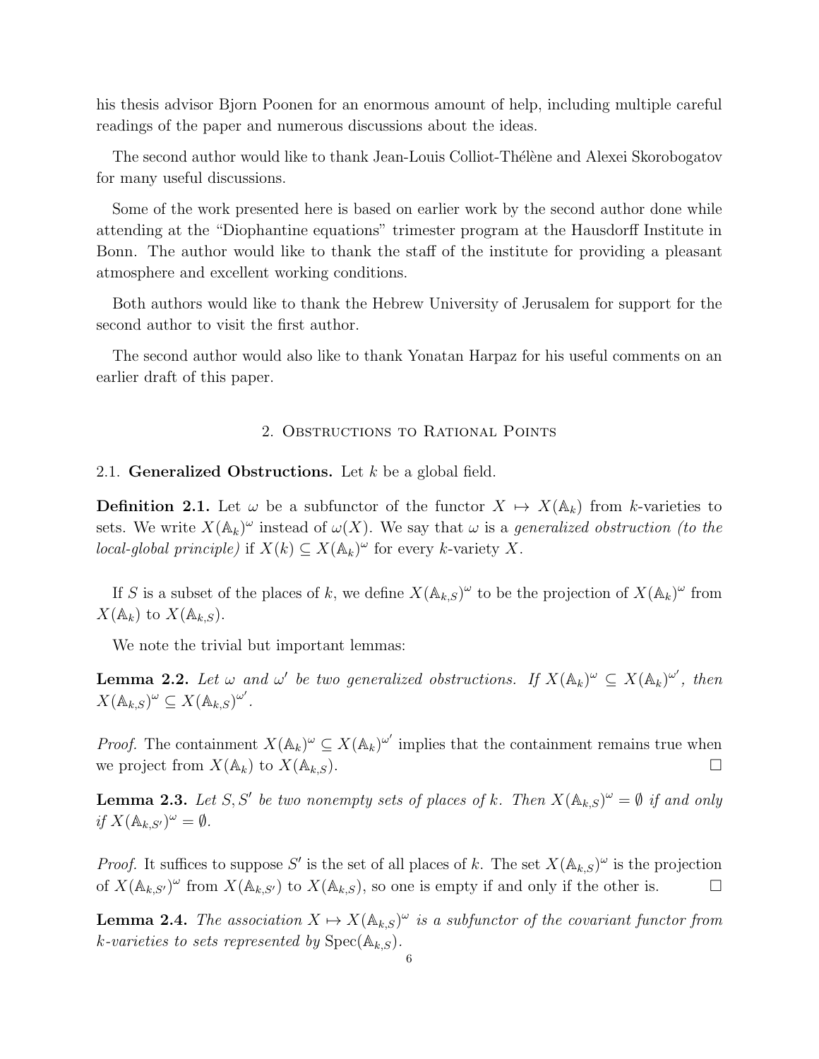his thesis advisor Bjorn Poonen for an enormous amount of help, including multiple careful readings of the paper and numerous discussions about the ideas.

The second author would like to thank Jean-Louis Colliot-Thélène and Alexei Skorobogatov for many useful discussions.

Some of the work presented here is based on earlier work by the second author done while attending at the "Diophantine equations" trimester program at the Hausdorff Institute in Bonn. The author would like to thank the staff of the institute for providing a pleasant atmosphere and excellent working conditions.

Both authors would like to thank the Hebrew University of Jerusalem for support for the second author to visit the first author.

The second author would also like to thank Yonatan Harpaz for his useful comments on an earlier draft of this paper.

## 2. Obstructions to Rational Points

### 2.1. Generalized Obstructions.

Let $k$ be a global field.

**Definition 2.1.** Let $\omega$ be a subfunctor of the functor $X \mapsto X(\mathbb{A}_k)$ from $k$-varieties to sets. We write $X(\mathbb{A}_k)^\omega$ instead of $\omega(X)$. We say that $\omega$ is a *generalized obstruction (to the local-global principle)* if $X(k) \subseteq X(\mathbb{A}_k)^\omega$ for every $k$-variety $X$.

If $S$ is a subset of the places of $k$, we define $X(\mathbb{A}_{k,S})^\omega$ to be the projection of $X(\mathbb{A}_k)^\omega$ from $X(\mathbb{A}_k)$ to $X(\mathbb{A}_{k,S})$.

We note the trivial but important lemmas:

**Lemma 2.2.** *Let $\omega$ and $\omega'$ be two generalized obstructions. If $X(\mathbb{A}_k)^\omega \subseteq X(\mathbb{A}_k)^{\omega'}$, then $X(\mathbb{A}_{k,S})^\omega \subseteq X(\mathbb{A}_{k,S})^{\omega'}$.*

*Proof.* The containment $X(\mathbb{A}_k)^\omega \subseteq X(\mathbb{A}_k)^{\omega'}$ implies that the containment remains true when we project from $X(\mathbb{A}_k)$ to $X(\mathbb{A}_{k,S})$. □

**Lemma 2.3.** *Let $S, S'$ be two nonempty sets of places of $k$. Then $X(\mathbb{A}_{k,S})^\omega = \emptyset$ if and only if $X(\mathbb{A}_{k,S'})^\omega = \emptyset$.*

*Proof.* It suffices to suppose $S'$ is the set of all places of $k$. The set $X(\mathbb{A}_{k,S})^\omega$ is the projection of $X(\mathbb{A}_{k,S'})^\omega$ from $X(\mathbb{A}_{k,S'})$ to $X(\mathbb{A}_{k,S})$, so one is empty if and only if the other is. □

**Lemma 2.4.** *The association $X \mapsto X(\mathbb{A}_{k,S})^\omega$ is a subfunctor of the covariant functor from $k$-varieties to sets represented by $\operatorname{Spec}(\mathbb{A}_{k,S})$.*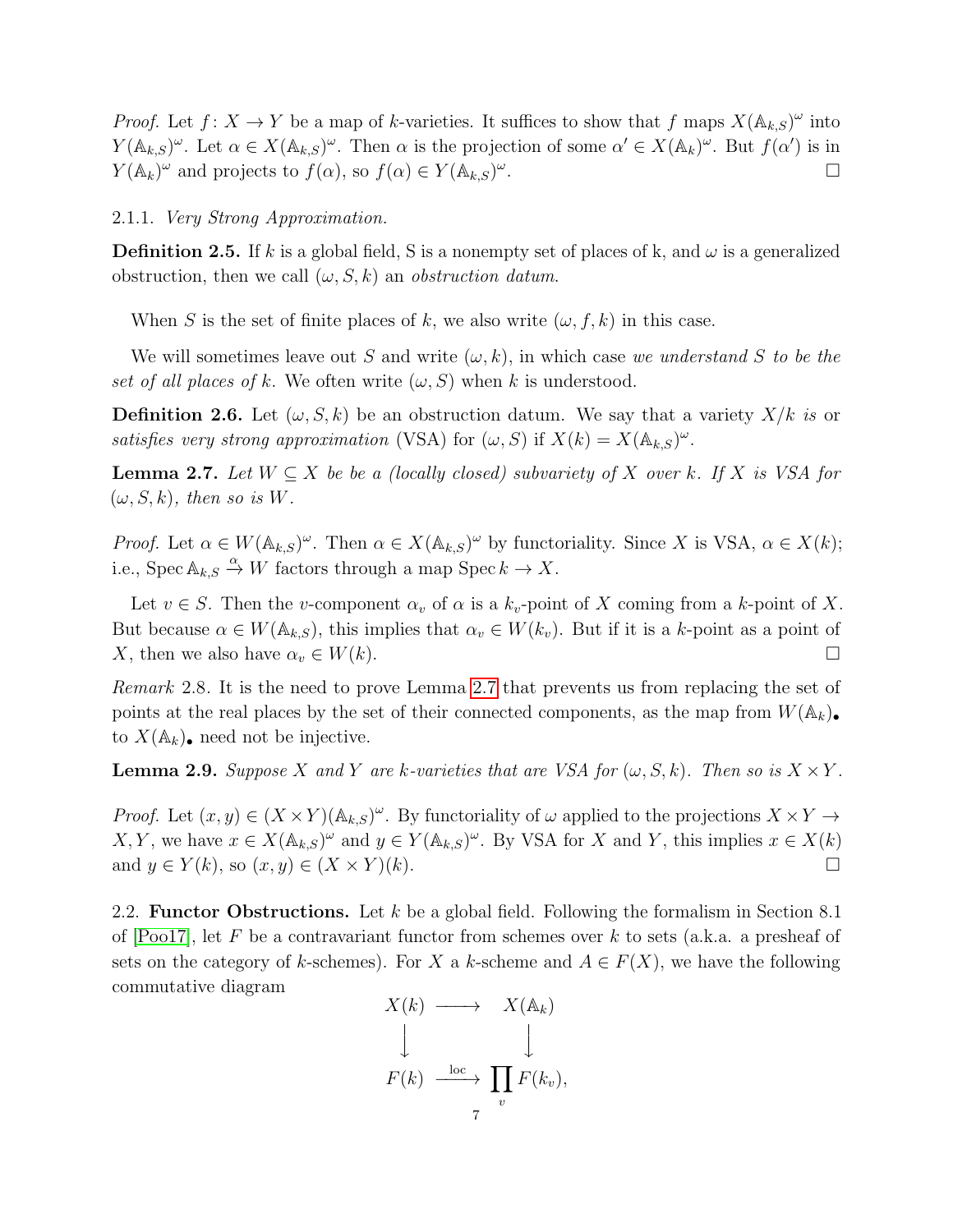*Proof.* Let $f\colon X \to Y$ be a map of $k$-varieties. It suffices to show that $f$ maps $X(\mathbb{A}_{k,S})^\omega$ into $Y(\mathbb{A}_{k,S})^\omega$. Let $\alpha \in X(\mathbb{A}_{k,S})^\omega$. Then $\alpha$ is the projection of some $\alpha' \in X(\mathbb{A}_k)^\omega$. But $f(\alpha')$ is in $Y(\mathbb{A}_k)^\omega$ and projects to $f(\alpha)$, so $f(\alpha) \in Y(\mathbb{A}_{k,S})^\omega$. □

2.1.1. *Very Strong Approximation.*

**Definition 2.5.** If $k$ is a global field, S is a nonempty set of places of k, and $\omega$ is a generalized obstruction, then we call $(\omega, S, k)$ an *obstruction datum*.

When $S$ is the set of finite places of $k$, we also write $(\omega, f, k)$ in this case.

We will sometimes leave out $S$ and write $(\omega, k)$, in which case *we understand $S$ to be the set of all places of $k$*. We often write $(\omega, S)$ when $k$ is understood.

**Definition 2.6.** Let $(\omega, S, k)$ be an obstruction datum. We say that a variety $X/k$ *is* or *satisfies very strong approximation* (VSA) for $(\omega, S)$ if $X(k) = X(\mathbb{A}_{k,S})^\omega$.

**Lemma 2.7.** *Let $W \subseteq X$ be be a (locally closed) subvariety of $X$ over $k$. If $X$ is VSA for $(\omega, S, k)$, then so is $W$.*

*Proof.* Let $\alpha \in W(\mathbb{A}_{k,S})^\omega$. Then $\alpha \in X(\mathbb{A}_{k,S})^\omega$ by functoriality. Since $X$ is VSA, $\alpha \in X(k)$; i.e., $\operatorname{Spec} \mathbb{A}_{k,S} \xrightarrow{\alpha} W$ factors through a map $\operatorname{Spec} k \to X$.

Let $v \in S$. Then the $v$-component $\alpha_v$ of $\alpha$ is a $k_v$-point of $X$ coming from a $k$-point of $X$. But because $\alpha \in W(\mathbb{A}_{k,S})$, this implies that $\alpha_v \in W(k_v)$. But if it is a $k$-point as a point of $X$, then we also have $\alpha_v \in W(k)$. □

*Remark* 2.8. It is the need to prove Lemma 2.7 that prevents us from replacing the set of points at the real places by the set of their connected components, as the map from $W(\mathbb{A}_k)_\bullet$ to $X(\mathbb{A}_k)_\bullet$ need not be injective.

**Lemma 2.9.** *Suppose $X$ and $Y$ are $k$-varieties that are VSA for $(\omega, S, k)$. Then so is $X \times Y$.*

*Proof.* Let $(x, y) \in (X \times Y)(\mathbb{A}_{k,S})^\omega$. By functoriality of $\omega$ applied to the projections $X \times Y \to X, Y$, we have $x \in X(\mathbb{A}_{k,S})^\omega$ and $y \in Y(\mathbb{A}_{k,S})^\omega$. By VSA for $X$ and $Y$, this implies $x \in X(k)$ and $y \in Y(k)$, so $(x, y) \in (X \times Y)(k)$. □

2.2. **Functor Obstructions.** Let $k$ be a global field. Following the formalism in Section 8.1 of [Poo17], let $F$ be a contravariant functor from schemes over $k$ to sets (a.k.a. a presheaf of sets on the category of $k$-schemes). For $X$ a $k$-scheme and $A \in F(X)$, we have the following commutative diagram

$$\begin{array}{ccc} X(k) & \longrightarrow & X(\mathbb{A}_k) \\ \big\downarrow & & \big\downarrow \\ F(k) & \xrightarrow{\text{loc}} & \prod_v F(k_v), \end{array}$$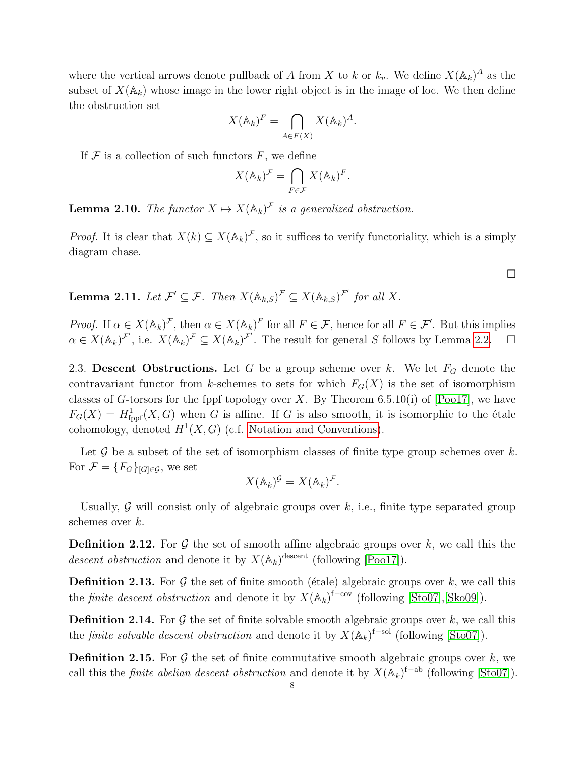where the vertical arrows denote pullback of $A$ from $X$ to $k$ or $k_v$. We define $X(\mathbb{A}_k)^A$ as the subset of $X(\mathbb{A}_k)$ whose image in the lower right object is in the image of loc. We then define the obstruction set

$$X(\mathbb{A}_k)^F = \bigcap_{A \in F(X)} X(\mathbb{A}_k)^A.$$

If $\mathcal{F}$ is a collection of such functors $F$, we define

$$X(\mathbb{A}_k)^{\mathcal{F}} = \bigcap_{F \in \mathcal{F}} X(\mathbb{A}_k)^F.$$

**Lemma 2.10.** *The functor $X \mapsto X(\mathbb{A}_k)^{\mathcal{F}}$ is a generalized obstruction.*

*Proof.* It is clear that $X(k) \subseteq X(\mathbb{A}_k)^{\mathcal{F}}$, so it suffices to verify functoriality, which is a simply diagram chase. $\square$

**Lemma 2.11.** *Let $\mathcal{F}' \subseteq \mathcal{F}$. Then $X(\mathbb{A}_{k,S})^{\mathcal{F}} \subseteq X(\mathbb{A}_{k,S})^{\mathcal{F}'}$ for all $X$.*

*Proof.* If $\alpha \in X(\mathbb{A}_k)^{\mathcal{F}}$, then $\alpha \in X(\mathbb{A}_k)^F$ for all $F \in \mathcal{F}$, hence for all $F \in \mathcal{F}'$. But this implies $\alpha \in X(\mathbb{A}_k)^{\mathcal{F}'}$, i.e. $X(\mathbb{A}_k)^{\mathcal{F}} \subseteq X(\mathbb{A}_k)^{\mathcal{F}'}$. The result for general $S$ follows by Lemma 2.2. $\square$

2.3. **Descent Obstructions.** Let $G$ be a group scheme over $k$. We let $F_G$ denote the contravariant functor from $k$-schemes to sets for which $F_G(X)$ is the set of isomorphism classes of $G$-torsors for the fppf topology over $X$. By Theorem 6.5.10(i) of [Poo17], we have $F_G(X) = H^1_{\text{fppf}}(X, G)$ when $G$ is affine. If $G$ is also smooth, it is isomorphic to the étale cohomology, denoted $H^1(X, G)$ (c.f. Notation and Conventions).

Let $\mathcal{G}$ be a subset of the set of isomorphism classes of finite type group schemes over $k$. For $\mathcal{F} = \{F_G\}_{[G] \in \mathcal{G}}$, we set

$$X(\mathbb{A}_k)^{\mathcal{G}} = X(\mathbb{A}_k)^{\mathcal{F}}.$$

Usually, $\mathcal{G}$ will consist only of algebraic groups over $k$, i.e., finite type separated group schemes over $k$.

**Definition 2.12.** For $\mathcal{G}$ the set of smooth affine algebraic groups over $k$, we call this the *descent obstruction* and denote it by $X(\mathbb{A}_k)^{\text{descent}}$ (following [Poo17]).

**Definition 2.13.** For $\mathcal{G}$ the set of finite smooth (étale) algebraic groups over $k$, we call this the *finite descent obstruction* and denote it by $X(\mathbb{A}_k)^{\text{f-cov}}$ (following [Sto07],[Sko09]).

**Definition 2.14.** For $\mathcal{G}$ the set of finite solvable smooth algebraic groups over $k$, we call this the *finite solvable descent obstruction* and denote it by $X(\mathbb{A}_k)^{\text{f-sol}}$ (following [Sto07]).

**Definition 2.15.** For $\mathcal{G}$ the set of finite commutative smooth algebraic groups over $k$, we call this the *finite abelian descent obstruction* and denote it by $X(\mathbb{A}_k)^{\text{f-ab}}$ (following [Sto07]).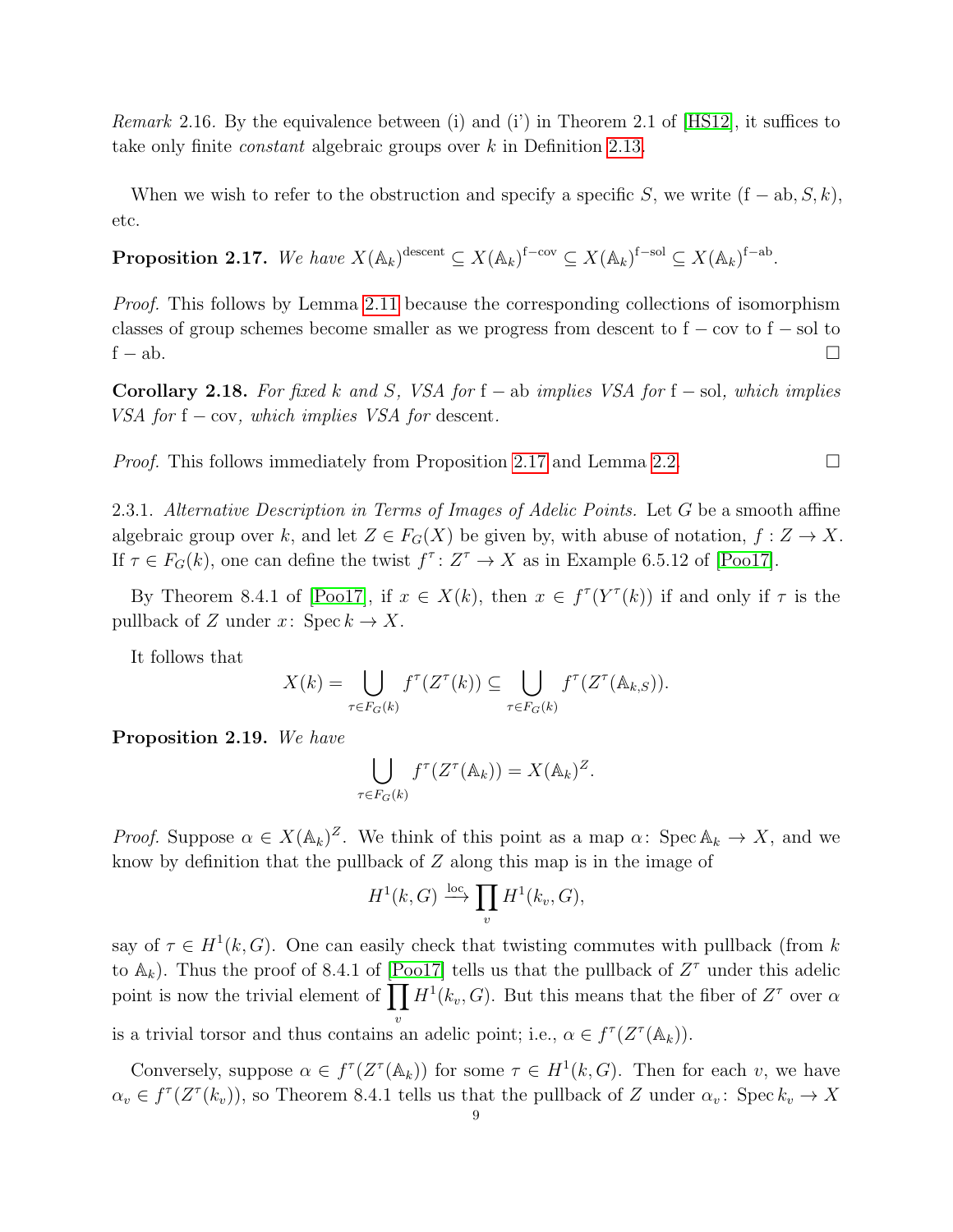*Remark* 2.16. By the equivalence between (i) and (i') in Theorem 2.1 of [HS12], it suffices to take only finite *constant* algebraic groups over $k$ in Definition 2.13.

When we wish to refer to the obstruction and specify a specific $S$, we write $(\mathrm{f}-\mathrm{ab}, S, k)$, etc.

**Proposition 2.17.** *We have* $X(\mathbb{A}_k)^{\mathrm{descent}} \subseteq X(\mathbb{A}_k)^{\mathrm{f-cov}} \subseteq X(\mathbb{A}_k)^{\mathrm{f-sol}} \subseteq X(\mathbb{A}_k)^{\mathrm{f-ab}}$.

*Proof.* This follows by Lemma 2.11 because the corresponding collections of isomorphism classes of group schemes become smaller as we progress from descent to $\mathrm{f}-\mathrm{cov}$ to $\mathrm{f}-\mathrm{sol}$ to $\mathrm{f}-\mathrm{ab}$. □

**Corollary 2.18.** *For fixed $k$ and $S$, VSA for* $\mathrm{f}-\mathrm{ab}$ *implies VSA for* $\mathrm{f}-\mathrm{sol}$*, which implies VSA for* $\mathrm{f}-\mathrm{cov}$*, which implies VSA for* descent.

*Proof.* This follows immediately from Proposition 2.17 and Lemma 2.2. □

2.3.1. *Alternative Description in Terms of Images of Adelic Points.* Let $G$ be a smooth affine algebraic group over $k$, and let $Z \in F_G(X)$ be given by, with abuse of notation, $f : Z \to X$. If $\tau \in F_G(k)$, one can define the twist $f^\tau \colon Z^\tau \to X$ as in Example 6.5.12 of [Poo17].

By Theorem 8.4.1 of [Poo17], if $x \in X(k)$, then $x \in f^\tau(Y^\tau(k))$ if and only if $\tau$ is the pullback of $Z$ under $x \colon \operatorname{Spec} k \to X$.

It follows that

$$X(k) = \bigcup_{\tau \in F_G(k)} f^\tau(Z^\tau(k)) \subseteq \bigcup_{\tau \in F_G(k)} f^\tau(Z^\tau(\mathbb{A}_{k,S})).$$

**Proposition 2.19.** *We have*

$$\bigcup_{\tau \in F_G(k)} f^\tau(Z^\tau(\mathbb{A}_k)) = X(\mathbb{A}_k)^Z.$$

*Proof.* Suppose $\alpha \in X(\mathbb{A}_k)^Z$. We think of this point as a map $\alpha \colon \operatorname{Spec} \mathbb{A}_k \to X$, and we know by definition that the pullback of $Z$ along this map is in the image of

$$H^1(k, G) \xrightarrow{\mathrm{loc}} \prod_v H^1(k_v, G),$$

say of $\tau \in H^1(k, G)$. One can easily check that twisting commutes with pullback (from $k$ to $\mathbb{A}_k$). Thus the proof of 8.4.1 of [Poo17] tells us that the pullback of $Z^\tau$ under this adelic point is now the trivial element of $\prod_v H^1(k_v, G)$. But this means that the fiber of $Z^\tau$ over $\alpha$ is a trivial torsor and thus contains an adelic point; i.e., $\alpha \in f^\tau(Z^\tau(\mathbb{A}_k))$.

Conversely, suppose $\alpha \in f^\tau(Z^\tau(\mathbb{A}_k))$ for some $\tau \in H^1(k, G)$. Then for each $v$, we have $\alpha_v \in f^\tau(Z^\tau(k_v))$, so Theorem 8.4.1 tells us that the pullback of $Z$ under $\alpha_v \colon \operatorname{Spec} k_v \to X$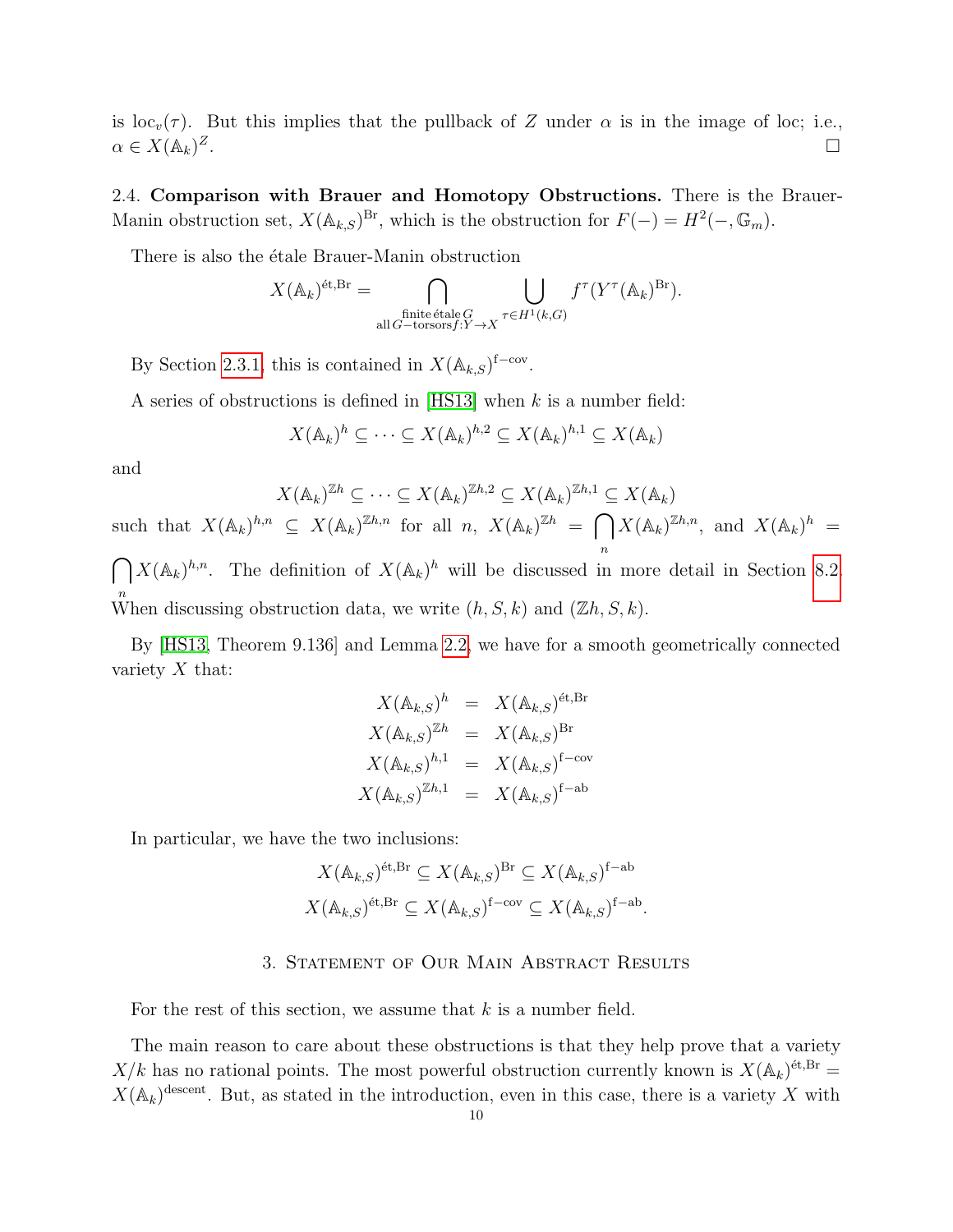is $\mathrm{loc}_v(\tau)$. But this implies that the pullback of $Z$ under $\alpha$ is in the image of loc; i.e., $\alpha \in X(\mathbb{A}_k)^Z$. $\square$

**2.4. Comparison with Brauer and Homotopy Obstructions.** There is the Brauer-Manin obstruction set, $X(\mathbb{A}_{k,S})^{\mathrm{Br}}$, which is the obstruction for $F(-) = H^2(-, \mathbb{G}_m)$.

There is also the étale Brauer-Manin obstruction

$$X(\mathbb{A}_k)^{\text{ét,Br}} = \bigcap_{\substack{\text{finite étale } G \\ \text{all } G\text{-torsors} f: Y \to X}} \bigcup_{\tau \in H^1(k,G)} f^\tau(Y^\tau(\mathbb{A}_k)^{\mathrm{Br}}).$$

By Section 2.3.1, this is contained in $X(\mathbb{A}_{k,S})^{\mathrm{f-cov}}$.

A series of obstructions is defined in [HS13] when $k$ is a number field:

$$X(\mathbb{A}_k)^h \subseteq \cdots \subseteq X(\mathbb{A}_k)^{h,2} \subseteq X(\mathbb{A}_k)^{h,1} \subseteq X(\mathbb{A}_k)$$

and

$$X(\mathbb{A}_k)^{\mathbb{Z}h} \subseteq \cdots \subseteq X(\mathbb{A}_k)^{\mathbb{Z}h,2} \subseteq X(\mathbb{A}_k)^{\mathbb{Z}h,1} \subseteq X(\mathbb{A}_k)$$

such that $X(\mathbb{A}_k)^{h,n} \subseteq X(\mathbb{A}_k)^{\mathbb{Z}h,n}$ for all $n$, $X(\mathbb{A}_k)^{\mathbb{Z}h} = \bigcap_n X(\mathbb{A}_k)^{\mathbb{Z}h,n}$, and $X(\mathbb{A}_k)^h = \bigcap_n X(\mathbb{A}_k)^{h,n}$. The definition of $X(\mathbb{A}_k)^h$ will be discussed in more detail in Section 8.2. When discussing obstruction data, we write $(h, S, k)$ and $(\mathbb{Z}h, S, k)$.

By [HS13, Theorem 9.136] and Lemma 2.2, we have for a smooth geometrically connected variety $X$ that:

$$\begin{aligned}
X(\mathbb{A}_{k,S})^h &= X(\mathbb{A}_{k,S})^{\text{ét,Br}} \\
X(\mathbb{A}_{k,S})^{\mathbb{Z}h} &= X(\mathbb{A}_{k,S})^{\mathrm{Br}} \\
X(\mathbb{A}_{k,S})^{h,1} &= X(\mathbb{A}_{k,S})^{\mathrm{f-cov}} \\
X(\mathbb{A}_{k,S})^{\mathbb{Z}h,1} &= X(\mathbb{A}_{k,S})^{\mathrm{f-ab}}
\end{aligned}$$

In particular, we have the two inclusions:

$$X(\mathbb{A}_{k,S})^{\text{ét,Br}} \subseteq X(\mathbb{A}_{k,S})^{\mathrm{Br}} \subseteq X(\mathbb{A}_{k,S})^{\mathrm{f-ab}}$$
$$X(\mathbb{A}_{k,S})^{\text{ét,Br}} \subseteq X(\mathbb{A}_{k,S})^{\mathrm{f-cov}} \subseteq X(\mathbb{A}_{k,S})^{\mathrm{f-ab}}.$$

## 3. Statement of Our Main Abstract Results

For the rest of this section, we assume that $k$ is a number field.

The main reason to care about these obstructions is that they help prove that a variety $X/k$ has no rational points. The most powerful obstruction currently known is $X(\mathbb{A}_k)^{\text{ét,Br}} = X(\mathbb{A}_k)^{\mathrm{descent}}$. But, as stated in the introduction, even in this case, there is a variety $X$ with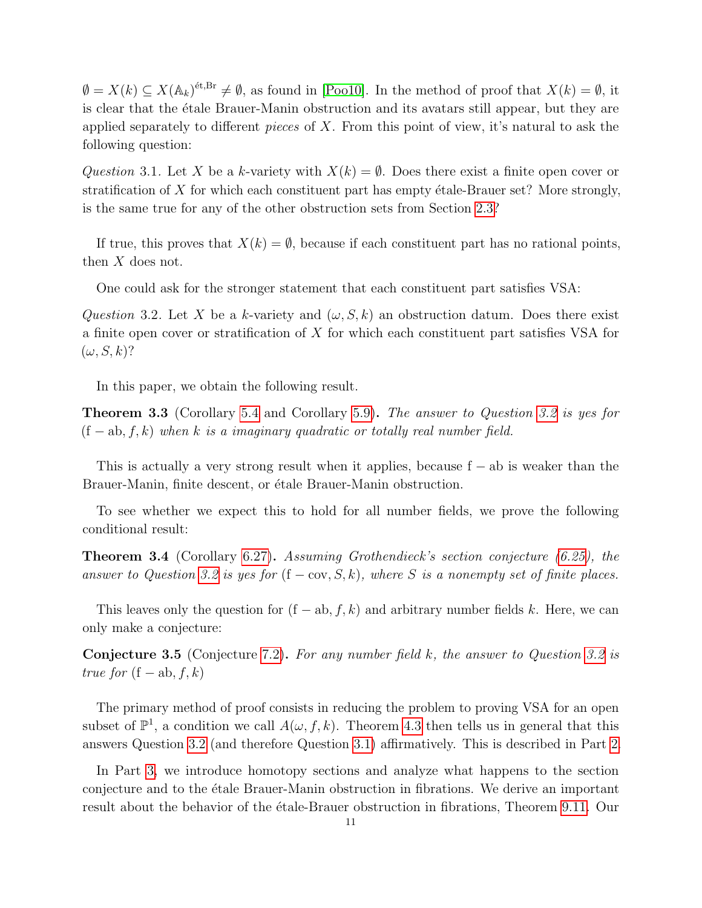$\emptyset = X(k) \subseteq X(\mathbb{A}_k)^{\text{ét,Br}} \neq \emptyset$, as found in [Poo10]. In the method of proof that $X(k) = \emptyset$, it is clear that the étale Brauer-Manin obstruction and its avatars still appear, but they are applied separately to different *pieces* of $X$. From this point of view, it's natural to ask the following question:

*Question* 3.1. Let $X$ be a $k$-variety with $X(k) = \emptyset$. Does there exist a finite open cover or stratification of $X$ for which each constituent part has empty étale-Brauer set? More strongly, is the same true for any of the other obstruction sets from Section 2.3?

If true, this proves that $X(k) = \emptyset$, because if each constituent part has no rational points, then $X$ does not.

One could ask for the stronger statement that each constituent part satisfies VSA:

*Question* 3.2. Let $X$ be a $k$-variety and $(\omega, S, k)$ an obstruction datum. Does there exist a finite open cover or stratification of $X$ for which each constituent part satisfies VSA for $(\omega, S, k)$?

In this paper, we obtain the following result.

**Theorem 3.3** (Corollary 5.4 and Corollary 5.9)**.** *The answer to Question 3.2 is yes for* $(\mathrm{f-ab}, f, k)$ *when* $k$ *is a imaginary quadratic or totally real number field.*

This is actually a very strong result when it applies, because $\mathrm{f-ab}$ is weaker than the Brauer-Manin, finite descent, or étale Brauer-Manin obstruction.

To see whether we expect this to hold for all number fields, we prove the following conditional result:

**Theorem 3.4** (Corollary 6.27)**.** *Assuming Grothendieck's section conjecture (6.25), the answer to Question 3.2 is yes for* $(\mathrm{f-cov}, S, k)$*, where* $S$ *is a nonempty set of finite places.*

This leaves only the question for $(\mathrm{f-ab}, f, k)$ and arbitrary number fields $k$. Here, we can only make a conjecture:

**Conjecture 3.5** (Conjecture 7.2)**.** *For any number field* $k$*, the answer to Question 3.2 is true for* $(\mathrm{f-ab}, f, k)$

The primary method of proof consists in reducing the problem to proving VSA for an open subset of $\mathbb{P}^1$, a condition we call $A(\omega, f, k)$. Theorem 4.3 then tells us in general that this answers Question 3.2 (and therefore Question 3.1) affirmatively. This is described in Part 2.

In Part 3, we introduce homotopy sections and analyze what happens to the section conjecture and to the étale Brauer-Manin obstruction in fibrations. We derive an important result about the behavior of the étale-Brauer obstruction in fibrations, Theorem 9.11. Our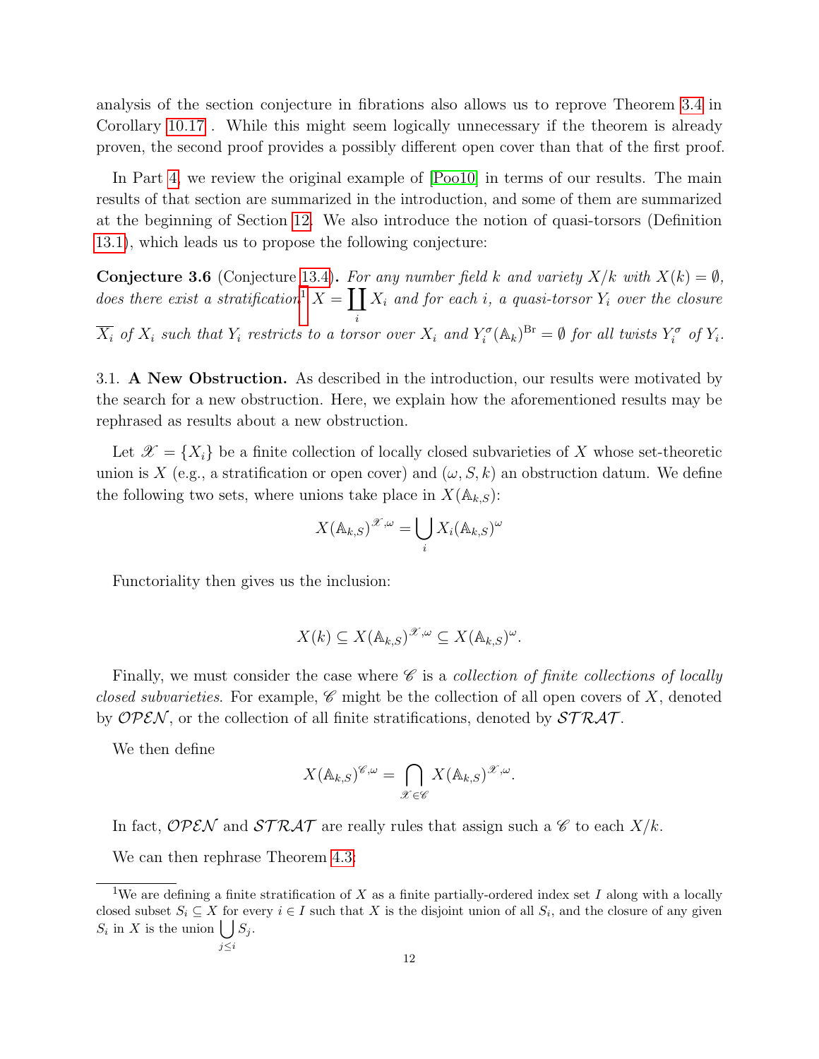analysis of the section conjecture in fibrations also allows us to reprove Theorem 3.4 in Corollary 10.17 . While this might seem logically unnecessary if the theorem is already proven, the second proof provides a possibly different open cover than that of the first proof.

In Part 4, we review the original example of [Poo10] in terms of our results. The main results of that section are summarized in the introduction, and some of them are summarized at the beginning of Section 12. We also introduce the notion of quasi-torsors (Definition 13.1), which leads us to propose the following conjecture:

**Conjecture 3.6** (Conjecture 13.4)**.** *For any number field $k$ and variety $X/k$ with $X(k) = \emptyset$, does there exist a stratification*[1] $X = \coprod_i X_i$ *and for each $i$, a quasi-torsor $Y_i$ over the closure $\overline{X_i}$ of $X_i$ such that $Y_i$ restricts to a torsor over $X_i$ and $Y_i^\sigma(\mathbb{A}_k)^{\mathrm{Br}} = \emptyset$ for all twists $Y_i^\sigma$ of $Y_i$.*

3.1. **A New Obstruction.** As described in the introduction, our results were motivated by the search for a new obstruction. Here, we explain how the aforementioned results may be rephrased as results about a new obstruction.

Let $\mathscr{X} = \{X_i\}$ be a finite collection of locally closed subvarieties of $X$ whose set-theoretic union is $X$ (e.g., a stratification or open cover) and $(\omega, S, k)$ an obstruction datum. We define the following two sets, where unions take place in $X(\mathbb{A}_{k,S})$:

$$X(\mathbb{A}_{k,S})^{\mathscr{X},\omega} = \bigcup_i X_i(\mathbb{A}_{k,S})^\omega$$

Functoriality then gives us the inclusion:

$$X(k) \subseteq X(\mathbb{A}_{k,S})^{\mathscr{X},\omega} \subseteq X(\mathbb{A}_{k,S})^\omega.$$

Finally, we must consider the case where $\mathscr{C}$ is a *collection of finite collections of locally closed subvarieties*. For example, $\mathscr{C}$ might be the collection of all open covers of $X$, denoted by $\mathcal{OPEN}$, or the collection of all finite stratifications, denoted by $\mathcal{STRAT}$.

We then define

$$X(\mathbb{A}_{k,S})^{\mathscr{C},\omega} = \bigcap_{\mathscr{X} \in \mathscr{C}} X(\mathbb{A}_{k,S})^{\mathscr{X},\omega}.$$

In fact, $\mathcal{OPEN}$ and $\mathcal{STRAT}$ are really rules that assign such a $\mathscr{C}$ to each $X/k$.

We can then rephrase Theorem 4.3:

[1] We are defining a finite stratification of $X$ as a finite partially-ordered index set $I$ along with a locally closed subset $S_i \subseteq X$ for every $i \in I$ such that $X$ is the disjoint union of all $S_i$, and the closure of any given $S_i$ in $X$ is the union $\bigcup_{j \leq i} S_j$.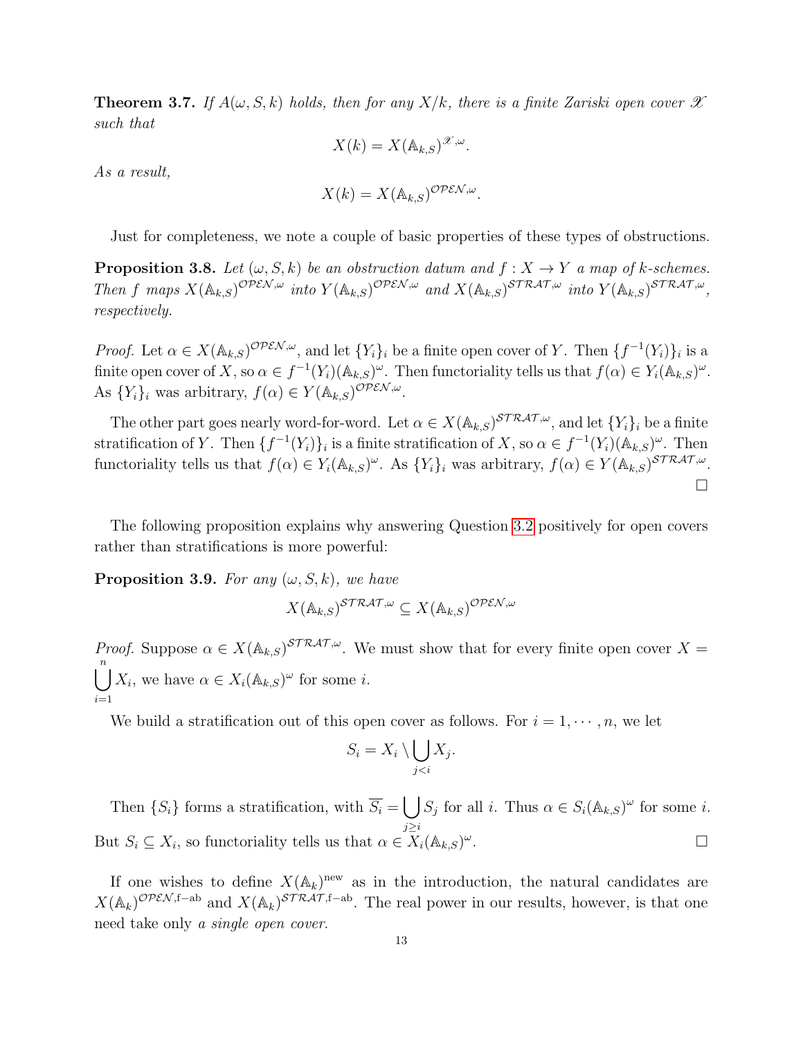**Theorem 3.7.** *If $A(\omega, S, k)$ holds, then for any $X/k$, there is a finite Zariski open cover $\mathscr{X}$ such that*

$$X(k) = X(\mathbb{A}_{k,S})^{\mathscr{X},\omega}.$$

*As a result,*

$$X(k) = X(\mathbb{A}_{k,S})^{\mathcal{OPEN},\omega}.$$

Just for completeness, we note a couple of basic properties of these types of obstructions.

**Proposition 3.8.** *Let $(\omega, S, k)$ be an obstruction datum and $f : X \to Y$ a map of $k$-schemes. Then $f$ maps $X(\mathbb{A}_{k,S})^{\mathcal{OPEN},\omega}$ into $Y(\mathbb{A}_{k,S})^{\mathcal{OPEN},\omega}$ and $X(\mathbb{A}_{k,S})^{\mathcal{STRAT},\omega}$ into $Y(\mathbb{A}_{k,S})^{\mathcal{STRAT},\omega}$, respectively.*

*Proof.* Let $\alpha \in X(\mathbb{A}_{k,S})^{\mathcal{OPEN},\omega}$, and let $\{Y_i\}_i$ be a finite open cover of $Y$. Then $\{f^{-1}(Y_i)\}_i$ is a finite open cover of $X$, so $\alpha \in f^{-1}(Y_i)(\mathbb{A}_{k,S})^{\omega}$. Then functoriality tells us that $f(\alpha) \in Y_i(\mathbb{A}_{k,S})^{\omega}$. As $\{Y_i\}_i$ was arbitrary, $f(\alpha) \in Y(\mathbb{A}_{k,S})^{\mathcal{OPEN},\omega}$.

The other part goes nearly word-for-word. Let $\alpha \in X(\mathbb{A}_{k,S})^{\mathcal{STRAT},\omega}$, and let $\{Y_i\}_i$ be a finite stratification of $Y$. Then $\{f^{-1}(Y_i)\}_i$ is a finite stratification of $X$, so $\alpha \in f^{-1}(Y_i)(\mathbb{A}_{k,S})^{\omega}$. Then functoriality tells us that $f(\alpha) \in Y_i(\mathbb{A}_{k,S})^{\omega}$. As $\{Y_i\}_i$ was arbitrary, $f(\alpha) \in Y(\mathbb{A}_{k,S})^{\mathcal{STRAT},\omega}$. □

The following proposition explains why answering Question 3.2 positively for open covers rather than stratifications is more powerful:

**Proposition 3.9.** *For any $(\omega, S, k)$, we have*

$$X(\mathbb{A}_{k,S})^{\mathcal{STRAT},\omega} \subseteq X(\mathbb{A}_{k,S})^{\mathcal{OPEN},\omega}$$

*Proof.* Suppose $\alpha \in X(\mathbb{A}_{k,S})^{\mathcal{STRAT},\omega}$. We must show that for every finite open cover $X = \bigcup_{i=1}^{n} X_i$, we have $\alpha \in X_i(\mathbb{A}_{k,S})^{\omega}$ for some $i$.

We build a stratification out of this open cover as follows. For $i = 1, \cdots, n$, we let

$$S_i = X_i \setminus \bigcup_{j<i} X_j.$$

Then $\{S_i\}$ forms a stratification, with $\overline{S_i} = \bigcup_{j \geq i} S_j$ for all $i$. Thus $\alpha \in S_i(\mathbb{A}_{k,S})^{\omega}$ for some $i$. But $S_i \subseteq X_i$, so functoriality tells us that $\alpha \in X_i(\mathbb{A}_{k,S})^{\omega}$. □

If one wishes to define $X(\mathbb{A}_k)^{\text{new}}$ as in the introduction, the natural candidates are $X(\mathbb{A}_k)^{\mathcal{OPEN},\text{f-ab}}$ and $X(\mathbb{A}_k)^{\mathcal{STRAT},\text{f-ab}}$. The real power in our results, however, is that one need take only *a single open cover.*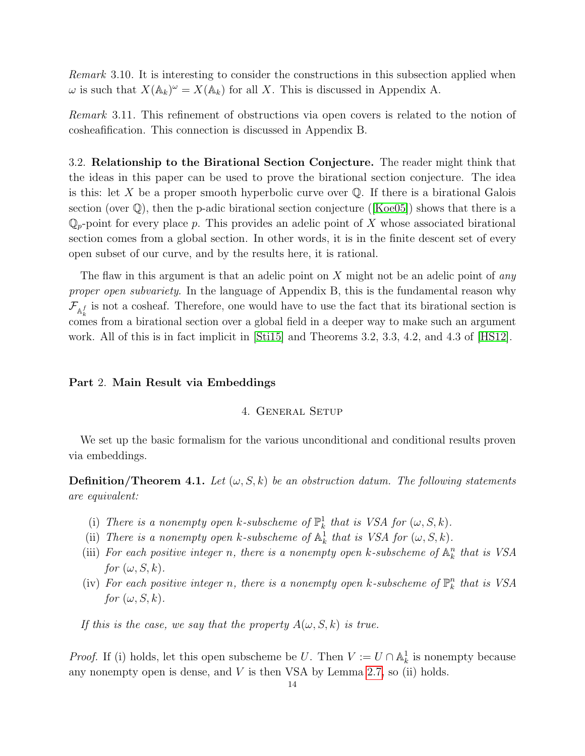*Remark* 3.10. It is interesting to consider the constructions in this subsection applied when $\omega$ is such that $X(\mathbb{A}_k)^\omega = X(\mathbb{A}_k)$ for all $X$. This is discussed in Appendix A.

*Remark* 3.11. This refinement of obstructions via open covers is related to the notion of cosheafification. This connection is discussed in Appendix B.

3.2. **Relationship to the Birational Section Conjecture.** The reader might think that the ideas in this paper can be used to prove the birational section conjecture. The idea is this: let $X$ be a proper smooth hyperbolic curve over $\mathbb{Q}$. If there is a birational Galois section (over $\mathbb{Q}$), then the p-adic birational section conjecture ([Koe05]) shows that there is a $\mathbb{Q}_p$-point for every place $p$. This provides an adelic point of $X$ whose associated birational section comes from a global section. In other words, it is in the finite descent set of every open subset of our curve, and by the results here, it is rational.

The flaw in this argument is that an adelic point on $X$ might not be an adelic point of *any proper open subvariety*. In the language of Appendix B, this is the fundamental reason why $\mathcal{F}_{\mathbb{A}_k^f}$ is not a cosheaf. Therefore, one would have to use the fact that its birational section is comes from a birational section over a global field in a deeper way to make such an argument work. All of this is in fact implicit in [Sti15] and Theorems 3.2, 3.3, 4.2, and 4.3 of [HS12].

# Part 2. Main Result via Embeddings

## 4. General Setup

We set up the basic formalism for the various unconditional and conditional results proven via embeddings.

**Definition/Theorem 4.1.** *Let $(\omega, S, k)$ be an obstruction datum. The following statements are equivalent:*

- (i) *There is a nonempty open $k$-subscheme of $\mathbb{P}^1_k$ that is VSA for $(\omega, S, k)$.*
- (ii) *There is a nonempty open $k$-subscheme of $\mathbb{A}^1_k$ that is VSA for $(\omega, S, k)$.*
- (iii) *For each positive integer $n$, there is a nonempty open $k$-subscheme of $\mathbb{A}^n_k$ that is VSA for $(\omega, S, k)$.*
- (iv) *For each positive integer $n$, there is a nonempty open $k$-subscheme of $\mathbb{P}^n_k$ that is VSA for $(\omega, S, k)$.*

*If this is the case, we say that the property $A(\omega, S, k)$ is true.*

*Proof.* If (i) holds, let this open subscheme be $U$. Then $V := U \cap \mathbb{A}^1_k$ is nonempty because any nonempty open is dense, and $V$ is then VSA by Lemma 2.7, so (ii) holds.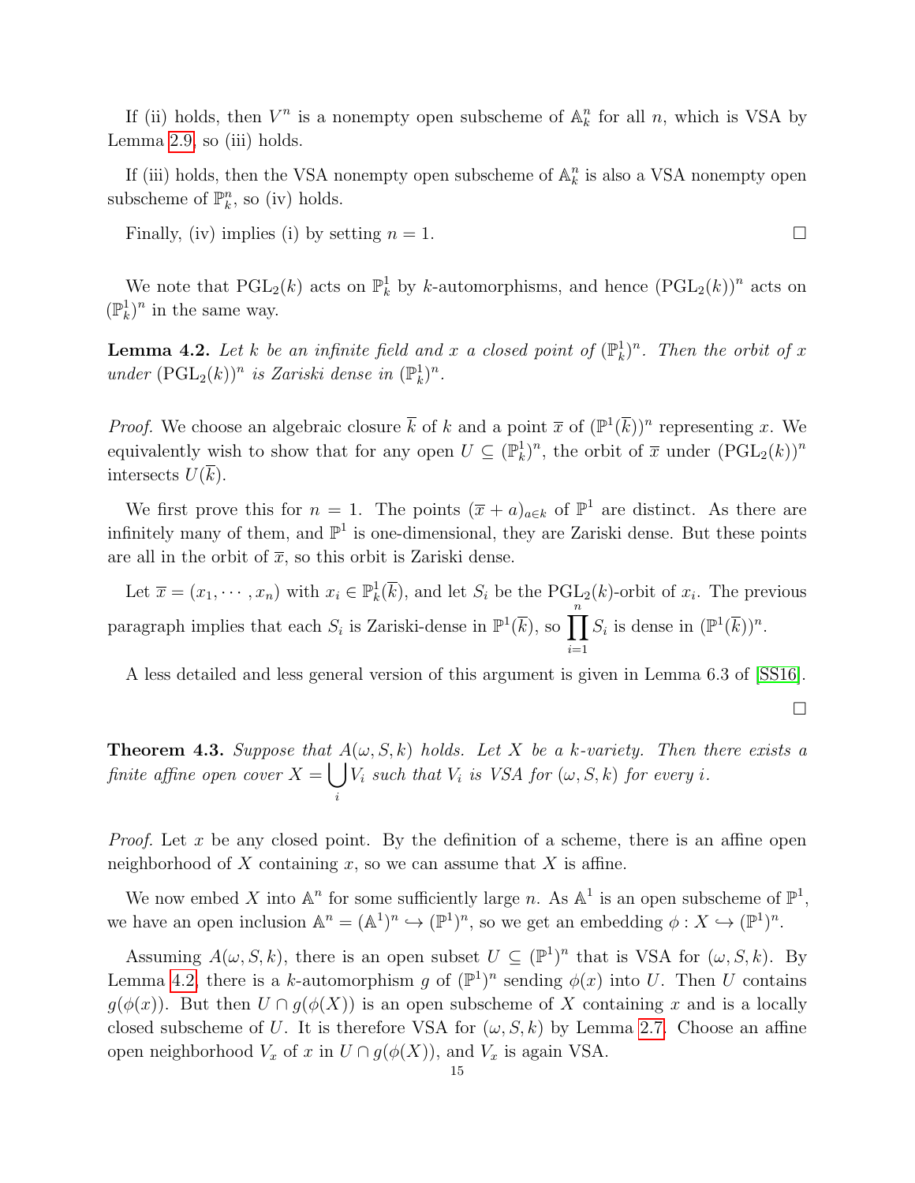If (ii) holds, then $V^n$ is a nonempty open subscheme of $\mathbb{A}^n_k$ for all $n$, which is VSA by Lemma 2.9, so (iii) holds.

If (iii) holds, then the VSA nonempty open subscheme of $\mathbb{A}^n_k$ is also a VSA nonempty open subscheme of $\mathbb{P}^n_k$, so (iv) holds.

Finally, (iv) implies (i) by setting $n = 1$. $\square$

We note that $\mathrm{PGL}_2(k)$ acts on $\mathbb{P}^1_k$ by $k$-automorphisms, and hence $(\mathrm{PGL}_2(k))^n$ acts on $(\mathbb{P}^1_k)^n$ in the same way.

**Lemma 4.2.** *Let $k$ be an infinite field and $x$ a closed point of $(\mathbb{P}^1_k)^n$. Then the orbit of $x$ under $(\mathrm{PGL}_2(k))^n$ is Zariski dense in $(\mathbb{P}^1_k)^n$.*

*Proof.* We choose an algebraic closure $\overline{k}$ of $k$ and a point $\overline{x}$ of $(\mathbb{P}^1(\overline{k}))^n$ representing $x$. We equivalently wish to show that for any open $U \subseteq (\mathbb{P}^1_k)^n$, the orbit of $\overline{x}$ under $(\mathrm{PGL}_2(k))^n$ intersects $U(\overline{k})$.

We first prove this for $n = 1$. The points $(\overline{x} + a)_{a \in k}$ of $\mathbb{P}^1$ are distinct. As there are infinitely many of them, and $\mathbb{P}^1$ is one-dimensional, they are Zariski dense. But these points are all in the orbit of $\overline{x}$, so this orbit is Zariski dense.

Let $\overline{x} = (x_1, \cdots, x_n)$ with $x_i \in \mathbb{P}^1_k(\overline{k})$, and let $S_i$ be the $\mathrm{PGL}_2(k)$-orbit of $x_i$. The previous paragraph implies that each $S_i$ is Zariski-dense in $\mathbb{P}^1(\overline{k})$, so $\prod_{i=1}^n S_i$ is dense in $(\mathbb{P}^1(\overline{k}))^n$.

A less detailed and less general version of this argument is given in Lemma 6.3 of [SS16].

$\square$

**Theorem 4.3.** *Suppose that $A(\omega, S, k)$ holds. Let $X$ be a $k$-variety. Then there exists a finite affine open cover $X = \bigcup_i V_i$ such that $V_i$ is VSA for $(\omega, S, k)$ for every $i$.*

*Proof.* Let $x$ be any closed point. By the definition of a scheme, there is an affine open neighborhood of $X$ containing $x$, so we can assume that $X$ is affine.

We now embed $X$ into $\mathbb{A}^n$ for some sufficiently large $n$. As $\mathbb{A}^1$ is an open subscheme of $\mathbb{P}^1$, we have an open inclusion $\mathbb{A}^n = (\mathbb{A}^1)^n \hookrightarrow (\mathbb{P}^1)^n$, so we get an embedding $\phi : X \hookrightarrow (\mathbb{P}^1)^n$.

Assuming $A(\omega, S, k)$, there is an open subset $U \subseteq (\mathbb{P}^1)^n$ that is VSA for $(\omega, S, k)$. By Lemma 4.2, there is a $k$-automorphism $g$ of $(\mathbb{P}^1)^n$ sending $\phi(x)$ into $U$. Then $U$ contains $g(\phi(x))$. But then $U \cap g(\phi(X))$ is an open subscheme of $X$ containing $x$ and is a locally closed subscheme of $U$. It is therefore VSA for $(\omega, S, k)$ by Lemma 2.7. Choose an affine open neighborhood $V_x$ of $x$ in $U \cap g(\phi(X))$, and $V_x$ is again VSA.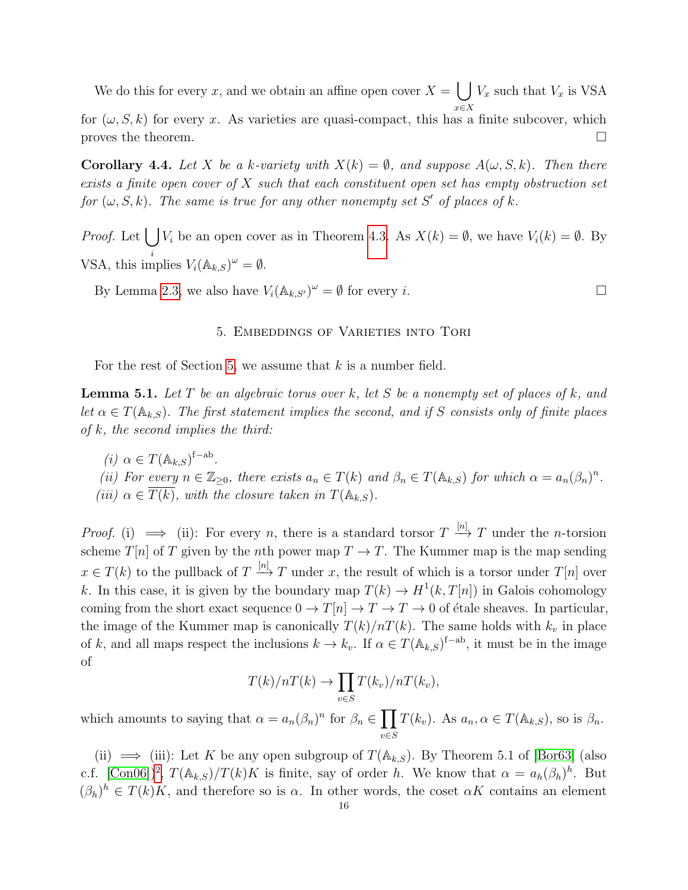We do this for every $x$, and we obtain an affine open cover $X = \bigcup_{x \in X} V_x$ such that $V_x$ is VSA for $(\omega, S, k)$ for every $x$. As varieties are quasi-compact, this has a finite subcover, which proves the theorem. □

**Corollary 4.4.** *Let $X$ be a $k$-variety with $X(k) = \emptyset$, and suppose $A(\omega, S, k)$. Then there exists a finite open cover of $X$ such that each constituent open set has empty obstruction set for $(\omega, S, k)$. The same is true for any other nonempty set $S'$ of places of $k$.*

*Proof.* Let $\bigcup_i V_i$ be an open cover as in Theorem 4.3. As $X(k) = \emptyset$, we have $V_i(k) = \emptyset$. By VSA, this implies $V_i(\mathbb{A}_{k,S})^\omega = \emptyset$.

By Lemma 2.3, we also have $V_i(\mathbb{A}_{k,S'})^\omega = \emptyset$ for every $i$. □

## 5. Embeddings of Varieties into Tori

For the rest of Section 5, we assume that $k$ is a number field.

**Lemma 5.1.** *Let $T$ be an algebraic torus over $k$, let $S$ be a nonempty set of places of $k$, and let $\alpha \in T(\mathbb{A}_{k,S})$. The first statement implies the second, and if $S$ consists only of finite places of $k$, the second implies the third:*

*(i) $\alpha \in T(\mathbb{A}_{k,S})^{\text{f-ab}}$.*
*(ii) For every $n \in \mathbb{Z}_{\geq 0}$, there exists $a_n \in T(k)$ and $\beta_n \in T(\mathbb{A}_{k,S})$ for which $\alpha = a_n(\beta_n)^n$.*
*(iii) $\alpha \in \overline{T(k)}$, with the closure taken in $T(\mathbb{A}_{k,S})$.*

*Proof.* (i) $\implies$ (ii): For every $n$, there is a standard torsor $T \xrightarrow{[n]} T$ under the $n$-torsion scheme $T[n]$ of $T$ given by the $n$th power map $T \to T$. The Kummer map is the map sending $x \in T(k)$ to the pullback of $T \xrightarrow{[n]} T$ under $x$, the result of which is a torsor under $T[n]$ over $k$. In this case, it is given by the boundary map $T(k) \to H^1(k, T[n])$ in Galois cohomology coming from the short exact sequence $0 \to T[n] \to T \to T \to 0$ of étale sheaves. In particular, the image of the Kummer map is canonically $T(k)/nT(k)$. The same holds with $k_v$ in place of $k$, and all maps respect the inclusions $k \to k_v$. If $\alpha \in T(\mathbb{A}_{k,S})^{\text{f-ab}}$, it must be in the image of

$$T(k)/nT(k) \to \prod_{v \in S} T(k_v)/nT(k_v),$$

which amounts to saying that $\alpha = a_n(\beta_n)^n$ for $\beta_n \in \prod_{v \in S} T(k_v)$. As $a_n, \alpha \in T(\mathbb{A}_{k,S})$, so is $\beta_n$.

(ii) $\implies$ (iii): Let $K$ be any open subgroup of $T(\mathbb{A}_{k,S})$. By Theorem 5.1 of [Bor63] (also c.f. [Con06])[2], $T(\mathbb{A}_{k,S})/T(k)K$ is finite, say of order $h$. We know that $\alpha = a_h(\beta_h)^h$. But $(\beta_h)^h \in T(k)K$, and therefore so is $\alpha$. In other words, the coset $\alpha K$ contains an element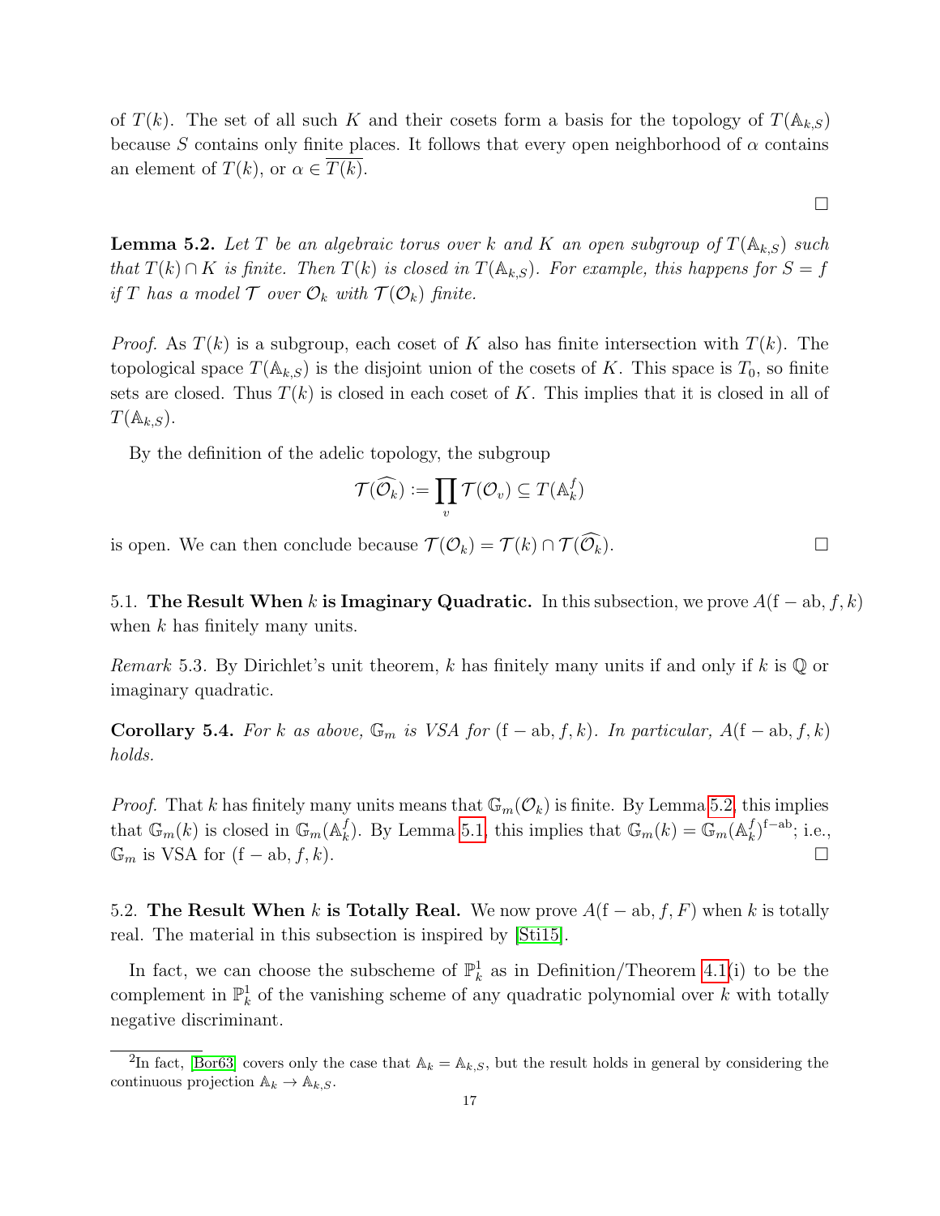of $T(k)$. The set of all such $K$ and their cosets form a basis for the topology of $T(\mathbb{A}_{k,S})$ because $S$ contains only finite places. It follows that every open neighborhood of $\alpha$ contains an element of $T(k)$, or $\alpha \in \overline{T(k)}$.

$\square$

**Lemma 5.2.** *Let $T$ be an algebraic torus over $k$ and $K$ an open subgroup of $T(\mathbb{A}_{k,S})$ such that $T(k) \cap K$ is finite. Then $T(k)$ is closed in $T(\mathbb{A}_{k,S})$. For example, this happens for $S = f$ if $T$ has a model $\mathcal{T}$ over $\mathcal{O}_k$ with $\mathcal{T}(\mathcal{O}_k)$ finite.*

*Proof.* As $T(k)$ is a subgroup, each coset of $K$ also has finite intersection with $T(k)$. The topological space $T(\mathbb{A}_{k,S})$ is the disjoint union of the cosets of $K$. This space is $T_0$, so finite sets are closed. Thus $T(k)$ is closed in each coset of $K$. This implies that it is closed in all of $T(\mathbb{A}_{k,S})$.

By the definition of the adelic topology, the subgroup

$$\mathcal{T}(\widehat{\mathcal{O}_k}) := \prod_v \mathcal{T}(\mathcal{O}_v) \subseteq T(\mathbb{A}_k^f)$$

is open. We can then conclude because $\mathcal{T}(\mathcal{O}_k) = \mathcal{T}(k) \cap \mathcal{T}(\widehat{\mathcal{O}_k})$. $\square$

5.1. **The Result When $k$ is Imaginary Quadratic.** In this subsection, we prove $A(\mathrm{f}-\mathrm{ab}, f, k)$ when $k$ has finitely many units.

*Remark* 5.3. By Dirichlet's unit theorem, $k$ has finitely many units if and only if $k$ is $\mathbb{Q}$ or imaginary quadratic.

**Corollary 5.4.** *For $k$ as above, $\mathbb{G}_m$ is VSA for $(\mathrm{f}-\mathrm{ab}, f, k)$. In particular, $A(\mathrm{f}-\mathrm{ab}, f, k)$ holds.*

*Proof.* That $k$ has finitely many units means that $\mathbb{G}_m(\mathcal{O}_k)$ is finite. By Lemma 5.2, this implies that $\mathbb{G}_m(k)$ is closed in $\mathbb{G}_m(\mathbb{A}_k^f)$. By Lemma 5.1, this implies that $\mathbb{G}_m(k) = \mathbb{G}_m(\mathbb{A}_k^f)^{\mathrm{f}-\mathrm{ab}}$; i.e., $\mathbb{G}_m$ is VSA for $(\mathrm{f}-\mathrm{ab}, f, k)$. $\square$

5.2. **The Result When $k$ is Totally Real.** We now prove $A(\mathrm{f}-\mathrm{ab}, f, F)$ when $k$ is totally real. The material in this subsection is inspired by [Sti15].

In fact, we can choose the subscheme of $\mathbb{P}^1_k$ as in Definition/Theorem 4.1(i) to be the complement in $\mathbb{P}^1_k$ of the vanishing scheme of any quadratic polynomial over $k$ with totally negative discriminant.

---

[2]In fact, [Bor63] covers only the case that $\mathbb{A}_k = \mathbb{A}_{k,S}$, but the result holds in general by considering the continuous projection $\mathbb{A}_k \to \mathbb{A}_{k,S}$.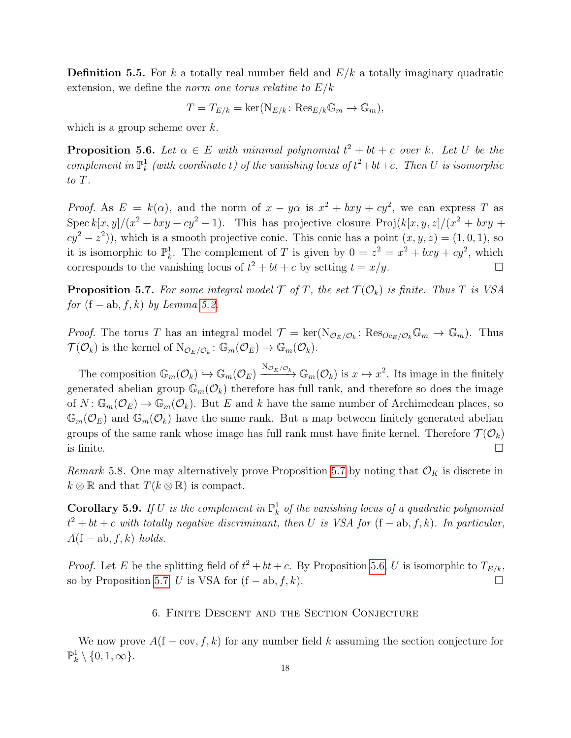**Definition 5.5.** For $k$ a totally real number field and $E/k$ a totally imaginary quadratic extension, we define the *norm one torus relative to* $E/k$

$$T = T_{E/k} = \ker(\mathrm{N}_{E/k} \colon \mathrm{Res}_{E/k}\mathbb{G}_m \to \mathbb{G}_m),$$

which is a group scheme over $k$.

**Proposition 5.6.** *Let $\alpha \in E$ with minimal polynomial $t^2 + bt + c$ over $k$. Let $U$ be the complement in $\mathbb{P}^1_k$ (with coordinate $t$) of the vanishing locus of $t^2+bt+c$. Then $U$ is isomorphic to $T$.*

*Proof.* As $E = k(\alpha)$, and the norm of $x - y\alpha$ is $x^2 + bxy + cy^2$, we can express $T$ as $\mathrm{Spec}\, k[x, y]/(x^2 + bxy + cy^2 - 1)$. This has projective closure $\mathrm{Proj}(k[x, y, z]/(x^2 + bxy + cy^2 - z^2))$, which is a smooth projective conic. This conic has a point $(x, y, z) = (1, 0, 1)$, so it is isomorphic to $\mathbb{P}^1_k$. The complement of $T$ is given by $0 = z^2 = x^2 + bxy + cy^2$, which corresponds to the vanishing locus of $t^2 + bt + c$ by setting $t = x/y$. □

**Proposition 5.7.** *For some integral model $\mathcal{T}$ of $T$, the set $\mathcal{T}(\mathcal{O}_k)$ is finite. Thus $T$ is VSA for $(\mathrm{f}-\mathrm{ab}, f, k)$ by Lemma 5.2.*

*Proof.* The torus $T$ has an integral model $\mathcal{T} = \ker(\mathrm{N}_{\mathcal{O}_E/\mathcal{O}_k} \colon \mathrm{Res}_{Oc_E/\mathcal{O}_k}\mathbb{G}_m \to \mathbb{G}_m)$. Thus $\mathcal{T}(\mathcal{O}_k)$ is the kernel of $\mathrm{N}_{\mathcal{O}_E/\mathcal{O}_k} \colon \mathbb{G}_m(\mathcal{O}_E) \to \mathbb{G}_m(\mathcal{O}_k)$.

The composition $\mathbb{G}_m(\mathcal{O}_k) \hookrightarrow \mathbb{G}_m(\mathcal{O}_E) \xrightarrow{\mathrm{N}_{\mathcal{O}_E/\mathcal{O}_k}} \mathbb{G}_m(\mathcal{O}_k)$ is $x \mapsto x^2$. Its image in the finitely generated abelian group $\mathbb{G}_m(\mathcal{O}_k)$ therefore has full rank, and therefore so does the image of $N \colon \mathbb{G}_m(\mathcal{O}_E) \to \mathbb{G}_m(\mathcal{O}_k)$. But $E$ and $k$ have the same number of Archimedean places, so $\mathbb{G}_m(\mathcal{O}_E)$ and $\mathbb{G}_m(\mathcal{O}_k)$ have the same rank. But a map between finitely generated abelian groups of the same rank whose image has full rank must have finite kernel. Therefore $\mathcal{T}(\mathcal{O}_k)$ is finite. □

*Remark* 5.8. One may alternatively prove Proposition 5.7 by noting that $\mathcal{O}_K$ is discrete in $k \otimes \mathbb{R}$ and that $T(k \otimes \mathbb{R})$ is compact.

**Corollary 5.9.** *If $U$ is the complement in $\mathbb{P}^1_k$ of the vanishing locus of a quadratic polynomial $t^2 + bt + c$ with totally negative discriminant, then $U$ is VSA for $(\mathrm{f}-\mathrm{ab}, f, k)$. In particular, $A(\mathrm{f}-\mathrm{ab}, f, k)$ holds.*

*Proof.* Let $E$ be the splitting field of $t^2 + bt + c$. By Proposition 5.6, $U$ is isomorphic to $T_{E/k}$, so by Proposition 5.7, $U$ is VSA for $(\mathrm{f}-\mathrm{ab}, f, k)$. □

## 6. Finite Descent and the Section Conjecture

We now prove $A(\mathrm{f}-\mathrm{cov}, f, k)$ for any number field $k$ assuming the section conjecture for $\mathbb{P}^1_k \setminus \{0, 1, \infty\}$.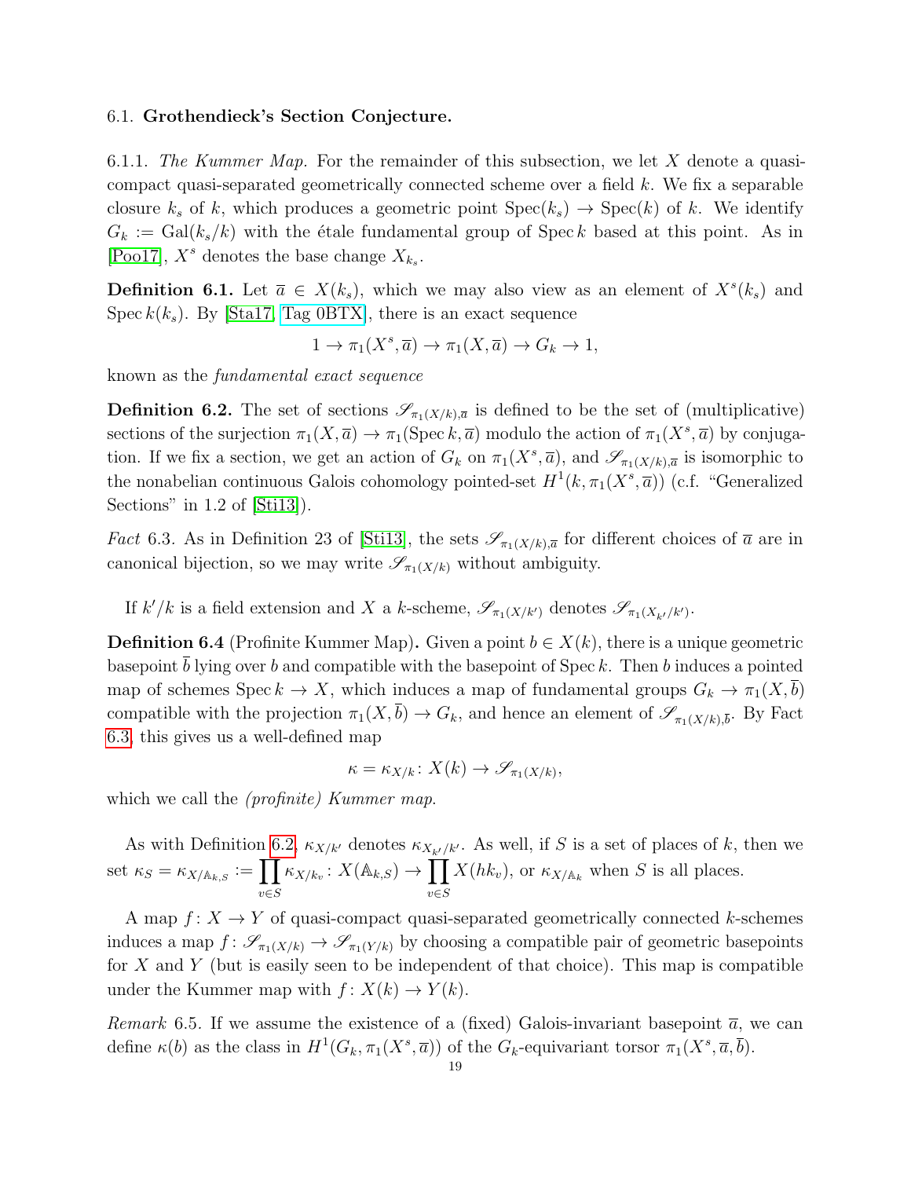### 6.1. Grothendieck's Section Conjecture.

6.1.1. *The Kummer Map.* For the remainder of this subsection, we let $X$ denote a quasi-compact quasi-separated geometrically connected scheme over a field $k$. We fix a separable closure $k_s$ of $k$, which produces a geometric point $\mathrm{Spec}(k_s) \to \mathrm{Spec}(k)$ of $k$. We identify $G_k := \mathrm{Gal}(k_s/k)$ with the étale fundamental group of $\mathrm{Spec}\, k$ based at this point. As in [Poo17], $X^s$ denotes the base change $X_{k_s}$.

**Definition 6.1.** Let $\overline{a} \in X(k_s)$, which we may also view as an element of $X^s(k_s)$ and $\mathrm{Spec}\, k(k_s)$. By [Sta17, Tag 0BTX], there is an exact sequence

$$1 \to \pi_1(X^s, \overline{a}) \to \pi_1(X, \overline{a}) \to G_k \to 1,$$

known as the *fundamental exact sequence*

**Definition 6.2.** The set of sections $\mathscr{S}_{\pi_1(X/k),\overline{a}}$ is defined to be the set of (multiplicative) sections of the surjection $\pi_1(X, \overline{a}) \to \pi_1(\mathrm{Spec}\, k, \overline{a})$ modulo the action of $\pi_1(X^s, \overline{a})$ by conjugation. If we fix a section, we get an action of $G_k$ on $\pi_1(X^s, \overline{a})$, and $\mathscr{S}_{\pi_1(X/k),\overline{a}}$ is isomorphic to the nonabelian continuous Galois cohomology pointed-set $H^1(k, \pi_1(X^s, \overline{a}))$ (c.f. "Generalized Sections" in 1.2 of [Sti13]).

*Fact* 6.3. As in Definition 23 of [Sti13], the sets $\mathscr{S}_{\pi_1(X/k),\overline{a}}$ for different choices of $\overline{a}$ are in canonical bijection, so we may write $\mathscr{S}_{\pi_1(X/k)}$ without ambiguity.

If $k'/k$ is a field extension and $X$ a $k$-scheme, $\mathscr{S}_{\pi_1(X/k')}$ denotes $\mathscr{S}_{\pi_1(X_{k'}/k')}$.

**Definition 6.4** (Profinite Kummer Map)**.** Given a point $b \in X(k)$, there is a unique geometric basepoint $\overline{b}$ lying over $b$ and compatible with the basepoint of $\mathrm{Spec}\, k$. Then $b$ induces a pointed map of schemes $\mathrm{Spec}\, k \to X$, which induces a map of fundamental groups $G_k \to \pi_1(X, \overline{b})$ compatible with the projection $\pi_1(X, \overline{b}) \to G_k$, and hence an element of $\mathscr{S}_{\pi_1(X/k),\overline{b}}$. By Fact 6.3, this gives us a well-defined map

$$\kappa = \kappa_{X/k} \colon X(k) \to \mathscr{S}_{\pi_1(X/k)},$$

which we call the *(profinite) Kummer map*.

As with Definition 6.2, $\kappa_{X/k'}$ denotes $\kappa_{X_{k'}/k'}$. As well, if $S$ is a set of places of $k$, then we set $\kappa_S = \kappa_{X/\mathbb{A}_{k,S}} := \prod_{v \in S} \kappa_{X/k_v} \colon X(\mathbb{A}_{k,S}) \to \prod_{v \in S} X(hk_v)$, or $\kappa_{X/\mathbb{A}_k}$ when $S$ is all places.

A map $f \colon X \to Y$ of quasi-compact quasi-separated geometrically connected $k$-schemes induces a map $f \colon \mathscr{S}_{\pi_1(X/k)} \to \mathscr{S}_{\pi_1(Y/k)}$ by choosing a compatible pair of geometric basepoints for $X$ and $Y$ (but is easily seen to be independent of that choice). This map is compatible under the Kummer map with $f \colon X(k) \to Y(k)$.

*Remark* 6.5. If we assume the existence of a (fixed) Galois-invariant basepoint $\overline{a}$, we can define $\kappa(b)$ as the class in $H^1(G_k, \pi_1(X^s, \overline{a}))$ of the $G_k$-equivariant torsor $\pi_1(X^s, \overline{a}, \overline{b})$.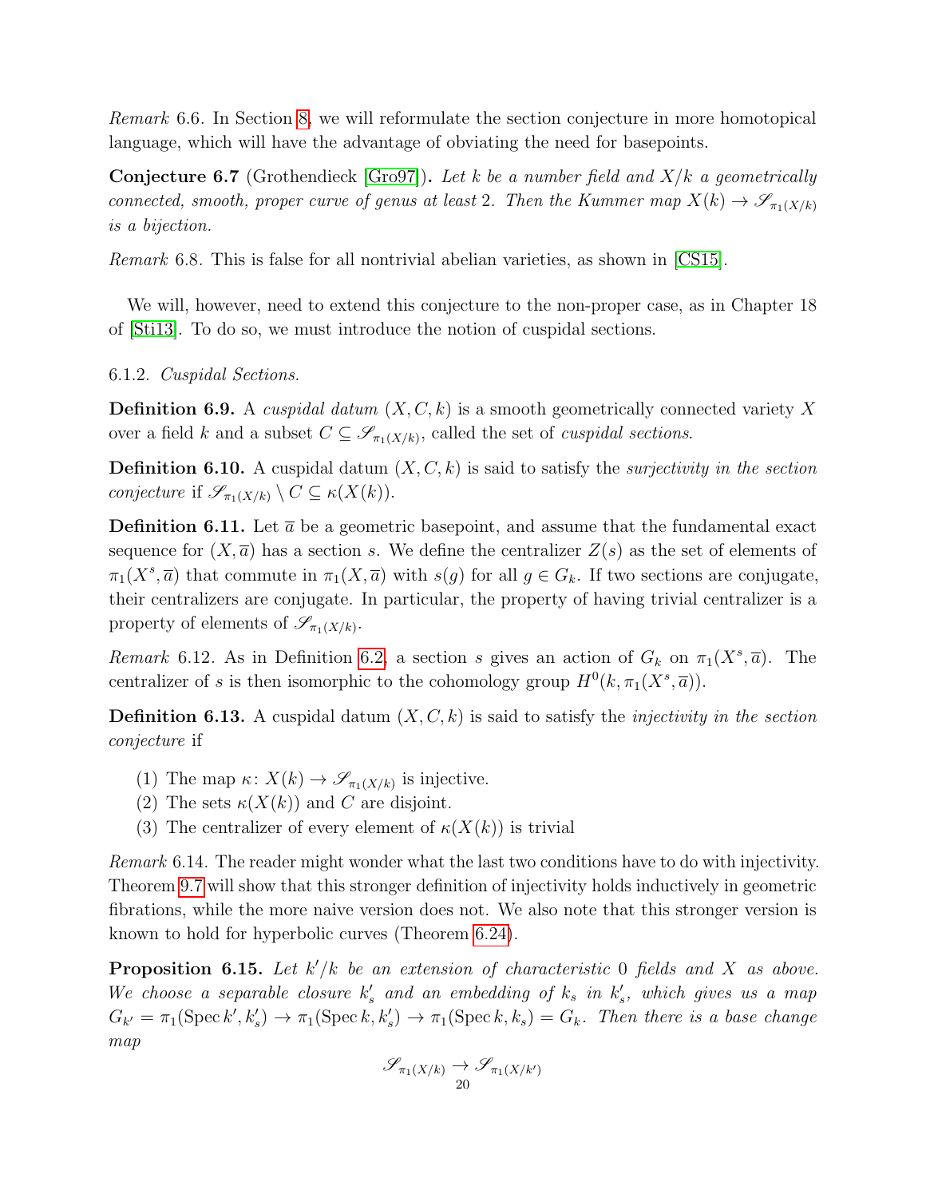*Remark* 6.6. In Section 8, we will reformulate the section conjecture in more homotopical language, which will have the advantage of obviating the need for basepoints.

**Conjecture 6.7** (Grothendieck [Gro97]). *Let $k$ be a number field and $X/k$ a geometrically connected, smooth, proper curve of genus at least 2. Then the Kummer map $X(k) \to \mathscr{S}_{\pi_1(X/k)}$ is a bijection.*

*Remark* 6.8. This is false for all nontrivial abelian varieties, as shown in [CS15].

We will, however, need to extend this conjecture to the non-proper case, as in Chapter 18 of [Sti13]. To do so, we must introduce the notion of cuspidal sections.

6.1.2. *Cuspidal Sections.*

**Definition 6.9.** A *cuspidal datum* $(X, C, k)$ is a smooth geometrically connected variety $X$ over a field $k$ and a subset $C \subseteq \mathscr{S}_{\pi_1(X/k)}$, called the set of *cuspidal sections*.

**Definition 6.10.** A cuspidal datum $(X, C, k)$ is said to satisfy the *surjectivity in the section conjecture* if $\mathscr{S}_{\pi_1(X/k)} \setminus C \subseteq \kappa(X(k))$.

**Definition 6.11.** Let $\overline{a}$ be a geometric basepoint, and assume that the fundamental exact sequence for $(X, \overline{a})$ has a section $s$. We define the centralizer $Z(s)$ as the set of elements of $\pi_1(X^s, \overline{a})$ that commute in $\pi_1(X, \overline{a})$ with $s(g)$ for all $g \in G_k$. If two sections are conjugate, their centralizers are conjugate. In particular, the property of having trivial centralizer is a property of elements of $\mathscr{S}_{\pi_1(X/k)}$.

*Remark* 6.12. As in Definition 6.2, a section $s$ gives an action of $G_k$ on $\pi_1(X^s, \overline{a})$. The centralizer of $s$ is then isomorphic to the cohomology group $H^0(k, \pi_1(X^s, \overline{a}))$.

**Definition 6.13.** A cuspidal datum $(X, C, k)$ is said to satisfy the *injectivity in the section conjecture* if

1. The map $\kappa\colon X(k) \to \mathscr{S}_{\pi_1(X/k)}$ is injective.
2. The sets $\kappa(X(k))$ and $C$ are disjoint.
3. The centralizer of every element of $\kappa(X(k))$ is trivial

*Remark* 6.14. The reader might wonder what the last two conditions have to do with injectivity. Theorem 9.7 will show that this stronger definition of injectivity holds inductively in geometric fibrations, while the more naive version does not. We also note that this stronger version is known to hold for hyperbolic curves (Theorem 6.24).

**Proposition 6.15.** *Let $k'/k$ be an extension of characteristic 0 fields and $X$ as above. We choose a separable closure $k'_s$ and an embedding of $k_s$ in $k'_s$, which gives us a map $G_{k'} = \pi_1(\operatorname{Spec} k', k'_s) \to \pi_1(\operatorname{Spec} k, k'_s) \to \pi_1(\operatorname{Spec} k, k_s) = G_k$. Then there is a base change map*

$$\mathscr{S}_{\pi_1(X/k)} \to \mathscr{S}_{\pi_1(X/k')}$$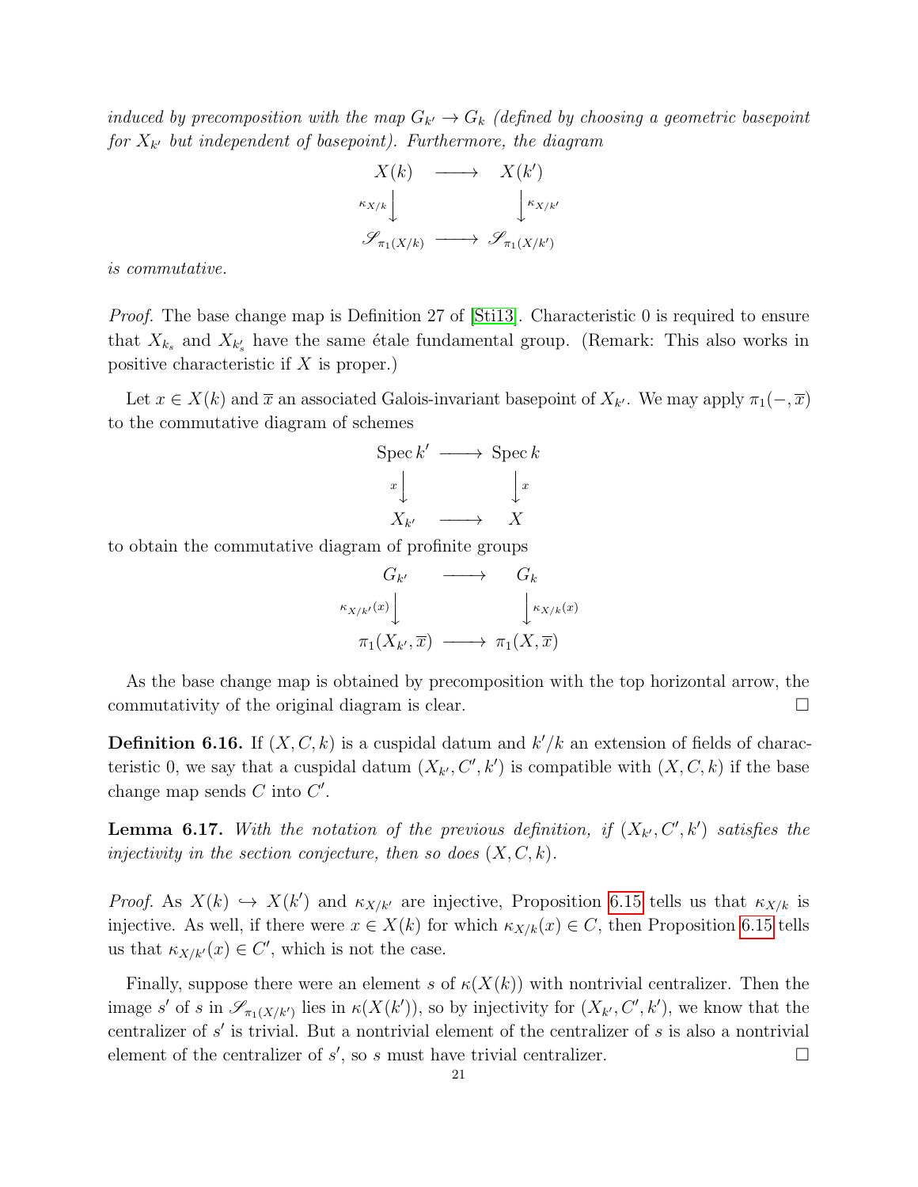*induced by precomposition with the map $G_{k'} \to G_k$ (defined by choosing a geometric basepoint for $X_{k'}$ but independent of basepoint). Furthermore, the diagram*

$$\begin{array}{ccc} X(k) & \longrightarrow & X(k') \\ {\scriptstyle \kappa_{X/k}}\downarrow & & \downarrow{\scriptstyle \kappa_{X/k'}} \\ \mathscr{S}_{\pi_1(X/k)} & \longrightarrow & \mathscr{S}_{\pi_1(X/k')} \end{array}$$

*is commutative.*

*Proof.* The base change map is Definition 27 of [Sti13]. Characteristic 0 is required to ensure that $X_{k_s}$ and $X_{k'_s}$ have the same étale fundamental group. (Remark: This also works in positive characteristic if $X$ is proper.)

Let $x \in X(k)$ and $\overline{x}$ an associated Galois-invariant basepoint of $X_{k'}$. We may apply $\pi_1(-, \overline{x})$ to the commutative diagram of schemes

$$\begin{array}{ccc} \operatorname{Spec} k' & \longrightarrow & \operatorname{Spec} k \\ {\scriptstyle x}\downarrow & & \downarrow{\scriptstyle x} \\ X_{k'} & \longrightarrow & X \end{array}$$

to obtain the commutative diagram of profinite groups

$$\begin{array}{ccc} G_{k'} & \longrightarrow & G_k \\ {\scriptstyle \kappa_{X/k'}(x)}\downarrow & & \downarrow{\scriptstyle \kappa_{X/k}(x)} \\ \pi_1(X_{k'}, \overline{x}) & \longrightarrow & \pi_1(X, \overline{x}) \end{array}$$

As the base change map is obtained by precomposition with the top horizontal arrow, the commutativity of the original diagram is clear. $\square$

**Definition 6.16.** If $(X, C, k)$ is a cuspidal datum and $k'/k$ an extension of fields of characteristic 0, we say that a cuspidal datum $(X_{k'}, C', k')$ is compatible with $(X, C, k)$ if the base change map sends $C$ into $C'$.

**Lemma 6.17.** *With the notation of the previous definition, if $(X_{k'}, C', k')$ satisfies the injectivity in the section conjecture, then so does $(X, C, k)$.*

*Proof.* As $X(k) \hookrightarrow X(k')$ and $\kappa_{X/k'}$ are injective, Proposition 6.15 tells us that $\kappa_{X/k}$ is injective. As well, if there were $x \in X(k)$ for which $\kappa_{X/k}(x) \in C$, then Proposition 6.15 tells us that $\kappa_{X/k'}(x) \in C'$, which is not the case.

Finally, suppose there were an element $s$ of $\kappa(X(k))$ with nontrivial centralizer. Then the image $s'$ of $s$ in $\mathscr{S}_{\pi_1(X/k')}$ lies in $\kappa(X(k'))$, so by injectivity for $(X_{k'}, C', k')$, we know that the centralizer of $s'$ is trivial. But a nontrivial element of the centralizer of $s$ is also a nontrivial element of the centralizer of $s'$, so $s$ must have trivial centralizer. $\square$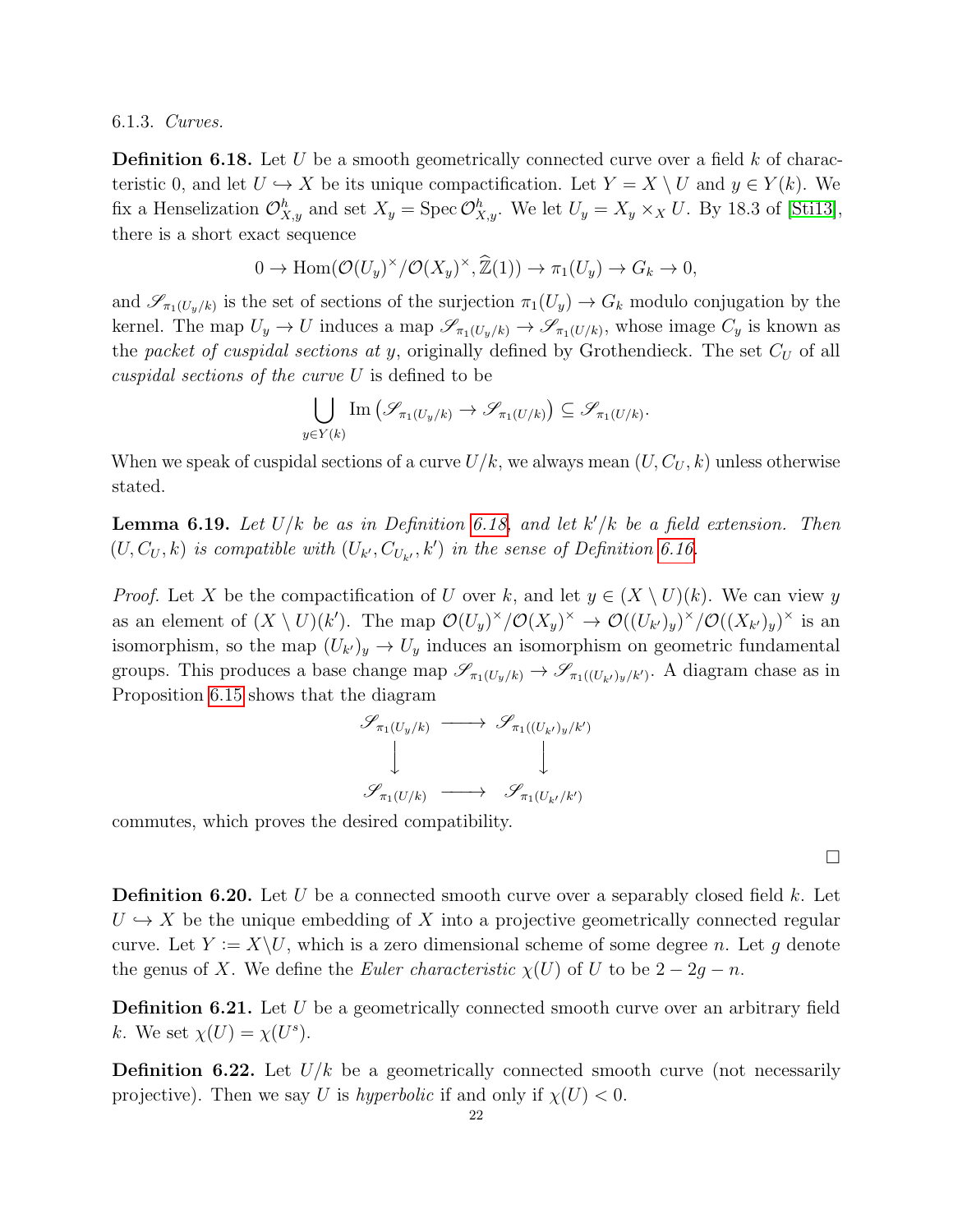6.1.3. *Curves.*

**Definition 6.18.** Let $U$ be a smooth geometrically connected curve over a field $k$ of characteristic 0, and let $U \hookrightarrow X$ be its unique compactification. Let $Y = X \setminus U$ and $y \in Y(k)$. We fix a Henselization $\mathcal{O}^h_{X,y}$ and set $X_y = \operatorname{Spec} \mathcal{O}^h_{X,y}$. We let $U_y = X_y \times_X U$. By 18.3 of [Sti13], there is a short exact sequence

$$0 \to \operatorname{Hom}(\mathcal{O}(U_y)^\times/\mathcal{O}(X_y)^\times, \widehat{\mathbb{Z}}(1)) \to \pi_1(U_y) \to G_k \to 0,$$

and $\mathscr{S}_{\pi_1(U_y/k)}$ is the set of sections of the surjection $\pi_1(U_y) \to G_k$ modulo conjugation by the kernel. The map $U_y \to U$ induces a map $\mathscr{S}_{\pi_1(U_y/k)} \to \mathscr{S}_{\pi_1(U/k)}$, whose image $C_y$ is known as the *packet of cuspidal sections at* $y$, originally defined by Grothendieck. The set $C_U$ of all *cuspidal sections of the curve* $U$ is defined to be

$$\bigcup_{y \in Y(k)} \operatorname{Im}\left(\mathscr{S}_{\pi_1(U_y/k)} \to \mathscr{S}_{\pi_1(U/k)}\right) \subseteq \mathscr{S}_{\pi_1(U/k)}.$$

When we speak of cuspidal sections of a curve $U/k$, we always mean $(U, C_U, k)$ unless otherwise stated.

**Lemma 6.19.** *Let $U/k$ be as in Definition 6.18, and let $k'/k$ be a field extension. Then $(U, C_U, k)$ is compatible with $(U_{k'}, C_{U_{k'}}, k')$ in the sense of Definition 6.16.*

*Proof.* Let $X$ be the compactification of $U$ over $k$, and let $y \in (X \setminus U)(k)$. We can view $y$ as an element of $(X \setminus U)(k')$. The map $\mathcal{O}(U_y)^\times/\mathcal{O}(X_y)^\times \to \mathcal{O}((U_{k'})_y)^\times/\mathcal{O}((X_{k'})_y)^\times$ is an isomorphism, so the map $(U_{k'})_y \to U_y$ induces an isomorphism on geometric fundamental groups. This produces a base change map $\mathscr{S}_{\pi_1(U_y/k)} \to \mathscr{S}_{\pi_1((U_{k'})_y/k')}$. A diagram chase as in Proposition 6.15 shows that the diagram

$$\begin{array}{ccc} \mathscr{S}_{\pi_1(U_y/k)} & \longrightarrow & \mathscr{S}_{\pi_1((U_{k'})_y/k')} \\ \downarrow & & \downarrow \\ \mathscr{S}_{\pi_1(U/k)} & \longrightarrow & \mathscr{S}_{\pi_1(U_{k'}/k')} \end{array}$$

commutes, which proves the desired compatibility. ◻

**Definition 6.20.** Let $U$ be a connected smooth curve over a separably closed field $k$. Let $U \hookrightarrow X$ be the unique embedding of $X$ into a projective geometrically connected regular curve. Let $Y := X \setminus U$, which is a zero dimensional scheme of some degree $n$. Let $g$ denote the genus of $X$. We define the *Euler characteristic* $\chi(U)$ of $U$ to be $2 - 2g - n$.

**Definition 6.21.** Let $U$ be a geometrically connected smooth curve over an arbitrary field $k$. We set $\chi(U) = \chi(U^s)$.

**Definition 6.22.** Let $U/k$ be a geometrically connected smooth curve (not necessarily projective). Then we say $U$ is *hyperbolic* if and only if $\chi(U) < 0$.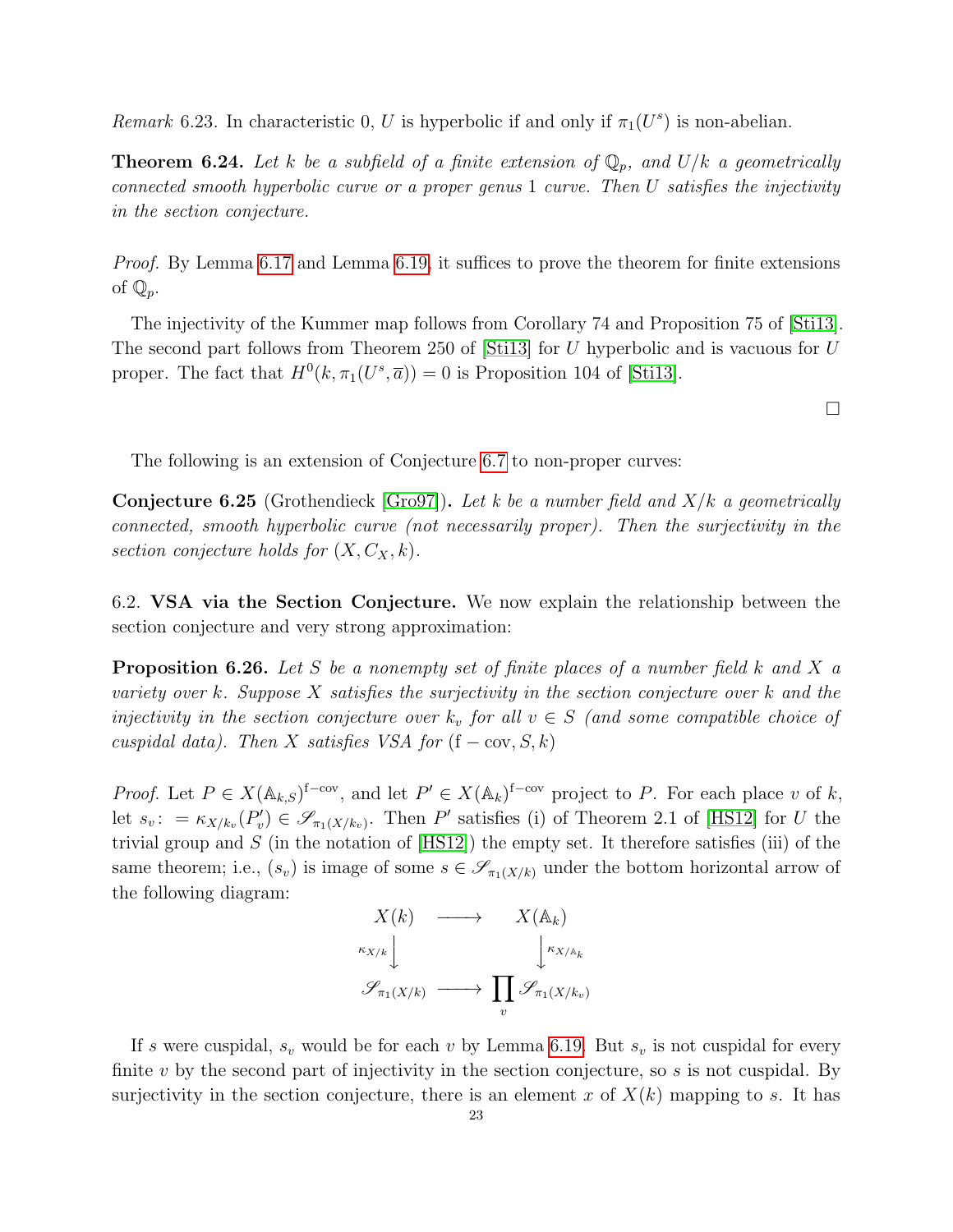*Remark* 6.23. In characteristic 0, $U$ is hyperbolic if and only if $\pi_1(U^s)$ is non-abelian.

**Theorem 6.24.** *Let $k$ be a subfield of a finite extension of $\mathbb{Q}_p$, and $U/k$ a geometrically connected smooth hyperbolic curve or a proper genus 1 curve. Then $U$ satisfies the injectivity in the section conjecture.*

*Proof.* By Lemma 6.17 and Lemma 6.19, it suffices to prove the theorem for finite extensions of $\mathbb{Q}_p$.

The injectivity of the Kummer map follows from Corollary 74 and Proposition 75 of [Sti13]. The second part follows from Theorem 250 of [Sti13] for $U$ hyperbolic and is vacuous for $U$ proper. The fact that $H^0(k, \pi_1(U^s, \overline{a})) = 0$ is Proposition 104 of [Sti13].

$\square$

The following is an extension of Conjecture 6.7 to non-proper curves:

**Conjecture 6.25** (Grothendieck [Gro97]). *Let $k$ be a number field and $X/k$ a geometrically connected, smooth hyperbolic curve (not necessarily proper). Then the surjectivity in the section conjecture holds for $(X, C_X, k)$.*

6.2. **VSA via the Section Conjecture.** We now explain the relationship between the section conjecture and very strong approximation:

**Proposition 6.26.** *Let $S$ be a nonempty set of finite places of a number field $k$ and $X$ a variety over $k$. Suppose $X$ satisfies the surjectivity in the section conjecture over $k$ and the injectivity in the section conjecture over $k_v$ for all $v \in S$ (and some compatible choice of cuspidal data). Then $X$ satisfies VSA for $(\mathrm{f-cov}, S, k)$*

*Proof.* Let $P \in X(\mathbb{A}_{k,S})^{\mathrm{f-cov}}$, and let $P' \in X(\mathbb{A}_k)^{\mathrm{f-cov}}$ project to $P$. For each place $v$ of $k$, let $s_v := \kappa_{X/k_v}(P'_v) \in \mathscr{S}_{\pi_1(X/k_v)}$. Then $P'$ satisfies (i) of Theorem 2.1 of [HS12] for $U$ the trivial group and $S$ (in the notation of [HS12]) the empty set. It therefore satisfies (iii) of the same theorem; i.e., $(s_v)$ is image of some $s \in \mathscr{S}_{\pi_1(X/k)}$ under the bottom horizontal arrow of the following diagram:

$$\begin{array}{ccc} X(k) & \longrightarrow & X(\mathbb{A}_k) \\ {\scriptstyle \kappa_{X/k}}\downarrow & & \downarrow{\scriptstyle \kappa_{X/\mathbb{A}_k}} \\ \mathscr{S}_{\pi_1(X/k)} & \longrightarrow & \prod_v \mathscr{S}_{\pi_1(X/k_v)} \end{array}$$

If $s$ were cuspidal, $s_v$ would be for each $v$ by Lemma 6.19. But $s_v$ is not cuspidal for every finite $v$ by the second part of injectivity in the section conjecture, so $s$ is not cuspidal. By surjectivity in the section conjecture, there is an element $x$ of $X(k)$ mapping to $s$. It has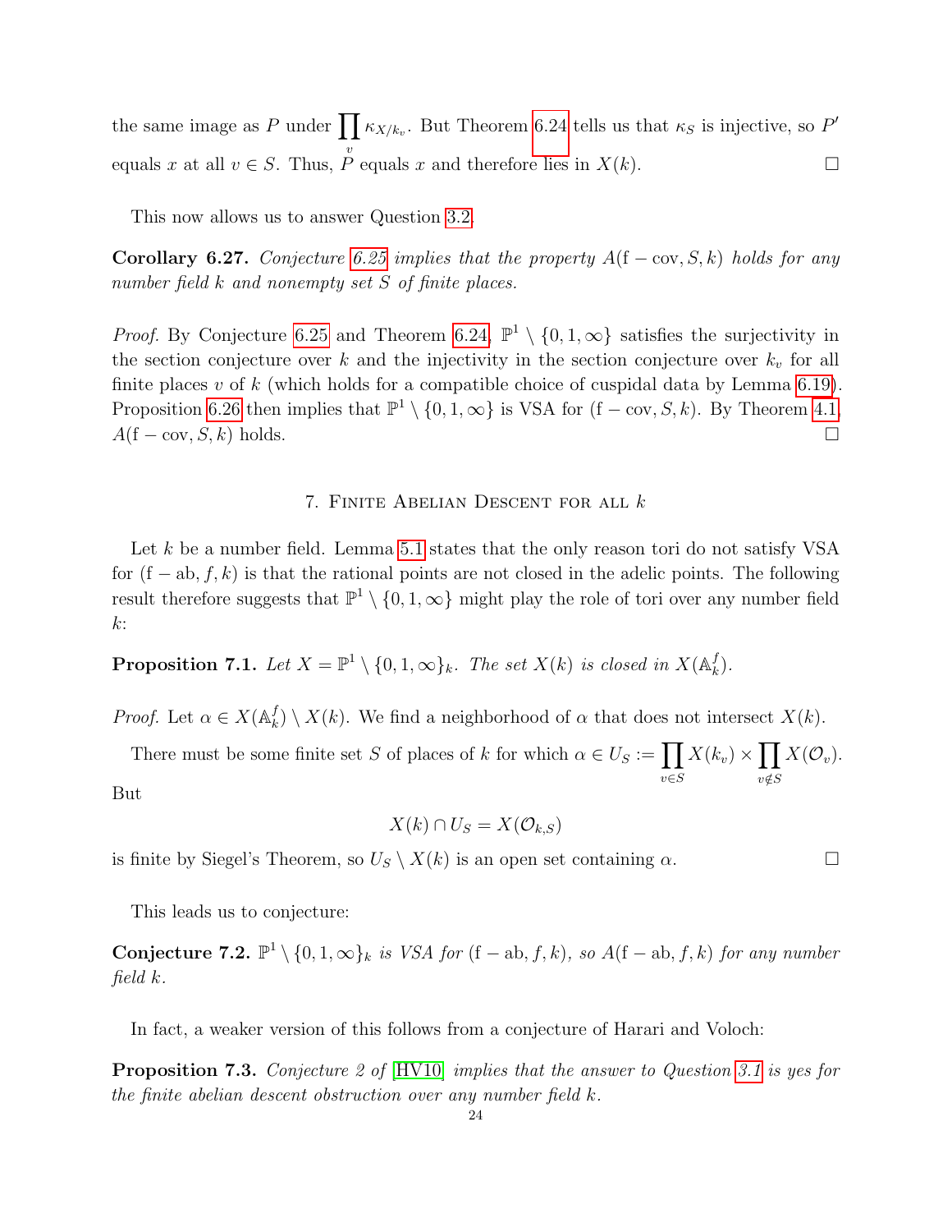the same image as $P$ under $\prod_v \kappa_{X/k_v}$. But Theorem 6.24 tells us that $\kappa_S$ is injective, so $P'$ equals $x$ at all $v \in S$. Thus, $P$ equals $x$ and therefore lies in $X(k)$. □

This now allows us to answer Question 3.2.

**Corollary 6.27.** *Conjecture 6.25 implies that the property $A(\mathrm{f-cov}, S, k)$ holds for any number field $k$ and nonempty set $S$ of finite places.*

*Proof.* By Conjecture 6.25 and Theorem 6.24, $\mathbb{P}^1 \setminus \{0, 1, \infty\}$ satisfies the surjectivity in the section conjecture over $k$ and the injectivity in the section conjecture over $k_v$ for all finite places $v$ of $k$ (which holds for a compatible choice of cuspidal data by Lemma 6.19). Proposition 6.26 then implies that $\mathbb{P}^1 \setminus \{0, 1, \infty\}$ is VSA for $(\mathrm{f-cov}, S, k)$. By Theorem 4.1, $A(\mathrm{f-cov}, S, k)$ holds. □

## 7. Finite Abelian Descent for all $k$

Let $k$ be a number field. Lemma 5.1 states that the only reason tori do not satisfy VSA for $(\mathrm{f-ab}, f, k)$ is that the rational points are not closed in the adelic points. The following result therefore suggests that $\mathbb{P}^1 \setminus \{0, 1, \infty\}$ might play the role of tori over any number field $k$:

**Proposition 7.1.** *Let $X = \mathbb{P}^1 \setminus \{0, 1, \infty\}_k$. The set $X(k)$ is closed in $X(\mathbb{A}_k^f)$.*

*Proof.* Let $\alpha \in X(\mathbb{A}_k^f) \setminus X(k)$. We find a neighborhood of $\alpha$ that does not intersect $X(k)$.

There must be some finite set $S$ of places of $k$ for which $\alpha \in U_S := \prod_{v \in S} X(k_v) \times \prod_{v \notin S} X(\mathcal{O}_v)$. But

$$X(k) \cap U_S = X(\mathcal{O}_{k,S})$$

is finite by Siegel's Theorem, so $U_S \setminus X(k)$ is an open set containing $\alpha$. □

This leads us to conjecture:

**Conjecture 7.2.** *$\mathbb{P}^1 \setminus \{0, 1, \infty\}_k$ is VSA for $(\mathrm{f-ab}, f, k)$, so $A(\mathrm{f-ab}, f, k)$ for any number field $k$.*

In fact, a weaker version of this follows from a conjecture of Harari and Voloch:

**Proposition 7.3.** *Conjecture 2 of [HV10] implies that the answer to Question 3.1 is yes for the finite abelian descent obstruction over any number field $k$.*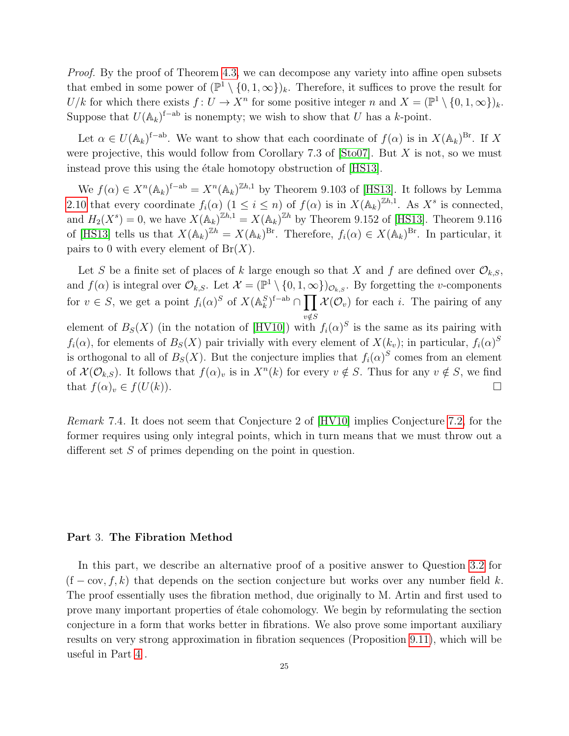*Proof.* By the proof of Theorem 4.3, we can decompose any variety into affine open subsets that embed in some power of $(\mathbb{P}^1 \setminus \{0, 1, \infty\})_k$. Therefore, it suffices to prove the result for $U/k$ for which there exists $f\colon U \to X^n$ for some positive integer $n$ and $X = (\mathbb{P}^1 \setminus \{0, 1, \infty\})_k$. Suppose that $U(\mathbb{A}_k)^{\text{f-ab}}$ is nonempty; we wish to show that $U$ has a $k$-point.

Let $\alpha \in U(\mathbb{A}_k)^{\text{f-ab}}$. We want to show that each coordinate of $f(\alpha)$ is in $X(\mathbb{A}_k)^{\text{Br}}$. If $X$ were projective, this would follow from Corollary 7.3 of [Sto07]. But $X$ is not, so we must instead prove this using the étale homotopy obstruction of [HS13].

We $f(\alpha) \in X^n(\mathbb{A}_k)^{\text{f-ab}} = X^n(\mathbb{A}_k)^{\mathbb{Z}h,1}$ by Theorem 9.103 of [HS13]. It follows by Lemma 2.10 that every coordinate $f_i(\alpha)$ $(1 \le i \le n)$ of $f(\alpha)$ is in $X(\mathbb{A}_k)^{\mathbb{Z}h,1}$. As $X^s$ is connected, and $H_2(X^s) = 0$, we have $X(\mathbb{A}_k)^{\mathbb{Z}h,1} = X(\mathbb{A}_k)^{\mathbb{Z}h}$ by Theorem 9.152 of [HS13]. Theorem 9.116 of [HS13] tells us that $X(\mathbb{A}_k)^{\mathbb{Z}h} = X(\mathbb{A}_k)^{\text{Br}}$. Therefore, $f_i(\alpha) \in X(\mathbb{A}_k)^{\text{Br}}$. In particular, it pairs to 0 with every element of $\text{Br}(X)$.

Let $S$ be a finite set of places of $k$ large enough so that $X$ and $f$ are defined over $\mathcal{O}_{k,S}$, and $f(\alpha)$ is integral over $\mathcal{O}_{k,S}$. Let $\mathcal{X} = (\mathbb{P}^1 \setminus \{0, 1, \infty\})_{\mathcal{O}_{k,S}}$. By forgetting the $v$-components for $v \in S$, we get a point $f_i(\alpha)^S$ of $X(\mathbb{A}_k^S)^{\text{f-ab}} \cap \prod_{v \notin S} \mathcal{X}(\mathcal{O}_v)$ for each $i$. The pairing of any element of $B_S(X)$ (in the notation of [HV10]) with $f_i(\alpha)^S$ is the same as its pairing with $f_i(\alpha)$, for elements of $B_S(X)$ pair trivially with every element of $X(k_v)$; in particular, $f_i(\alpha)^S$ is orthogonal to all of $B_S(X)$. But the conjecture implies that $f_i(\alpha)^S$ comes from an element of $\mathcal{X}(\mathcal{O}_{k,S})$. It follows that $f(\alpha)_v$ is in $X^n(k)$ for every $v \notin S$. Thus for any $v \notin S$, we find that $f(\alpha)_v \in f(U(k))$. □

*Remark* 7.4. It does not seem that Conjecture 2 of [HV10] implies Conjecture 7.2, for the former requires using only integral points, which in turn means that we must throw out a different set $S$ of primes depending on the point in question.

# Part 3. The Fibration Method

In this part, we describe an alternative proof of a positive answer to Question 3.2 for $(\text{f} - \text{cov}, f, k)$ that depends on the section conjecture but works over any number field $k$. The proof essentially uses the fibration method, due originally to M. Artin and first used to prove many important properties of étale cohomology. We begin by reformulating the section conjecture in a form that works better in fibrations. We also prove some important auxiliary results on very strong approximation in fibration sequences (Proposition 9.11), which will be useful in Part 4 .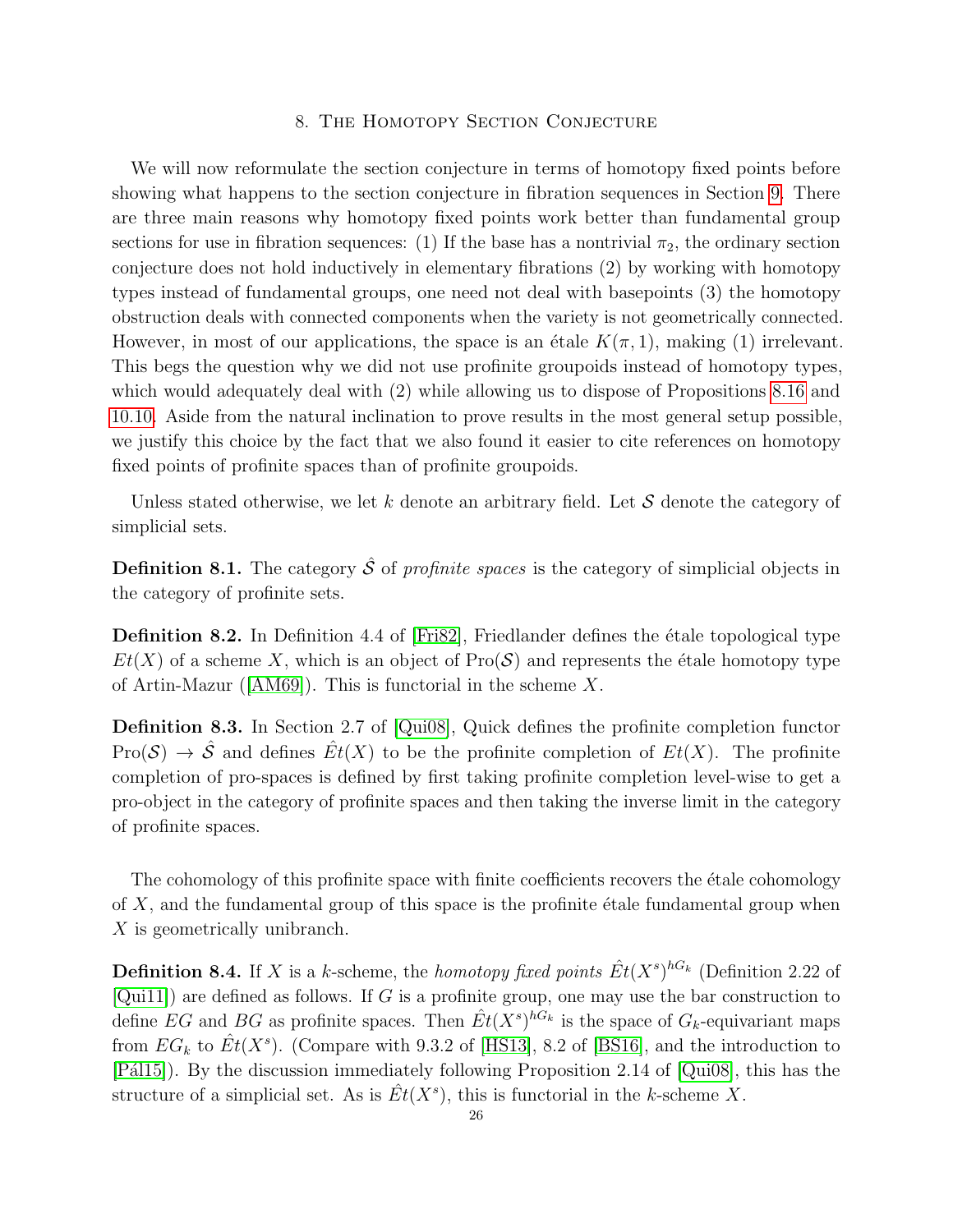## 8. The Homotopy Section Conjecture

We will now reformulate the section conjecture in terms of homotopy fixed points before showing what happens to the section conjecture in fibration sequences in Section 9. There are three main reasons why homotopy fixed points work better than fundamental group sections for use in fibration sequences: (1) If the base has a nontrivial $\pi_2$, the ordinary section conjecture does not hold inductively in elementary fibrations (2) by working with homotopy types instead of fundamental groups, one need not deal with basepoints (3) the homotopy obstruction deals with connected components when the variety is not geometrically connected. However, in most of our applications, the space is an étale $K(\pi, 1)$, making (1) irrelevant. This begs the question why we did not use profinite groupoids instead of homotopy types, which would adequately deal with (2) while allowing us to dispose of Propositions 8.16 and 10.10. Aside from the natural inclination to prove results in the most general setup possible, we justify this choice by the fact that we also found it easier to cite references on homotopy fixed points of profinite spaces than of profinite groupoids.

Unless stated otherwise, we let $k$ denote an arbitrary field. Let $\mathcal{S}$ denote the category of simplicial sets.

**Definition 8.1.** The category $\hat{\mathcal{S}}$ of *profinite spaces* is the category of simplicial objects in the category of profinite sets.

**Definition 8.2.** In Definition 4.4 of [Fri82], Friedlander defines the étale topological type $Et(X)$ of a scheme $X$, which is an object of $\mathrm{Pro}(\mathcal{S})$ and represents the étale homotopy type of Artin-Mazur ([AM69]). This is functorial in the scheme $X$.

**Definition 8.3.** In Section 2.7 of [Qui08], Quick defines the profinite completion functor $\mathrm{Pro}(\mathcal{S}) \to \hat{\mathcal{S}}$ and defines $\hat{E}t(X)$ to be the profinite completion of $Et(X)$. The profinite completion of pro-spaces is defined by first taking profinite completion level-wise to get a pro-object in the category of profinite spaces and then taking the inverse limit in the category of profinite spaces.

The cohomology of this profinite space with finite coefficients recovers the étale cohomology of $X$, and the fundamental group of this space is the profinite étale fundamental group when $X$ is geometrically unibranch.

**Definition 8.4.** If $X$ is a $k$-scheme, the *homotopy fixed points* $\hat{E}t(X^s)^{hG_k}$ (Definition 2.22 of [Qui11]) are defined as follows. If $G$ is a profinite group, one may use the bar construction to define $EG$ and $BG$ as profinite spaces. Then $\hat{E}t(X^s)^{hG_k}$ is the space of $G_k$-equivariant maps from $EG_k$ to $\hat{E}t(X^s)$. (Compare with 9.3.2 of [HS13], 8.2 of [BS16], and the introduction to [Pál15]). By the discussion immediately following Proposition 2.14 of [Qui08], this has the structure of a simplicial set. As is $\hat{E}t(X^s)$, this is functorial in the $k$-scheme $X$.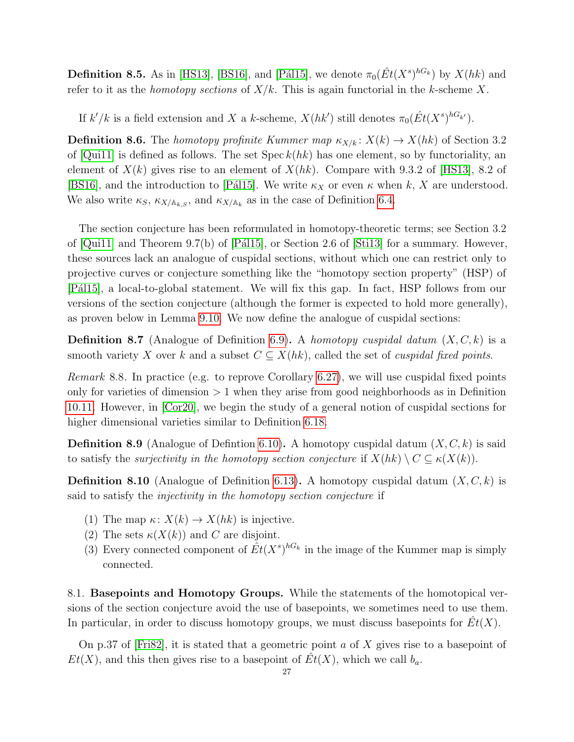**Definition 8.5.** As in [HS13], [BS16], and [Pál15], we denote $\pi_0(\hat{Et}(X^s)^{hG_k})$ by $X(hk)$ and refer to it as the *homotopy sections* of $X/k$. This is again functorial in the $k$-scheme $X$.

If $k'/k$ is a field extension and $X$ a $k$-scheme, $X(hk')$ still denotes $\pi_0(\hat{Et}(X^s)^{hG_{k'}})$.

**Definition 8.6.** The *homotopy profinite Kummer map* $\kappa_{X/k}\colon X(k) \to X(hk)$ of Section 3.2 of [Qui11] is defined as follows. The set $\operatorname{Spec} k(hk)$ has one element, so by functoriality, an element of $X(k)$ gives rise to an element of $X(hk)$. Compare with 9.3.2 of [HS13], 8.2 of [BS16], and the introduction to [Pál15]. We write $\kappa_X$ or even $\kappa$ when $k$, $X$ are understood. We also write $\kappa_S$, $\kappa_{X/\mathbb{A}_{k,S}}$, and $\kappa_{X/\mathbb{A}_k}$ as in the case of Definition 6.4.

The section conjecture has been reformulated in homotopy-theoretic terms; see Section 3.2 of [Qui11] and Theorem 9.7(b) of [Pál15], or Section 2.6 of [Sti13] for a summary. However, these sources lack an analogue of cuspidal sections, without which one can restrict only to projective curves or conjecture something like the "homotopy section property" (HSP) of [Pál15], a local-to-global statement. We will fix this gap. In fact, HSP follows from our versions of the section conjecture (although the former is expected to hold more generally), as proven below in Lemma 9.10. We now define the analogue of cuspidal sections:

**Definition 8.7** (Analogue of Definition 6.9)**.** A *homotopy cuspidal datum* $(X, C, k)$ is a smooth variety $X$ over $k$ and a subset $C \subseteq X(hk)$, called the set of *cuspidal fixed points*.

*Remark* 8.8. In practice (e.g. to reprove Corollary 6.27), we will use cuspidal fixed points only for varieties of dimension $> 1$ when they arise from good neighborhoods as in Definition 10.11. However, in [Cor20], we begin the study of a general notion of cuspidal sections for higher dimensional varieties similar to Definition 6.18.

**Definition 8.9** (Analogue of Defintion 6.10)**.** A homotopy cuspidal datum $(X, C, k)$ is said to satisfy the *surjectivity in the homotopy section conjecture* if $X(hk) \setminus C \subseteq \kappa(X(k))$.

**Definition 8.10** (Analogue of Definition 6.13)**.** A homotopy cuspidal datum $(X, C, k)$ is said to satisfy the *injectivity in the homotopy section conjecture* if

1. The map $\kappa\colon X(k) \to X(hk)$ is injective.
2. The sets $\kappa(X(k))$ and $C$ are disjoint.
3. Every connected component of $\hat{Et}(X^s)^{hG_k}$ in the image of the Kummer map is simply connected.

8.1. **Basepoints and Homotopy Groups.** While the statements of the homotopical versions of the section conjecture avoid the use of basepoints, we sometimes need to use them. In particular, in order to discuss homotopy groups, we must discuss basepoints for $\hat{Et}(X)$.

On p.37 of [Fri82], it is stated that a geometric point $a$ of $X$ gives rise to a basepoint of $Et(X)$, and this then gives rise to a basepoint of $\hat{Et}(X)$, which we call $b_a$.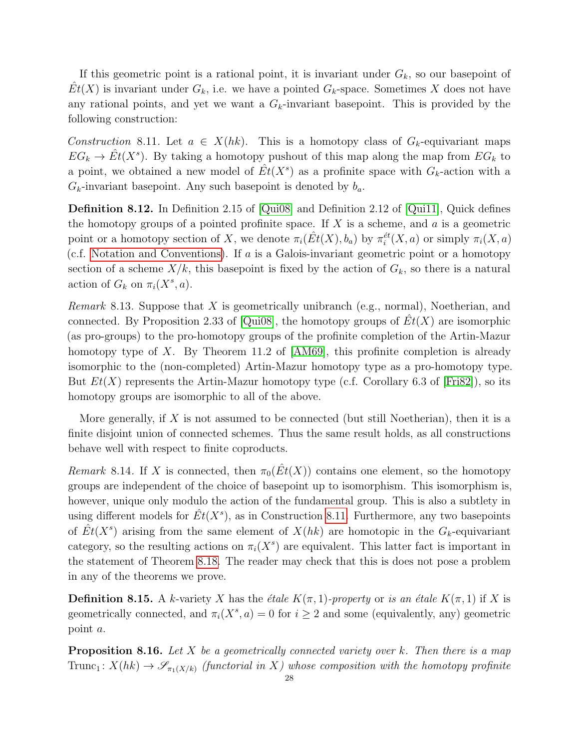If this geometric point is a rational point, it is invariant under $G_k$, so our basepoint of $\hat{E}t(X)$ is invariant under $G_k$, i.e. we have a pointed $G_k$-space. Sometimes $X$ does not have any rational points, and yet we want a $G_k$-invariant basepoint. This is provided by the following construction:

*Construction* 8.11. Let $a \in X(hk)$. This is a homotopy class of $G_k$-equivariant maps $EG_k \to \hat{E}t(X^s)$. By taking a homotopy pushout of this map along the map from $EG_k$ to a point, we obtained a new model of $\hat{E}t(X^s)$ as a profinite space with $G_k$-action with a $G_k$-invariant basepoint. Any such basepoint is denoted by $b_a$.

**Definition 8.12.** In Definition 2.15 of [Qui08] and Definition 2.12 of [Qui11], Quick defines the homotopy groups of a pointed profinite space. If $X$ is a scheme, and $a$ is a geometric point or a homotopy section of $X$, we denote $\pi_i(\hat{E}t(X), b_a)$ by $\pi_i^{\acute{e}t}(X, a)$ or simply $\pi_i(X, a)$ (c.f. Notation and Conventions). If $a$ is a Galois-invariant geometric point or a homotopy section of a scheme $X/k$, this basepoint is fixed by the action of $G_k$, so there is a natural action of $G_k$ on $\pi_i(X^s, a)$.

*Remark* 8.13. Suppose that $X$ is geometrically unibranch (e.g., normal), Noetherian, and connected. By Proposition 2.33 of [Qui08], the homotopy groups of $\hat{E}t(X)$ are isomorphic (as pro-groups) to the pro-homotopy groups of the profinite completion of the Artin-Mazur homotopy type of $X$. By Theorem 11.2 of [AM69], this profinite completion is already isomorphic to the (non-completed) Artin-Mazur homotopy type as a pro-homotopy type. But $Et(X)$ represents the Artin-Mazur homotopy type (c.f. Corollary 6.3 of [Fri82]), so its homotopy groups are isomorphic to all of the above.

More generally, if $X$ is not assumed to be connected (but still Noetherian), then it is a finite disjoint union of connected schemes. Thus the same result holds, as all constructions behave well with respect to finite coproducts.

*Remark* 8.14. If $X$ is connected, then $\pi_0(\hat{E}t(X))$ contains one element, so the homotopy groups are independent of the choice of basepoint up to isomorphism. This isomorphism is, however, unique only modulo the action of the fundamental group. This is also a subtlety in using different models for $\hat{E}t(X^s)$, as in Construction 8.11. Furthermore, any two basepoints of $\hat{E}t(X^s)$ arising from the same element of $X(hk)$ are homotopic in the $G_k$-equivariant category, so the resulting actions on $\pi_i(X^s)$ are equivalent. This latter fact is important in the statement of Theorem 8.18. The reader may check that this is does not pose a problem in any of the theorems we prove.

**Definition 8.15.** A $k$-variety $X$ has the *étale $K(\pi, 1)$-property* or *is an étale $K(\pi, 1)$* if $X$ is geometrically connected, and $\pi_i(X^s, a) = 0$ for $i \geq 2$ and some (equivalently, any) geometric point $a$.

**Proposition 8.16.** *Let $X$ be a geometrically connected variety over $k$. Then there is a map $\text{Trunc}_1 \colon X(hk) \to \mathscr{S}_{\pi_1(X/k)}$ (functorial in $X$) whose composition with the homotopy profinite*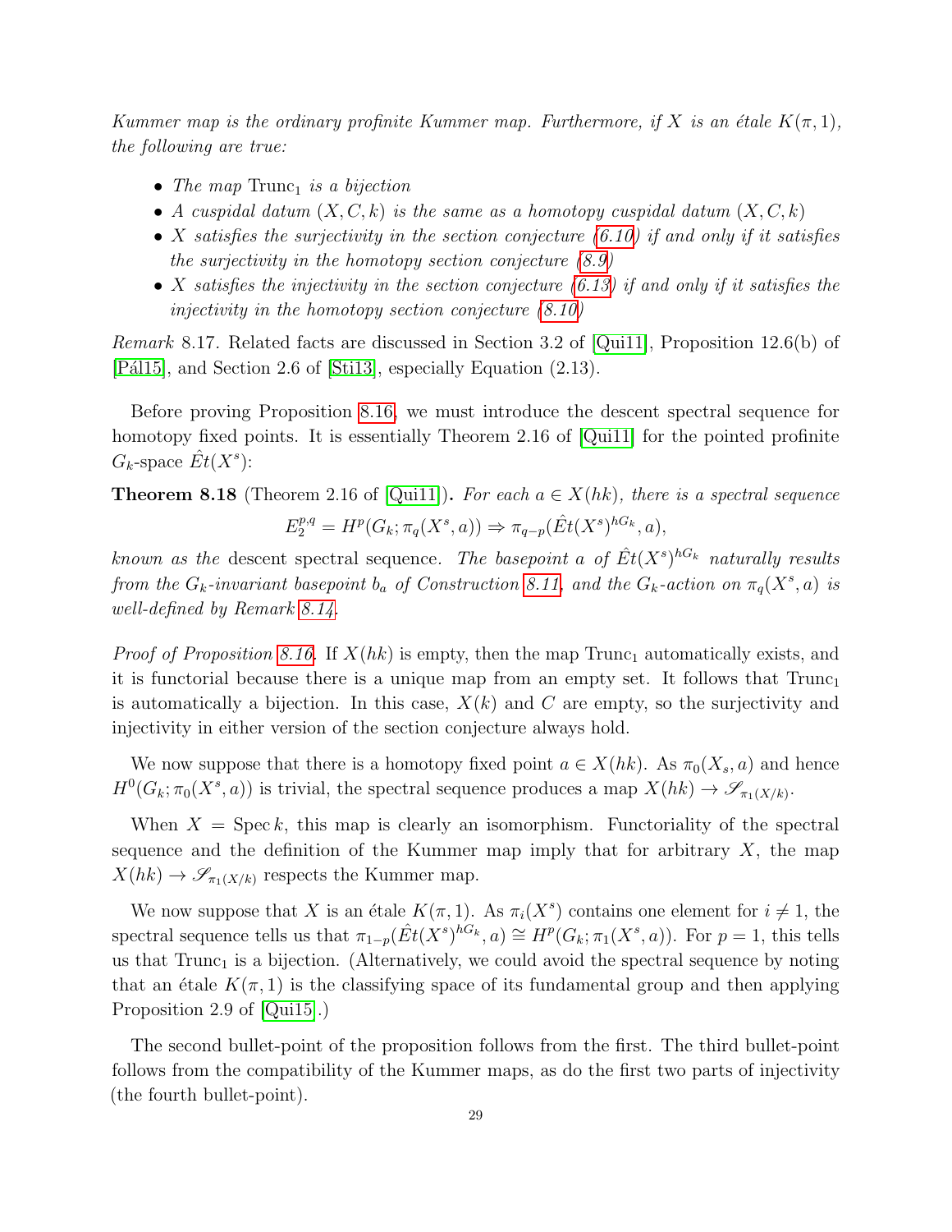*Kummer map is the ordinary profinite Kummer map. Furthermore, if $X$ is an étale $K(\pi, 1)$, the following are true:*

- *The map $\mathrm{Trunc}_1$ is a bijection*
- *A cuspidal datum $(X, C, k)$ is the same as a homotopy cuspidal datum $(X, C, k)$*
- *$X$ satisfies the surjectivity in the section conjecture (6.10) if and only if it satisfies the surjectivity in the homotopy section conjecture (8.9)*
- *$X$ satisfies the injectivity in the section conjecture (6.13) if and only if it satisfies the injectivity in the homotopy section conjecture (8.10)*

*Remark* 8.17. Related facts are discussed in Section 3.2 of [Qui11], Proposition 12.6(b) of [Pál15], and Section 2.6 of [Sti13], especially Equation (2.13).

Before proving Proposition 8.16, we must introduce the descent spectral sequence for homotopy fixed points. It is essentially Theorem 2.16 of [Qui11] for the pointed profinite $G_k$-space $\hat{E}t(X^s)$:

**Theorem 8.18** (Theorem 2.16 of [Qui11])**.** *For each $a \in X(hk)$, there is a spectral sequence*

$$E_2^{p,q} = H^p(G_k; \pi_q(X^s, a)) \Rightarrow \pi_{q-p}(\hat{E}t(X^s)^{hG_k}, a),$$

*known as the* descent spectral sequence*. The basepoint $a$ of $\hat{E}t(X^s)^{hG_k}$ naturally results from the $G_k$-invariant basepoint $b_a$ of Construction 8.11, and the $G_k$-action on $\pi_q(X^s, a)$ is well-defined by Remark 8.14.*

*Proof of Proposition 8.16.* If $X(hk)$ is empty, then the map $\mathrm{Trunc}_1$ automatically exists, and it is functorial because there is a unique map from an empty set. It follows that $\mathrm{Trunc}_1$ is automatically a bijection. In this case, $X(k)$ and $C$ are empty, so the surjectivity and injectivity in either version of the section conjecture always hold.

We now suppose that there is a homotopy fixed point $a \in X(hk)$. As $\pi_0(X_s, a)$ and hence $H^0(G_k; \pi_0(X^s, a))$ is trivial, the spectral sequence produces a map $X(hk) \to \mathscr{S}_{\pi_1(X/k)}$.

When $X = \operatorname{Spec} k$, this map is clearly an isomorphism. Functoriality of the spectral sequence and the definition of the Kummer map imply that for arbitrary $X$, the map $X(hk) \to \mathscr{S}_{\pi_1(X/k)}$ respects the Kummer map.

We now suppose that $X$ is an étale $K(\pi, 1)$. As $\pi_i(X^s)$ contains one element for $i \neq 1$, the spectral sequence tells us that $\pi_{1-p}(\hat{E}t(X^s)^{hG_k}, a) \cong H^p(G_k; \pi_1(X^s, a))$. For $p = 1$, this tells us that $\mathrm{Trunc}_1$ is a bijection. (Alternatively, we could avoid the spectral sequence by noting that an étale $K(\pi, 1)$ is the classifying space of its fundamental group and then applying Proposition 2.9 of [Qui15].)

The second bullet-point of the proposition follows from the first. The third bullet-point follows from the compatibility of the Kummer maps, as do the first two parts of injectivity (the fourth bullet-point).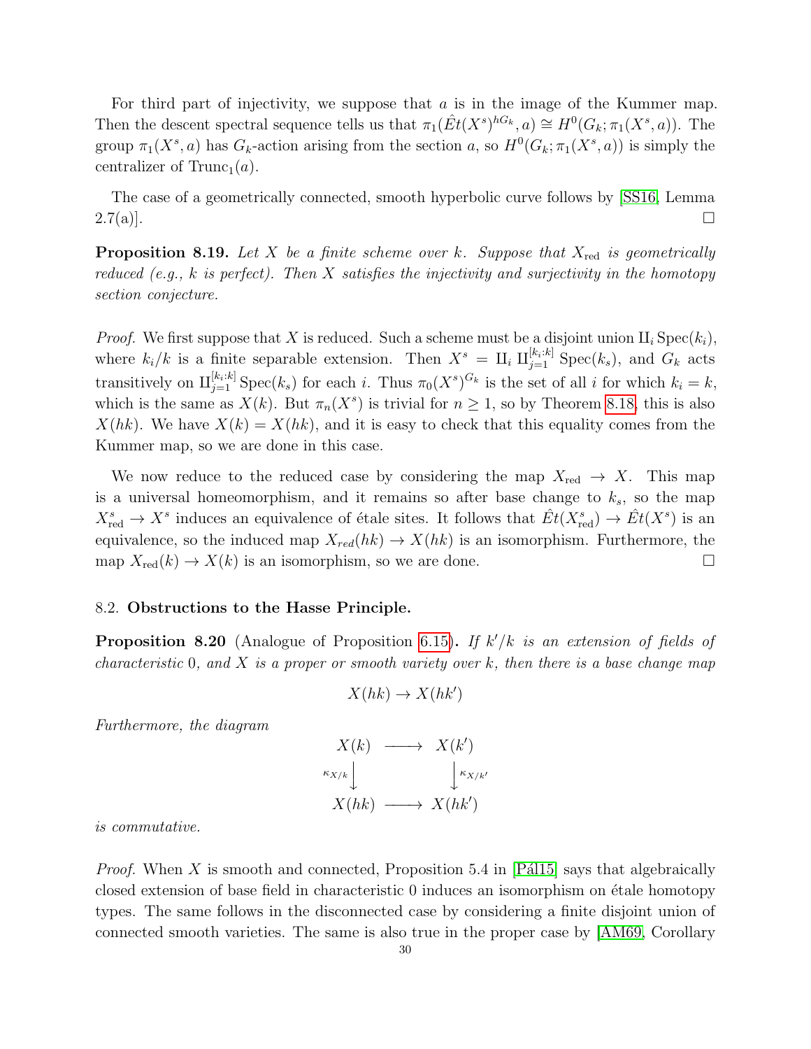For third part of injectivity, we suppose that $a$ is in the image of the Kummer map. Then the descent spectral sequence tells us that $\pi_1(\hat{E}t(X^s)^{hG_k}, a) \cong H^0(G_k; \pi_1(X^s, a))$. The group $\pi_1(X^s, a)$ has $G_k$-action arising from the section $a$, so $H^0(G_k; \pi_1(X^s, a))$ is simply the centralizer of $\mathrm{Trunc}_1(a)$.

The case of a geometrically connected, smooth hyperbolic curve follows by [SS16, Lemma 2.7(a)]. □

**Proposition 8.19.** *Let $X$ be a finite scheme over $k$. Suppose that $X_{\mathrm{red}}$ is geometrically reduced (e.g., $k$ is perfect). Then $X$ satisfies the injectivity and surjectivity in the homotopy section conjecture.*

*Proof.* We first suppose that $X$ is reduced. Such a scheme must be a disjoint union $\amalg_i \mathrm{Spec}(k_i)$, where $k_i/k$ is a finite separable extension. Then $X^s = \amalg_i \amalg_{j=1}^{[k_i:k]} \mathrm{Spec}(k_s)$, and $G_k$ acts transitively on $\amalg_{j=1}^{[k_i:k]} \mathrm{Spec}(k_s)$ for each $i$. Thus $\pi_0(X^s)^{G_k}$ is the set of all $i$ for which $k_i = k$, which is the same as $X(k)$. But $\pi_n(X^s)$ is trivial for $n \geq 1$, so by Theorem 8.18, this is also $X(hk)$. We have $X(k) = X(hk)$, and it is easy to check that this equality comes from the Kummer map, so we are done in this case.

We now reduce to the reduced case by considering the map $X_{\mathrm{red}} \to X$. This map is a universal homeomorphism, and it remains so after base change to $k_s$, so the map $X^s_{\mathrm{red}} \to X^s$ induces an equivalence of étale sites. It follows that $\hat{E}t(X^s_{\mathrm{red}}) \to \hat{E}t(X^s)$ is an equivalence, so the induced map $X_{red}(hk) \to X(hk)$ is an isomorphism. Furthermore, the map $X_{\mathrm{red}}(k) \to X(k)$ is an isomorphism, so we are done. □

## 8.2. Obstructions to the Hasse Principle.

**Proposition 8.20** (Analogue of Proposition 6.15)**.** *If $k'/k$ is an extension of fields of characteristic 0, and $X$ is a proper or smooth variety over $k$, then there is a base change map*

$$X(hk) \to X(hk')$$

*Furthermore, the diagram*

$$\begin{array}{ccc} X(k) & \longrightarrow & X(k') \\ \downarrow{\scriptstyle \kappa_{X/k}} & & \downarrow{\scriptstyle \kappa_{X/k'}} \\ X(hk) & \longrightarrow & X(hk') \end{array}$$

*is commutative.*

*Proof.* When $X$ is smooth and connected, Proposition 5.4 in [Pál15] says that algebraically closed extension of base field in characteristic 0 induces an isomorphism on étale homotopy types. The same follows in the disconnected case by considering a finite disjoint union of connected smooth varieties. The same is also true in the proper case by [AM69, Corollary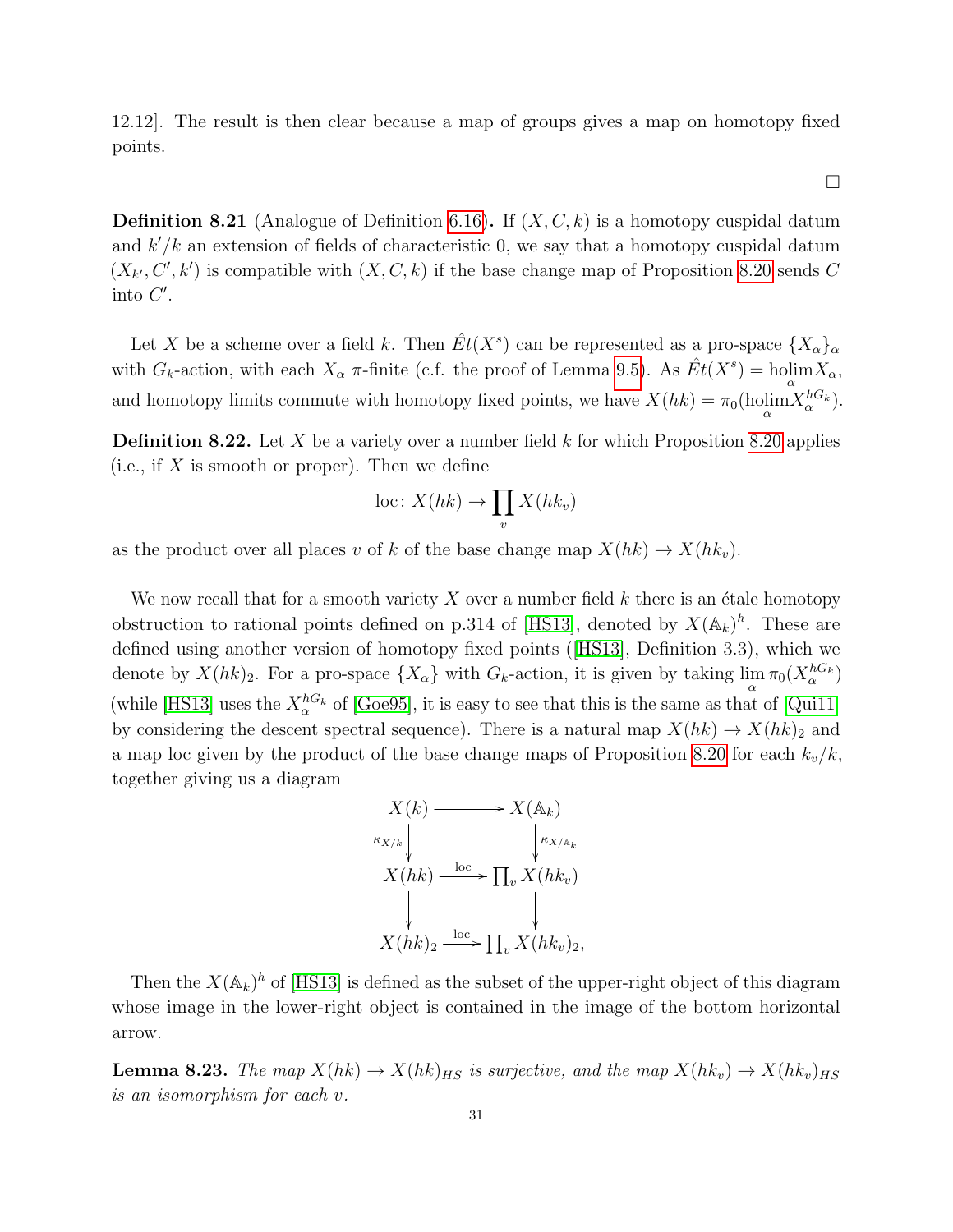12.12]. The result is then clear because a map of groups gives a map on homotopy fixed points.

□

**Definition 8.21** (Analogue of Definition 6.16)**.** If $(X, C, k)$ is a homotopy cuspidal datum and $k'/k$ an extension of fields of characteristic 0, we say that a homotopy cuspidal datum $(X_{k'}, C', k')$ is compatible with $(X, C, k)$ if the base change map of Proposition 8.20 sends $C$ into $C'$.

Let $X$ be a scheme over a field $k$. Then $\hat{E}t(X^s)$ can be represented as a pro-space $\{X_\alpha\}_\alpha$ with $G_k$-action, with each $X_\alpha$ $\pi$-finite (c.f. the proof of Lemma 9.5). As $\hat{E}t(X^s) = \operatorname{holim}_\alpha X_\alpha$, and homotopy limits commute with homotopy fixed points, we have $X(hk) = \pi_0(\operatorname{holim}_\alpha X_\alpha^{hG_k})$.

**Definition 8.22.** Let $X$ be a variety over a number field $k$ for which Proposition 8.20 applies (i.e., if $X$ is smooth or proper). Then we define

$$\mathrm{loc}\colon X(hk) \to \prod_v X(hk_v)$$

as the product over all places $v$ of $k$ of the base change map $X(hk) \to X(hk_v)$.

We now recall that for a smooth variety $X$ over a number field $k$ there is an étale homotopy obstruction to rational points defined on p.314 of [HS13], denoted by $X(\mathbb{A}_k)^h$. These are defined using another version of homotopy fixed points ([HS13], Definition 3.3), which we denote by $X(hk)_2$. For a pro-space $\{X_\alpha\}$ with $G_k$-action, it is given by taking $\lim_\alpha \pi_0(X_\alpha^{hG_k})$ (while [HS13] uses the $X_\alpha^{hG_k}$ of [Goe95], it is easy to see that this is the same as that of [Qui11] by considering the descent spectral sequence). There is a natural map $X(hk) \to X(hk)_2$ and a map loc given by the product of the base change maps of Proposition 8.20 for each $k_v/k$, together giving us a diagram

$$\begin{array}{ccc}
X(k) & \longrightarrow & X(\mathbb{A}_k) \\
\downarrow{\scriptstyle \kappa_{X/k}} & & \downarrow{\scriptstyle \kappa_{X/\mathbb{A}_k}} \\
X(hk) & \xrightarrow{\mathrm{loc}} & \prod_v X(hk_v) \\
\downarrow & & \downarrow \\
X(hk)_2 & \xrightarrow{\mathrm{loc}} & \prod_v X(hk_v)_2,
\end{array}$$

Then the $X(\mathbb{A}_k)^h$ of [HS13] is defined as the subset of the upper-right object of this diagram whose image in the lower-right object is contained in the image of the bottom horizontal arrow.

**Lemma 8.23.** *The map $X(hk) \to X(hk)_{HS}$ is surjective, and the map $X(hk_v) \to X(hk_v)_{HS}$ is an isomorphism for each $v$.*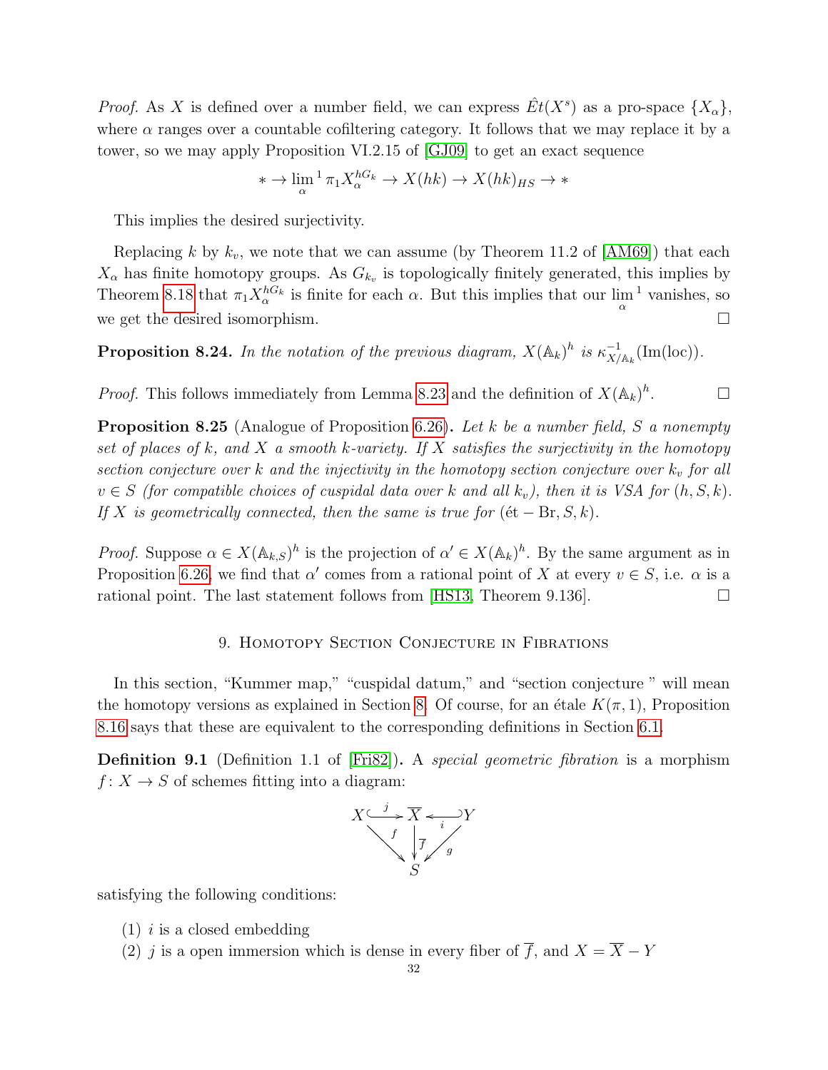*Proof.* As $X$ is defined over a number field, we can express $\hat{E}t(X^s)$ as a pro-space $\{X_\alpha\}$, where $\alpha$ ranges over a countable cofiltering category. It follows that we may replace it by a tower, so we may apply Proposition VI.2.15 of [GJ09] to get an exact sequence

$$* \to \lim_{\alpha}{}^1 \pi_1 X_\alpha^{hG_k} \to X(hk) \to X(hk)_{HS} \to *$$

This implies the desired surjectivity.

Replacing $k$ by $k_v$, we note that we can assume (by Theorem 11.2 of [AM69]) that each $X_\alpha$ has finite homotopy groups. As $G_{k_v}$ is topologically finitely generated, this implies by Theorem 8.18 that $\pi_1 X_\alpha^{hG_k}$ is finite for each $\alpha$. But this implies that our $\lim_{\alpha}{}^1$ vanishes, so we get the desired isomorphism. $\square$

**Proposition 8.24.** *In the notation of the previous diagram, $X(\mathbb{A}_k)^h$ is $\kappa_{X/\mathbb{A}_k}^{-1}(\mathrm{Im}(\mathrm{loc}))$.*

*Proof.* This follows immediately from Lemma 8.23 and the definition of $X(\mathbb{A}_k)^h$. $\square$

**Proposition 8.25** (Analogue of Proposition 6.26)**.** *Let $k$ be a number field, $S$ a nonempty set of places of $k$, and $X$ a smooth $k$-variety. If $X$ satisfies the surjectivity in the homotopy section conjecture over $k$ and the injectivity in the homotopy section conjecture over $k_v$ for all $v \in S$ (for compatible choices of cuspidal data over $k$ and all $k_v$), then it is VSA for $(h, S, k)$. If $X$ is geometrically connected, then the same is true for $(\text{ét} - \text{Br}, S, k)$.*

*Proof.* Suppose $\alpha \in X(\mathbb{A}_{k,S})^h$ is the projection of $\alpha' \in X(\mathbb{A}_k)^h$. By the same argument as in Proposition 6.26, we find that $\alpha'$ comes from a rational point of $X$ at every $v \in S$, i.e. $\alpha$ is a rational point. The last statement follows from [HS13, Theorem 9.136]. $\square$

## 9. Homotopy Section Conjecture in Fibrations

In this section, "Kummer map," "cuspidal datum," and "section conjecture " will mean the homotopy versions as explained in Section 8. Of course, for an étale $K(\pi, 1)$, Proposition 8.16 says that these are equivalent to the corresponding definitions in Section 6.1.

**Definition 9.1** (Definition 1.1 of [Fri82])**.** A *special geometric fibration* is a morphism $f\colon X \to S$ of schemes fitting into a diagram:

$$\begin{array}{ccccc} X & \overset{j}{\hookrightarrow} & \overline{X} & \overset{i}{\hookleftarrow} & Y \\ & {\scriptstyle f}\searrow & \downarrow{\scriptstyle \overline{f}} & \swarrow{\scriptstyle g} & \\ & & S & & \end{array}$$

satisfying the following conditions:

1. $i$ is a closed embedding
2. $j$ is a open immersion which is dense in every fiber of $\overline{f}$, and $X = \overline{X} - Y$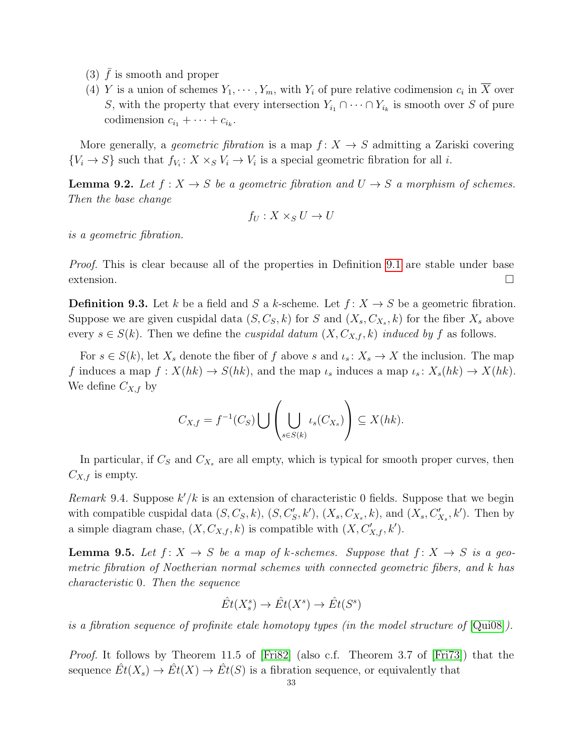(3) $\bar{f}$ is smooth and proper

(4) $Y$ is a union of schemes $Y_1, \cdots, Y_m$, with $Y_i$ of pure relative codimension $c_i$ in $\overline{X}$ over $S$, with the property that every intersection $Y_{i_1} \cap \cdots \cap Y_{i_k}$ is smooth over $S$ of pure codimension $c_{i_1} + \cdots + c_{i_k}$.

More generally, a *geometric fibration* is a map $f\colon X \to S$ admitting a Zariski covering $\{V_i \to S\}$ such that $f_{V_i}\colon X \times_S V_i \to V_i$ is a special geometric fibration for all $i$.

**Lemma 9.2.** *Let $f : X \to S$ be a geometric fibration and $U \to S$ a morphism of schemes. Then the base change*

$$f_U : X \times_S U \to U$$

*is a geometric fibration.*

*Proof.* This is clear because all of the properties in Definition 9.1 are stable under base extension. □

**Definition 9.3.** Let $k$ be a field and $S$ a $k$-scheme. Let $f\colon X \to S$ be a geometric fibration. Suppose we are given cuspidal data $(S, C_S, k)$ for $S$ and $(X_s, C_{X_s}, k)$ for the fiber $X_s$ above every $s \in S(k)$. Then we define the *cuspidal datum* $(X, C_{X,f}, k)$ *induced by* $f$ as follows.

For $s \in S(k)$, let $X_s$ denote the fiber of $f$ above $s$ and $\iota_s\colon X_s \to X$ the inclusion. The map $f$ induces a map $f : X(hk) \to S(hk)$, and the map $\iota_s$ induces a map $\iota_s\colon X_s(hk) \to X(hk)$. We define $C_{X,f}$ by

$$C_{X,f} = f^{-1}(C_S) \bigcup \left( \bigcup_{s \in S(k)} \iota_s(C_{X_s}) \right) \subseteq X(hk).$$

In particular, if $C_S$ and $C_{X_s}$ are all empty, which is typical for smooth proper curves, then $C_{X,f}$ is empty.

*Remark* 9.4. Suppose $k'/k$ is an extension of characteristic 0 fields. Suppose that we begin with compatible cuspidal data $(S, C_S, k)$, $(S, C'_S, k')$, $(X_s, C_{X_s}, k)$, and $(X_s, C'_{X_s}, k')$. Then by a simple diagram chase, $(X, C_{X,f}, k)$ is compatible with $(X, C'_{X,f}, k')$.

**Lemma 9.5.** *Let $f\colon X \to S$ be a map of $k$-schemes. Suppose that $f\colon X \to S$ is a geometric fibration of Noetherian normal schemes with connected geometric fibers, and $k$ has characteristic 0. Then the sequence*

$$\hat{E}t(X_s^s) \to \hat{E}t(X^s) \to \hat{E}t(S^s)$$

*is a fibration sequence of profinite etale homotopy types (in the model structure of [Qui08]).*

*Proof.* It follows by Theorem 11.5 of [Fri82] (also c.f. Theorem 3.7 of [Fri73]) that the sequence $\hat{E}t(X_s) \to \hat{E}t(X) \to \hat{E}t(S)$ is a fibration sequence, or equivalently that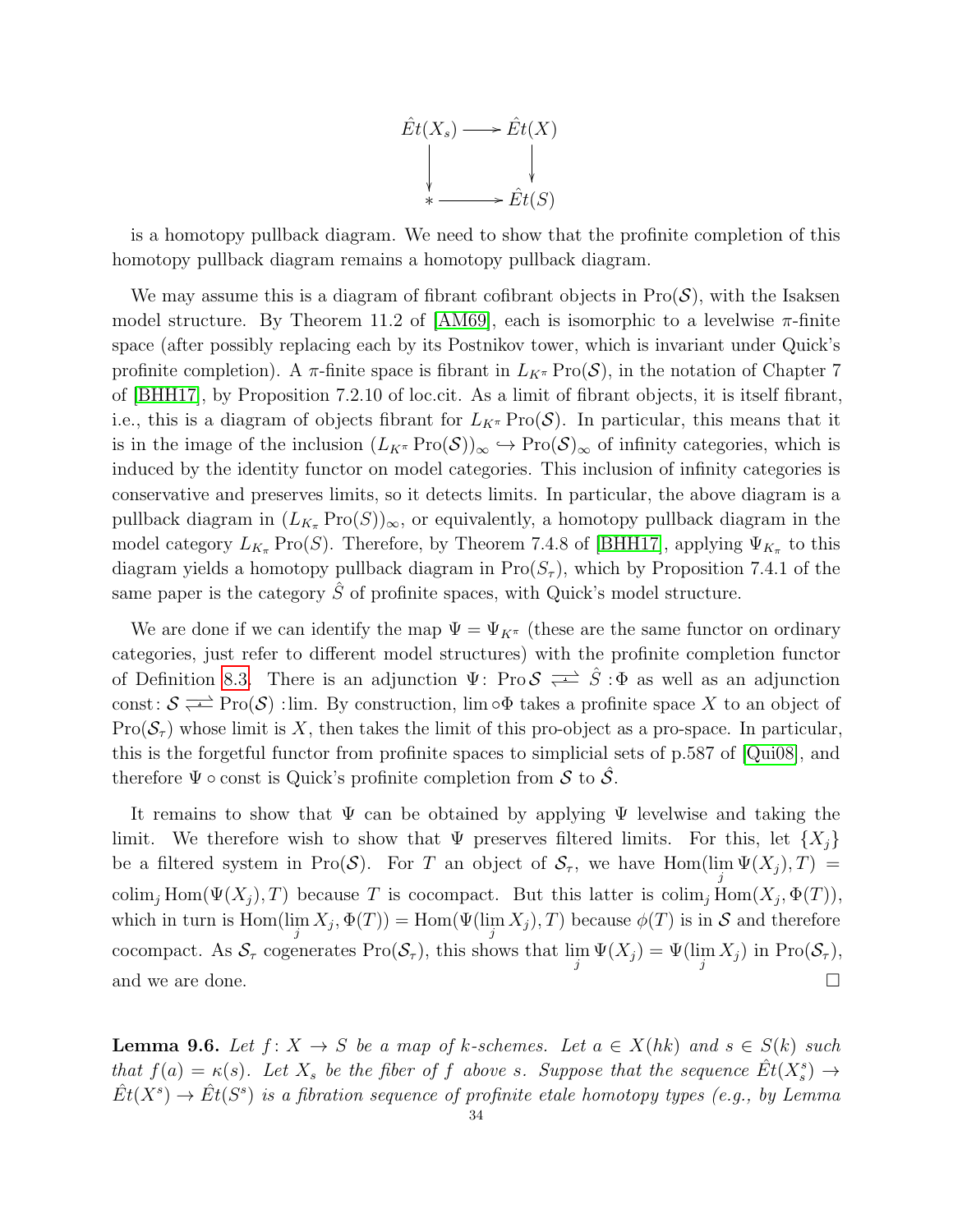$$
\begin{array}{ccc}
\hat{E}t(X_s) & \longrightarrow & \hat{E}t(X) \\
\downarrow & & \downarrow \\
* & \longrightarrow & \hat{E}t(S)
\end{array}
$$

is a homotopy pullback diagram. We need to show that the profinite completion of this homotopy pullback diagram remains a homotopy pullback diagram.

We may assume this is a diagram of fibrant cofibrant objects in $\mathrm{Pro}(\mathcal{S})$, with the Isaksen model structure. By Theorem 11.2 of [AM69], each is isomorphic to a levelwise $\pi$-finite space (after possibly replacing each by its Postnikov tower, which is invariant under Quick's profinite completion). A $\pi$-finite space is fibrant in $L_{K^\pi}\mathrm{Pro}(\mathcal{S})$, in the notation of Chapter 7 of [BHH17], by Proposition 7.2.10 of loc.cit. As a limit of fibrant objects, it is itself fibrant, i.e., this is a diagram of objects fibrant for $L_{K^\pi}\mathrm{Pro}(\mathcal{S})$. In particular, this means that it is in the image of the inclusion $(L_{K^\pi}\mathrm{Pro}(\mathcal{S}))_\infty \hookrightarrow \mathrm{Pro}(\mathcal{S})_\infty$ of infinity categories, which is induced by the identity functor on model categories. This inclusion of infinity categories is conservative and preserves limits, so it detects limits. In particular, the above diagram is a pullback diagram in $(L_{K_\pi}\mathrm{Pro}(S))_\infty$, or equivalently, a homotopy pullback diagram in the model category $L_{K_\pi}\mathrm{Pro}(S)$. Therefore, by Theorem 7.4.8 of [BHH17], applying $\Psi_{K_\pi}$ to this diagram yields a homotopy pullback diagram in $\mathrm{Pro}(S_\tau)$, which by Proposition 7.4.1 of the same paper is the category $\hat{S}$ of profinite spaces, with Quick's model structure.

We are done if we can identify the map $\Psi = \Psi_{K^\pi}$ (these are the same functor on ordinary categories, just refer to different model structures) with the profinite completion functor of Definition 8.3. There is an adjunction $\Psi\colon \mathrm{Pro}\,\mathcal{S} \rightleftarrows \hat{S} : \Phi$ as well as an adjunction $\mathrm{const}\colon \mathcal{S} \rightleftarrows \mathrm{Pro}(\mathcal{S}) : \lim$. By construction, $\lim \circ \Phi$ takes a profinite space $X$ to an object of $\mathrm{Pro}(\mathcal{S}_\tau)$ whose limit is $X$, then takes the limit of this pro-object as a pro-space. In particular, this is the forgetful functor from profinite spaces to simplicial sets of p.587 of [Qui08], and therefore $\Psi \circ \mathrm{const}$ is Quick's profinite completion from $\mathcal{S}$ to $\hat{\mathcal{S}}$.

It remains to show that $\Psi$ can be obtained by applying $\Psi$ levelwise and taking the limit. We therefore wish to show that $\Psi$ preserves filtered limits. For this, let $\{X_j\}$ be a filtered system in $\mathrm{Pro}(\mathcal{S})$. For $T$ an object of $\mathcal{S}_\tau$, we have $\mathrm{Hom}(\lim_j \Psi(X_j), T) = \mathrm{colim}_j \mathrm{Hom}(\Psi(X_j), T)$ because $T$ is cocompact. But this latter is $\mathrm{colim}_j \mathrm{Hom}(X_j, \Phi(T))$, which in turn is $\mathrm{Hom}(\lim_j X_j, \Phi(T)) = \mathrm{Hom}(\Psi(\lim_j X_j), T)$ because $\phi(T)$ is in $\mathcal{S}$ and therefore cocompact. As $\mathcal{S}_\tau$ cogenerates $\mathrm{Pro}(\mathcal{S}_\tau)$, this shows that $\lim_j \Psi(X_j) = \Psi(\lim_j X_j)$ in $\mathrm{Pro}(\mathcal{S}_\tau)$, and we are done. $\square$

**Lemma 9.6.** *Let $f\colon X \to S$ be a map of $k$-schemes. Let $a \in X(hk)$ and $s \in S(k)$ such that $f(a) = \kappa(s)$. Let $X_s$ be the fiber of $f$ above $s$. Suppose that the sequence $\hat{E}t(X_s^s) \to \hat{E}t(X^s) \to \hat{E}t(S^s)$ is a fibration sequence of profinite etale homotopy types (e.g., by Lemma*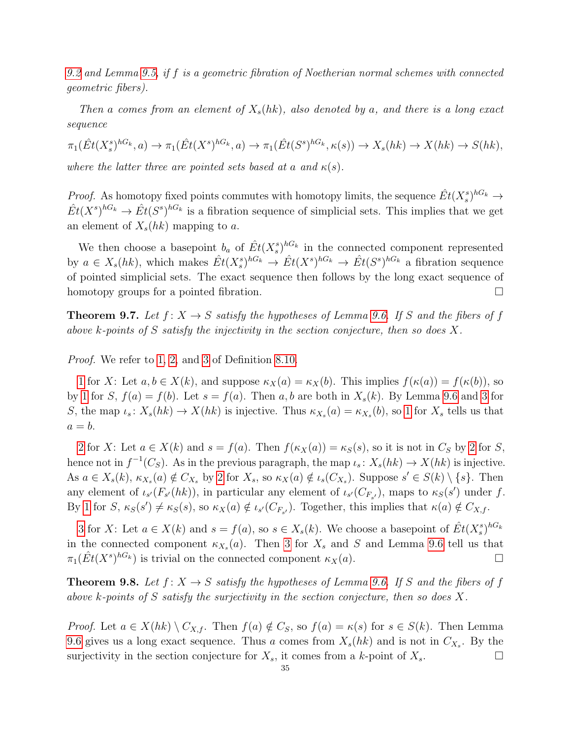*9.2 and Lemma 9.5, if $f$ is a geometric fibration of Noetherian normal schemes with connected geometric fibers).*

*Then $a$ comes from an element of $X_s(hk)$, also denoted by $a$, and there is a long exact sequence*

$$\pi_1(\hat{E}t(X_s^s)^{hG_k}, a) \to \pi_1(\hat{E}t(X^s)^{hG_k}, a) \to \pi_1(\hat{E}t(S^s)^{hG_k}, \kappa(s)) \to X_s(hk) \to X(hk) \to S(hk),$$

*where the latter three are pointed sets based at $a$ and $\kappa(s)$.*

*Proof.* As homotopy fixed points commutes with homotopy limits, the sequence $\hat{E}t(X_s^s)^{hG_k} \to \hat{E}t(X^s)^{hG_k} \to \hat{E}t(S^s)^{hG_k}$ is a fibration sequence of simplicial sets. This implies that we get an element of $X_s(hk)$ mapping to $a$.

We then choose a basepoint $b_a$ of $\hat{E}t(X_s^s)^{hG_k}$ in the connected component represented by $a \in X_s(hk)$, which makes $\hat{E}t(X_s^s)^{hG_k} \to \hat{E}t(X^s)^{hG_k} \to \hat{E}t(S^s)^{hG_k}$ a fibration sequence of pointed simplicial sets. The exact sequence then follows by the long exact sequence of homotopy groups for a pointed fibration. □

**Theorem 9.7.** *Let $f\colon X \to S$ satisfy the hypotheses of Lemma 9.6. If $S$ and the fibers of $f$ above $k$-points of $S$ satisfy the injectivity in the section conjecture, then so does $X$.*

*Proof.* We refer to 1, 2, and 3 of Definition 8.10.

1 for $X$: Let $a, b \in X(k)$, and suppose $\kappa_X(a) = \kappa_X(b)$. This implies $f(\kappa(a)) = f(\kappa(b))$, so by 1 for $S$, $f(a) = f(b)$. Let $s = f(a)$. Then $a, b$ are both in $X_s(k)$. By Lemma 9.6 and 3 for $S$, the map $\iota_s\colon X_s(hk) \to X(hk)$ is injective. Thus $\kappa_{X_s}(a) = \kappa_{X_s}(b)$, so 1 for $X_s$ tells us that $a = b$.

2 for $X$: Let $a \in X(k)$ and $s = f(a)$. Then $f(\kappa_X(a)) = \kappa_S(s)$, so it is not in $C_S$ by 2 for $S$, hence not in $f^{-1}(C_S)$. As in the previous paragraph, the map $\iota_s\colon X_s(hk) \to X(hk)$ is injective. As $a \in X_s(k)$, $\kappa_{X_s}(a) \notin C_{X_s}$ by 2 for $X_s$, so $\kappa_X(a) \notin \iota_s(C_{X_s})$. Suppose $s' \in S(k) \setminus \{s\}$. Then any element of $\iota_{s'}(F_{s'}(hk))$, in particular any element of $\iota_{s'}(C_{F_{s'}})$, maps to $\kappa_S(s')$ under $f$. By 1 for $S$, $\kappa_S(s') \neq \kappa_S(s)$, so $\kappa_X(a) \notin \iota_{s'}(C_{F_{s'}})$. Together, this implies that $\kappa(a) \notin C_{X,f}$.

3 for $X$: Let $a \in X(k)$ and $s = f(a)$, so $s \in X_s(k)$. We choose a basepoint of $\hat{E}t(X_s^s)^{hG_k}$ in the connected component $\kappa_{X_s}(a)$. Then 3 for $X_s$ and $S$ and Lemma 9.6 tell us that $\pi_1(\hat{E}t(X^s)^{hG_k})$ is trivial on the connected component $\kappa_X(a)$. □

**Theorem 9.8.** *Let $f\colon X \to S$ satisfy the hypotheses of Lemma 9.6. If $S$ and the fibers of $f$ above $k$-points of $S$ satisfy the surjectivity in the section conjecture, then so does $X$.*

*Proof.* Let $a \in X(hk) \setminus C_{X,f}$. Then $f(a) \notin C_S$, so $f(a) = \kappa(s)$ for $s \in S(k)$. Then Lemma 9.6 gives us a long exact sequence. Thus $a$ comes from $X_s(hk)$ and is not in $C_{X_s}$. By the surjectivity in the section conjecture for $X_s$, it comes from a $k$-point of $X_s$. □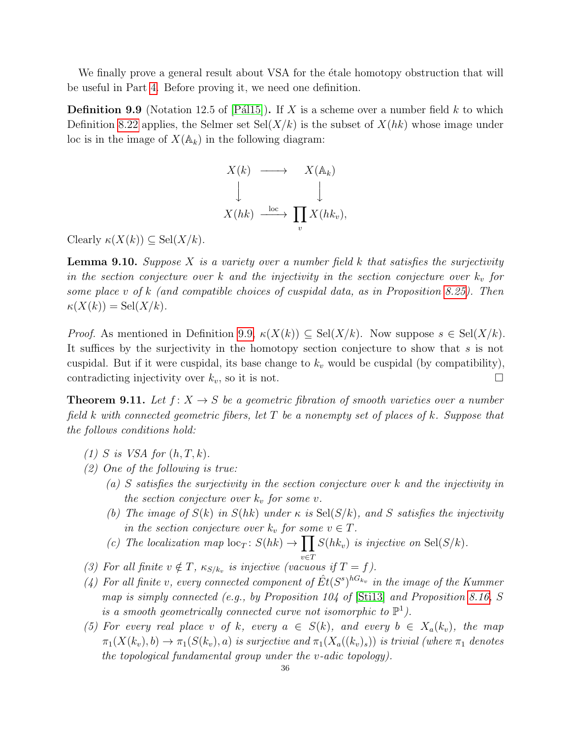We finally prove a general result about VSA for the étale homotopy obstruction that will be useful in Part 4. Before proving it, we need one definition.

**Definition 9.9** (Notation 12.5 of [Pál15])**.** If $X$ is a scheme over a number field $k$ to which Definition 8.22 applies, the Selmer set $\mathrm{Sel}(X/k)$ is the subset of $X(hk)$ whose image under loc is in the image of $X(\mathbb{A}_k)$ in the following diagram:

$$\begin{array}{ccc} X(k) & \longrightarrow & X(\mathbb{A}_k) \\ \big\downarrow & & \big\downarrow \\ X(hk) & \xrightarrow{\text{loc}} & \prod_v X(hk_v), \end{array}$$

Clearly $\kappa(X(k)) \subseteq \mathrm{Sel}(X/k)$.

**Lemma 9.10.** *Suppose $X$ is a variety over a number field $k$ that satisfies the surjectivity in the section conjecture over $k$ and the injectivity in the section conjecture over $k_v$ for some place $v$ of $k$ (and compatible choices of cuspidal data, as in Proposition 8.25). Then $\kappa(X(k)) = \mathrm{Sel}(X/k)$.*

*Proof.* As mentioned in Definition 9.9, $\kappa(X(k)) \subseteq \mathrm{Sel}(X/k)$. Now suppose $s \in \mathrm{Sel}(X/k)$. It suffices by the surjectivity in the homotopy section conjecture to show that $s$ is not cuspidal. But if it were cuspidal, its base change to $k_v$ would be cuspidal (by compatibility), contradicting injectivity over $k_v$, so it is not. $\square$

**Theorem 9.11.** *Let $f \colon X \to S$ be a geometric fibration of smooth varieties over a number field $k$ with connected geometric fibers, let $T$ be a nonempty set of places of $k$. Suppose that the follows conditions hold:*

*(1) $S$ is VSA for $(h, T, k)$.*

*(2) One of the following is true:*

- *(a) $S$ satisfies the surjectivity in the section conjecture over $k$ and the injectivity in the section conjecture over $k_v$ for some $v$.*
- *(b) The image of $S(k)$ in $S(hk)$ under $\kappa$ is $\mathrm{Sel}(S/k)$, and $S$ satisfies the injectivity in the section conjecture over $k_v$ for some $v \in T$.*
- *(c) The localization map $\mathrm{loc}_T \colon S(hk) \to \prod_{v \in T} S(hk_v)$ is injective on $\mathrm{Sel}(S/k)$.*

*(3) For all finite $v \notin T$, $\kappa_{S/k_v}$ is injective (vacuous if $T = f$).*

*(4) For all finite $v$, every connected component of $\hat{E}t(S^s)^{hG_{k_v}}$ in the image of the Kummer map is simply connected (e.g., by Proposition 104 of [Sti13] and Proposition 8.16, $S$ is a smooth geometrically connected curve not isomorphic to $\mathbb{P}^1$).*

*(5) For every real place $v$ of $k$, every $a \in S(k)$, and every $b \in X_a(k_v)$, the map $\pi_1(X(k_v), b) \to \pi_1(S(k_v), a)$ is surjective and $\pi_1(X_a((k_v)_s))$ is trivial (where $\pi_1$ denotes the topological fundamental group under the $v$-adic topology).*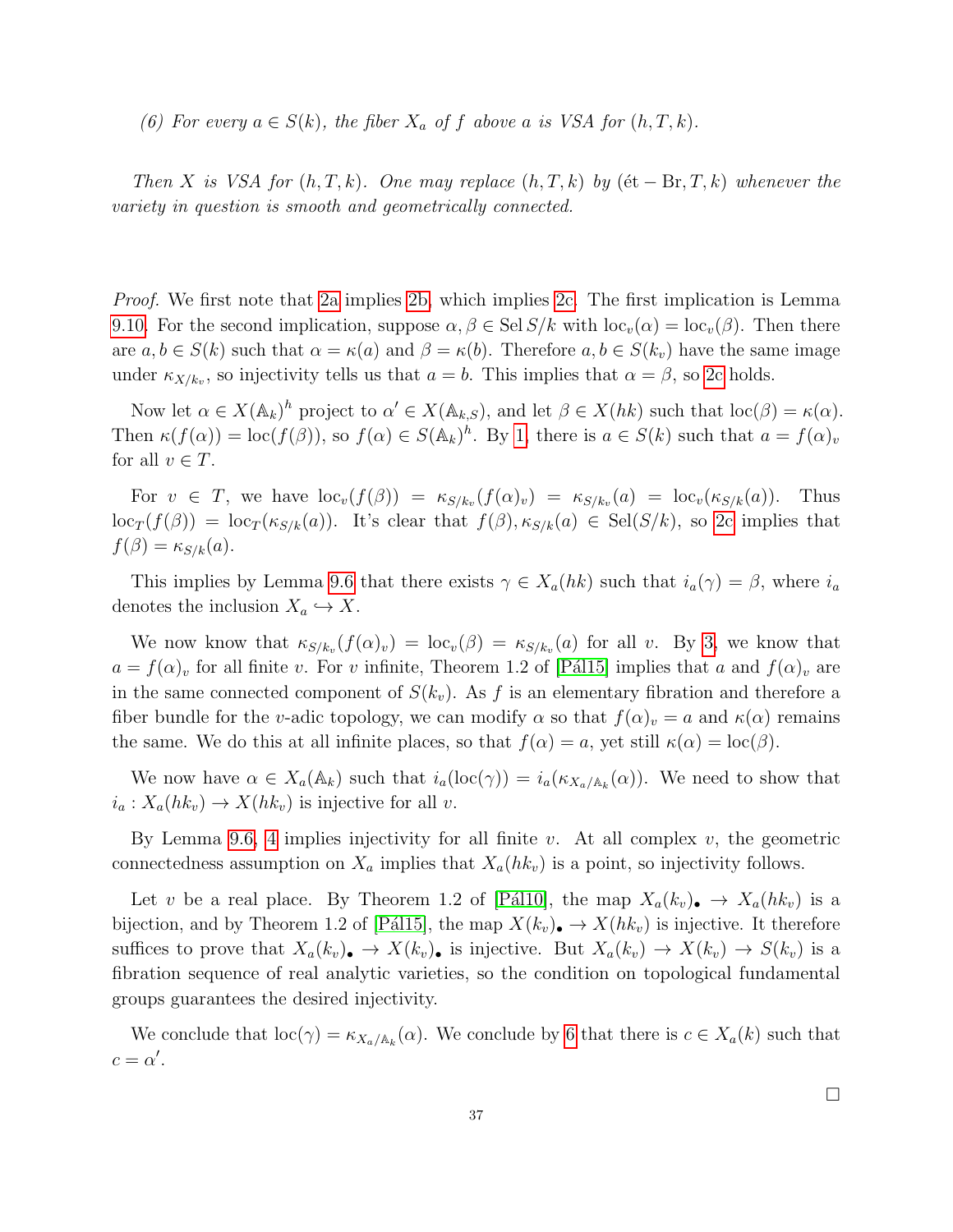*(6) For every $a \in S(k)$, the fiber $X_a$ of $f$ above $a$ is VSA for $(h, T, k)$.*

*Then $X$ is VSA for $(h, T, k)$. One may replace $(h, T, k)$ by $(\text{ét} - \text{Br}, T, k)$ whenever the variety in question is smooth and geometrically connected.*

*Proof.* We first note that 2a implies 2b, which implies 2c. The first implication is Lemma 9.10. For the second implication, suppose $\alpha, \beta \in \operatorname{Sel} S/k$ with $\operatorname{loc}_v(\alpha) = \operatorname{loc}_v(\beta)$. Then there are $a, b \in S(k)$ such that $\alpha = \kappa(a)$ and $\beta = \kappa(b)$. Therefore $a, b \in S(k_v)$ have the same image under $\kappa_{X/k_v}$, so injectivity tells us that $a = b$. This implies that $\alpha = \beta$, so 2c holds.

Now let $\alpha \in X(\mathbb{A}_k)^h$ project to $\alpha' \in X(\mathbb{A}_{k,S})$, and let $\beta \in X(hk)$ such that $\operatorname{loc}(\beta) = \kappa(\alpha)$. Then $\kappa(f(\alpha)) = \operatorname{loc}(f(\beta))$, so $f(\alpha) \in S(\mathbb{A}_k)^h$. By 1, there is $a \in S(k)$ such that $a = f(\alpha)_v$ for all $v \in T$.

For $v \in T$, we have $\operatorname{loc}_v(f(\beta)) = \kappa_{S/k_v}(f(\alpha)_v) = \kappa_{S/k_v}(a) = \operatorname{loc}_v(\kappa_{S/k}(a))$. Thus $\operatorname{loc}_T(f(\beta)) = \operatorname{loc}_T(\kappa_{S/k}(a))$. It's clear that $f(\beta), \kappa_{S/k}(a) \in \operatorname{Sel}(S/k)$, so 2c implies that $f(\beta) = \kappa_{S/k}(a)$.

This implies by Lemma 9.6 that there exists $\gamma \in X_a(hk)$ such that $i_a(\gamma) = \beta$, where $i_a$ denotes the inclusion $X_a \hookrightarrow X$.

We now know that $\kappa_{S/k_v}(f(\alpha)_v) = \operatorname{loc}_v(\beta) = \kappa_{S/k_v}(a)$ for all $v$. By 3, we know that $a = f(\alpha)_v$ for all finite $v$. For $v$ infinite, Theorem 1.2 of [Pál15] implies that $a$ and $f(\alpha)_v$ are in the same connected component of $S(k_v)$. As $f$ is an elementary fibration and therefore a fiber bundle for the $v$-adic topology, we can modify $\alpha$ so that $f(\alpha)_v = a$ and $\kappa(\alpha)$ remains the same. We do this at all infinite places, so that $f(\alpha) = a$, yet still $\kappa(\alpha) = \operatorname{loc}(\beta)$.

We now have $\alpha \in X_a(\mathbb{A}_k)$ such that $i_a(\operatorname{loc}(\gamma)) = i_a(\kappa_{X_a/\mathbb{A}_k}(\alpha))$. We need to show that $i_a : X_a(hk_v) \to X(hk_v)$ is injective for all $v$.

By Lemma 9.6, 4 implies injectivity for all finite $v$. At all complex $v$, the geometric connectedness assumption on $X_a$ implies that $X_a(hk_v)$ is a point, so injectivity follows.

Let $v$ be a real place. By Theorem 1.2 of [Pál10], the map $X_a(k_v)_\bullet \to X_a(hk_v)$ is a bijection, and by Theorem 1.2 of [Pál15], the map $X(k_v)_\bullet \to X(hk_v)$ is injective. It therefore suffices to prove that $X_a(k_v)_\bullet \to X(k_v)_\bullet$ is injective. But $X_a(k_v) \to X(k_v) \to S(k_v)$ is a fibration sequence of real analytic varieties, so the condition on topological fundamental groups guarantees the desired injectivity.

We conclude that $\operatorname{loc}(\gamma) = \kappa_{X_a/\mathbb{A}_k}(\alpha)$. We conclude by 6 that there is $c \in X_a(k)$ such that $c = \alpha'$.

□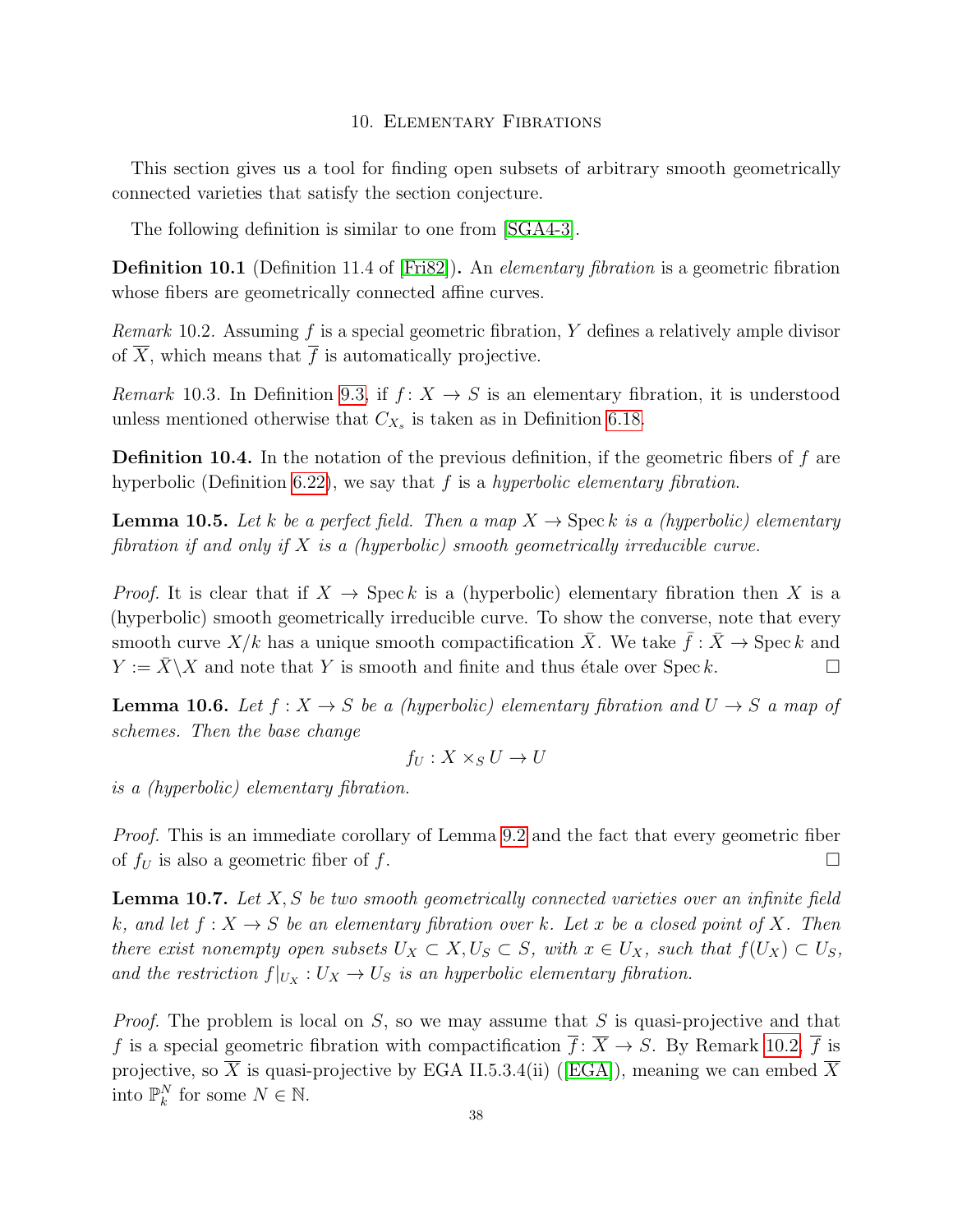## 10. Elementary Fibrations

This section gives us a tool for finding open subsets of arbitrary smooth geometrically connected varieties that satisfy the section conjecture.

The following definition is similar to one from [SGA4-3].

**Definition 10.1** (Definition 11.4 of [Fri82])**.** An *elementary fibration* is a geometric fibration whose fibers are geometrically connected affine curves.

*Remark* 10.2. Assuming $f$ is a special geometric fibration, $Y$ defines a relatively ample divisor of $\overline{X}$, which means that $\overline{f}$ is automatically projective.

*Remark* 10.3. In Definition 9.3, if $f\colon X \to S$ is an elementary fibration, it is understood unless mentioned otherwise that $C_{X_s}$ is taken as in Definition 6.18.

**Definition 10.4.** In the notation of the previous definition, if the geometric fibers of $f$ are hyperbolic (Definition 6.22), we say that $f$ is a *hyperbolic elementary fibration*.

**Lemma 10.5.** *Let $k$ be a perfect field. Then a map $X \to \operatorname{Spec} k$ is a (hyperbolic) elementary fibration if and only if $X$ is a (hyperbolic) smooth geometrically irreducible curve.*

*Proof.* It is clear that if $X \to \operatorname{Spec} k$ is a (hyperbolic) elementary fibration then $X$ is a (hyperbolic) smooth geometrically irreducible curve. To show the converse, note that every smooth curve $X/k$ has a unique smooth compactification $\bar{X}$. We take $\bar{f} : \bar{X} \to \operatorname{Spec} k$ and $Y := \bar{X} \backslash X$ and note that $Y$ is smooth and finite and thus étale over $\operatorname{Spec} k$. $\square$

**Lemma 10.6.** *Let $f : X \to S$ be a (hyperbolic) elementary fibration and $U \to S$ a map of schemes. Then the base change*

$$f_U : X \times_S U \to U$$

*is a (hyperbolic) elementary fibration.*

*Proof.* This is an immediate corollary of Lemma 9.2 and the fact that every geometric fiber of $f_U$ is also a geometric fiber of $f$. $\square$

**Lemma 10.7.** *Let $X, S$ be two smooth geometrically connected varieties over an infinite field $k$, and let $f : X \to S$ be an elementary fibration over $k$. Let $x$ be a closed point of $X$. Then there exist nonempty open subsets $U_X \subset X, U_S \subset S$, with $x \in U_X$, such that $f(U_X) \subset U_S$, and the restriction $f|_{U_X} : U_X \to U_S$ is an hyperbolic elementary fibration.*

*Proof.* The problem is local on $S$, so we may assume that $S$ is quasi-projective and that $f$ is a special geometric fibration with compactification $\overline{f}\colon \overline{X} \to S$. By Remark 10.2, $\overline{f}$ is projective, so $\overline{X}$ is quasi-projective by EGA II.5.3.4(ii) ([EGA]), meaning we can embed $\overline{X}$ into $\mathbb{P}^N_k$ for some $N \in \mathbb{N}$.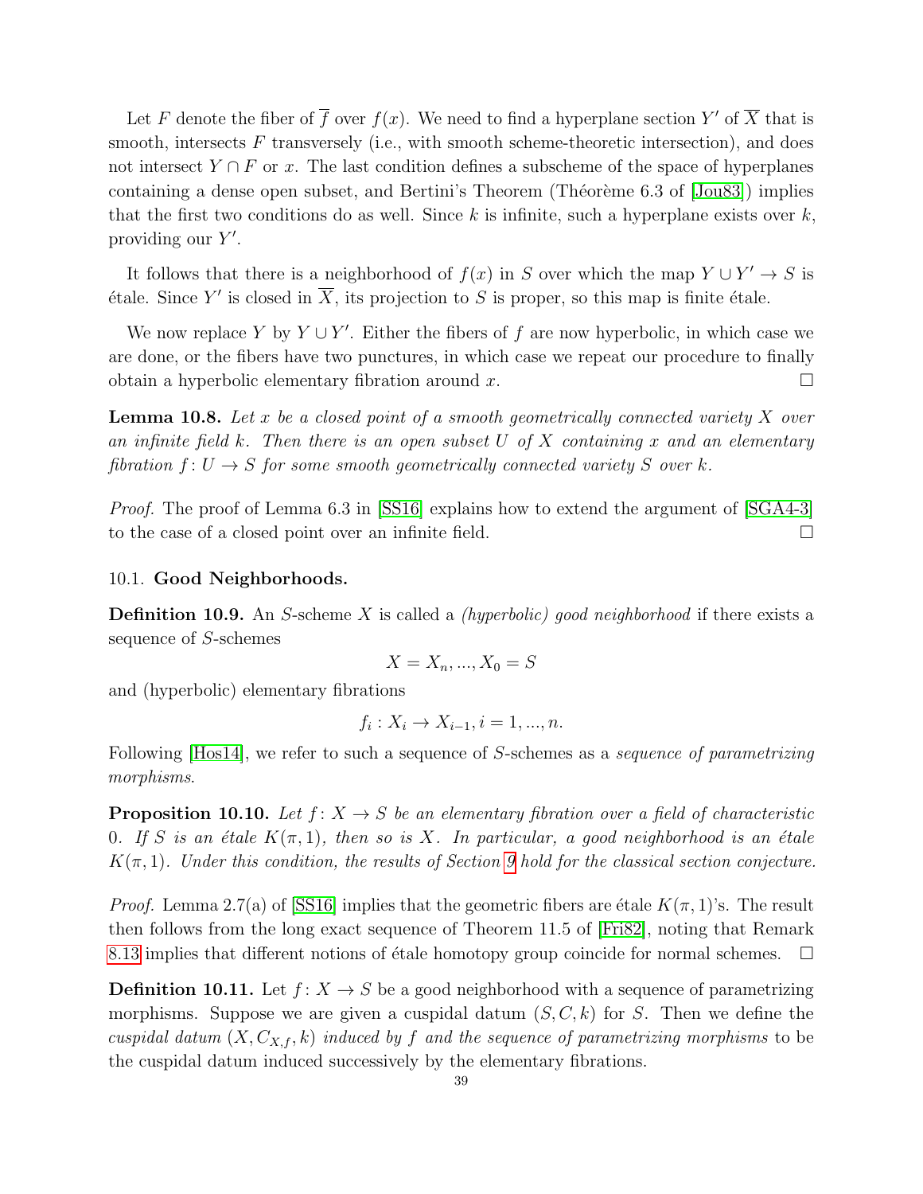Let $F$ denote the fiber of $\overline{f}$ over $f(x)$. We need to find a hyperplane section $Y'$ of $\overline{X}$ that is smooth, intersects $F$ transversely (i.e., with smooth scheme-theoretic intersection), and does not intersect $Y \cap F$ or $x$. The last condition defines a subscheme of the space of hyperplanes containing a dense open subset, and Bertini's Theorem (Théorème 6.3 of [Jou83]) implies that the first two conditions do as well. Since $k$ is infinite, such a hyperplane exists over $k$, providing our $Y'$.

It follows that there is a neighborhood of $f(x)$ in $S$ over which the map $Y \cup Y' \to S$ is étale. Since $Y'$ is closed in $\overline{X}$, its projection to $S$ is proper, so this map is finite étale.

We now replace $Y$ by $Y \cup Y'$. Either the fibers of $f$ are now hyperbolic, in which case we are done, or the fibers have two punctures, in which case we repeat our procedure to finally obtain a hyperbolic elementary fibration around $x$. ☐

**Lemma 10.8.** *Let $x$ be a closed point of a smooth geometrically connected variety $X$ over an infinite field $k$. Then there is an open subset $U$ of $X$ containing $x$ and an elementary fibration $f \colon U \to S$ for some smooth geometrically connected variety $S$ over $k$.*

*Proof.* The proof of Lemma 6.3 in [SS16] explains how to extend the argument of [SGA4-3] to the case of a closed point over an infinite field. ☐

## 10.1. Good Neighborhoods.

**Definition 10.9.** An $S$-scheme $X$ is called a *(hyperbolic) good neighborhood* if there exists a sequence of $S$-schemes

$$X = X_n, ..., X_0 = S$$

and (hyperbolic) elementary fibrations

$$f_i : X_i \to X_{i-1}, i = 1, ..., n.$$

Following [Hos14], we refer to such a sequence of $S$-schemes as a *sequence of parametrizing morphisms*.

**Proposition 10.10.** *Let $f \colon X \to S$ be an elementary fibration over a field of characteristic 0. If $S$ is an étale $K(\pi, 1)$, then so is $X$. In particular, a good neighborhood is an étale $K(\pi, 1)$. Under this condition, the results of Section 9 hold for the classical section conjecture.*

*Proof.* Lemma 2.7(a) of [SS16] implies that the geometric fibers are étale $K(\pi, 1)$'s. The result then follows from the long exact sequence of Theorem 11.5 of [Fri82], noting that Remark 8.13 implies that different notions of étale homotopy group coincide for normal schemes. ☐

**Definition 10.11.** Let $f \colon X \to S$ be a good neighborhood with a sequence of parametrizing morphisms. Suppose we are given a cuspidal datum $(S, C, k)$ for $S$. Then we define the *cuspidal datum $(X, C_{X,f}, k)$ induced by $f$ and the sequence of parametrizing morphisms* to be the cuspidal datum induced successively by the elementary fibrations.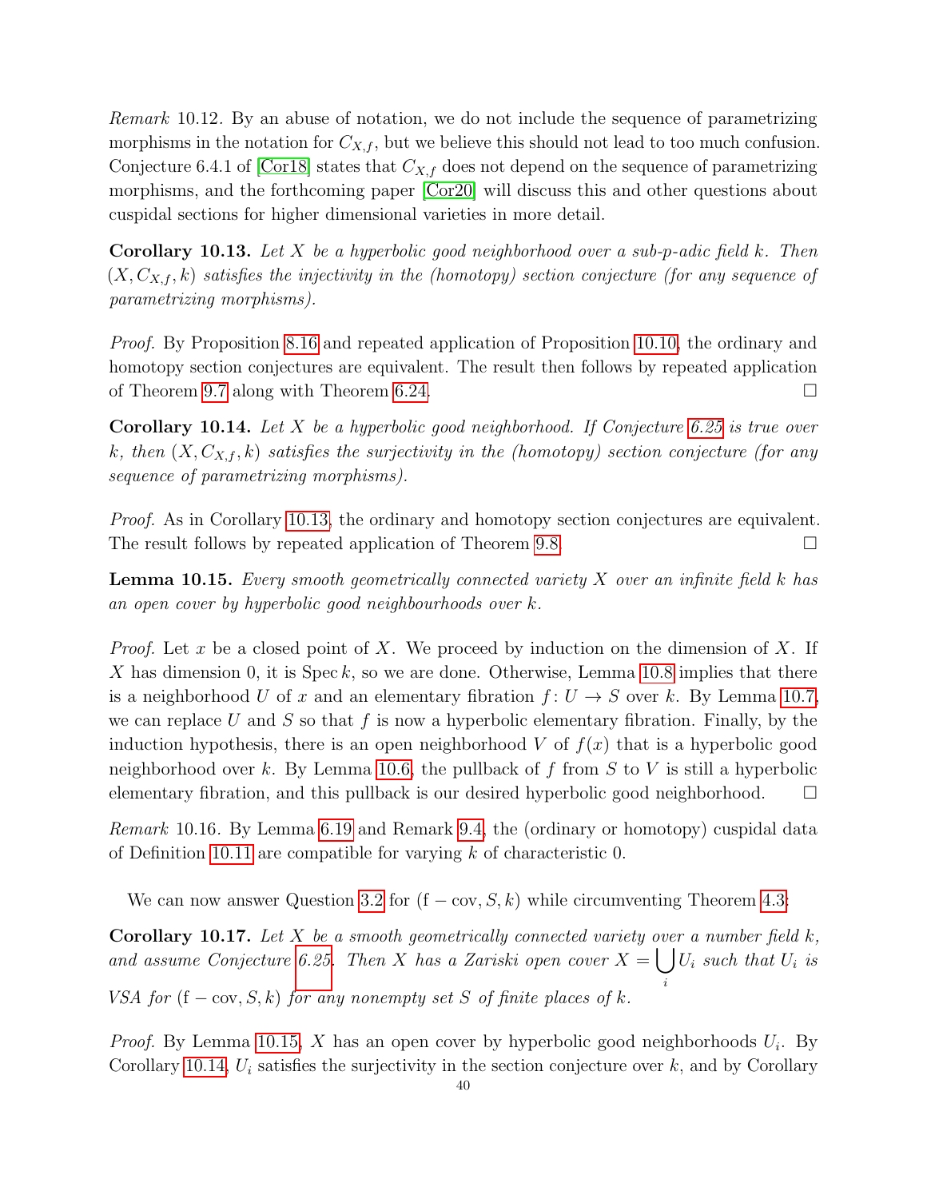*Remark* 10.12. By an abuse of notation, we do not include the sequence of parametrizing morphisms in the notation for $C_{X,f}$, but we believe this should not lead to too much confusion. Conjecture 6.4.1 of [Cor18] states that $C_{X,f}$ does not depend on the sequence of parametrizing morphisms, and the forthcoming paper [Cor20] will discuss this and other questions about cuspidal sections for higher dimensional varieties in more detail.

**Corollary 10.13.** *Let $X$ be a hyperbolic good neighborhood over a sub-p-adic field $k$. Then $(X, C_{X,f}, k)$ satisfies the injectivity in the (homotopy) section conjecture (for any sequence of parametrizing morphisms).*

*Proof.* By Proposition 8.16 and repeated application of Proposition 10.10, the ordinary and homotopy section conjectures are equivalent. The result then follows by repeated application of Theorem 9.7 along with Theorem 6.24. □

**Corollary 10.14.** *Let $X$ be a hyperbolic good neighborhood. If Conjecture 6.25 is true over $k$, then $(X, C_{X,f}, k)$ satisfies the surjectivity in the (homotopy) section conjecture (for any sequence of parametrizing morphisms).*

*Proof.* As in Corollary 10.13, the ordinary and homotopy section conjectures are equivalent. The result follows by repeated application of Theorem 9.8. □

**Lemma 10.15.** *Every smooth geometrically connected variety $X$ over an infinite field $k$ has an open cover by hyperbolic good neighbourhoods over $k$.*

*Proof.* Let $x$ be a closed point of $X$. We proceed by induction on the dimension of $X$. If $X$ has dimension 0, it is $\operatorname{Spec} k$, so we are done. Otherwise, Lemma 10.8 implies that there is a neighborhood $U$ of $x$ and an elementary fibration $f \colon U \to S$ over $k$. By Lemma 10.7, we can replace $U$ and $S$ so that $f$ is now a hyperbolic elementary fibration. Finally, by the induction hypothesis, there is an open neighborhood $V$ of $f(x)$ that is a hyperbolic good neighborhood over $k$. By Lemma 10.6, the pullback of $f$ from $S$ to $V$ is still a hyperbolic elementary fibration, and this pullback is our desired hyperbolic good neighborhood. □

*Remark* 10.16. By Lemma 6.19 and Remark 9.4, the (ordinary or homotopy) cuspidal data of Definition 10.11 are compatible for varying $k$ of characteristic 0.

We can now answer Question 3.2 for $(\mathrm{f-cov}, S, k)$ while circumventing Theorem 4.3:

**Corollary 10.17.** *Let $X$ be a smooth geometrically connected variety over a number field $k$, and assume Conjecture 6.25. Then $X$ has a Zariski open cover $X = \bigcup_i U_i$ such that $U_i$ is VSA for $(\mathrm{f-cov}, S, k)$ for any nonempty set $S$ of finite places of $k$.*

*Proof.* By Lemma 10.15, $X$ has an open cover by hyperbolic good neighborhoods $U_i$. By Corollary 10.14, $U_i$ satisfies the surjectivity in the section conjecture over $k$, and by Corollary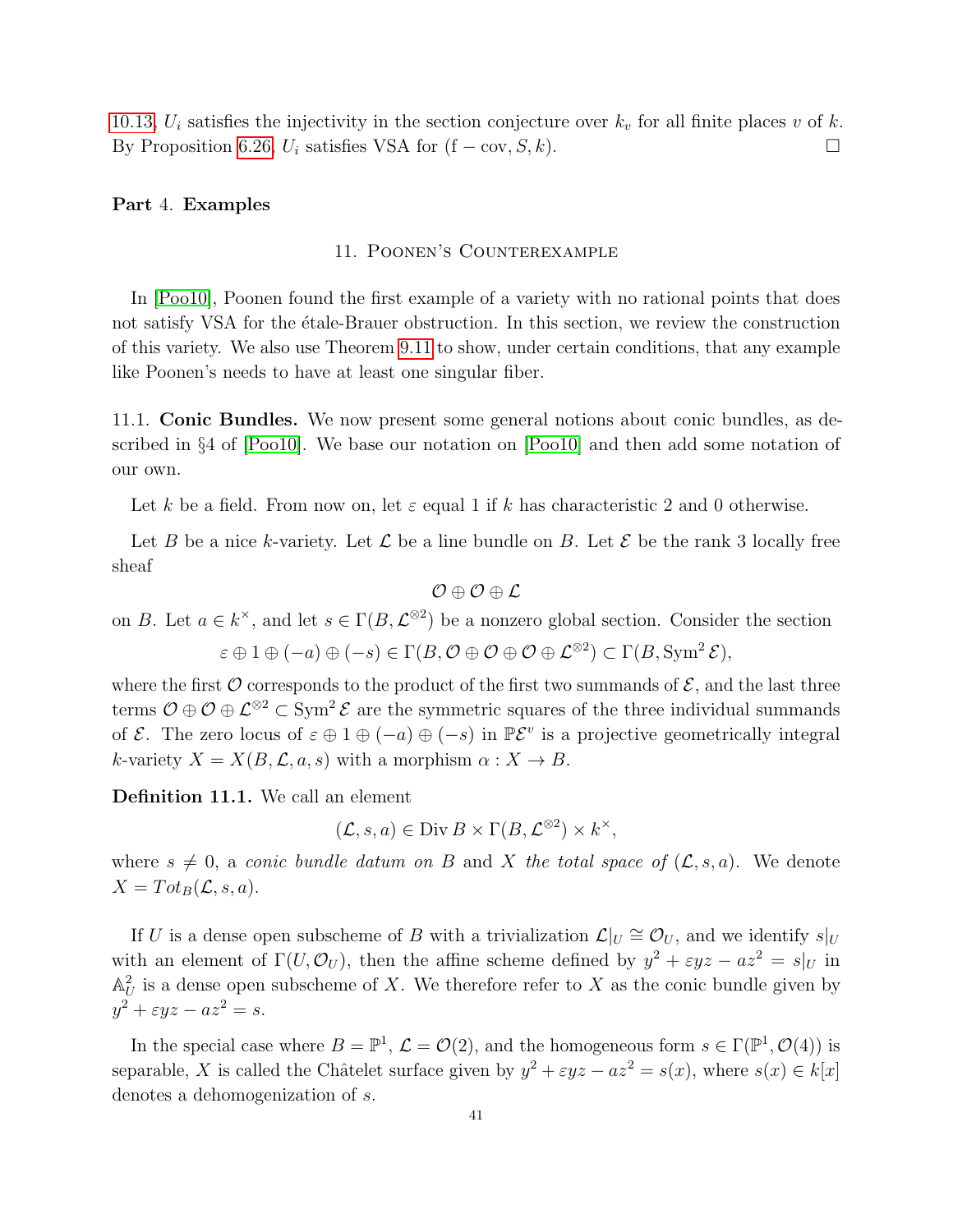10.13, $U_i$ satisfies the injectivity in the section conjecture over $k_v$ for all finite places $v$ of $k$. By Proposition 6.26, $U_i$ satisfies VSA for $(\mathrm{f}-\mathrm{cov}, S, k)$. □

# Part 4. Examples

## 11. Poonen's Counterexample

In [Poo10], Poonen found the first example of a variety with no rational points that does not satisfy VSA for the étale-Brauer obstruction. In this section, we review the construction of this variety. We also use Theorem 9.11 to show, under certain conditions, that any example like Poonen's needs to have at least one singular fiber.

### 11.1. Conic Bundles.

We now present some general notions about conic bundles, as described in §4 of [Poo10]. We base our notation on [Poo10] and then add some notation of our own.

Let $k$ be a field. From now on, let $\varepsilon$ equal 1 if $k$ has characteristic 2 and 0 otherwise.

Let $B$ be a nice $k$-variety. Let $\mathcal{L}$ be a line bundle on $B$. Let $\mathcal{E}$ be the rank 3 locally free sheaf

$$\mathcal{O} \oplus \mathcal{O} \oplus \mathcal{L}$$

on $B$. Let $a \in k^\times$, and let $s \in \Gamma(B, \mathcal{L}^{\otimes 2})$ be a nonzero global section. Consider the section

$$\varepsilon \oplus 1 \oplus (-a) \oplus (-s) \in \Gamma(B, \mathcal{O} \oplus \mathcal{O} \oplus \mathcal{O} \oplus \mathcal{L}^{\otimes 2}) \subset \Gamma(B, \operatorname{Sym}^2 \mathcal{E}),$$

where the first $\mathcal{O}$ corresponds to the product of the first two summands of $\mathcal{E}$, and the last three terms $\mathcal{O} \oplus \mathcal{O} \oplus \mathcal{L}^{\otimes 2} \subset \operatorname{Sym}^2 \mathcal{E}$ are the symmetric squares of the three individual summands of $\mathcal{E}$. The zero locus of $\varepsilon \oplus 1 \oplus (-a) \oplus (-s)$ in $\mathbb{P}\mathcal{E}^v$ is a projective geometrically integral $k$-variety $X = X(B, \mathcal{L}, a, s)$ with a morphism $\alpha : X \to B$.

**Definition 11.1.** We call an element

$$(\mathcal{L}, s, a) \in \operatorname{Div} B \times \Gamma(B, \mathcal{L}^{\otimes 2}) \times k^\times,$$

where $s \neq 0$, a *conic bundle datum on* $B$ and $X$ *the total space of* $(\mathcal{L}, s, a)$. We denote $X = Tot_B(\mathcal{L}, s, a)$.

If $U$ is a dense open subscheme of $B$ with a trivialization $\mathcal{L}|_U \cong \mathcal{O}_U$, and we identify $s|_U$ with an element of $\Gamma(U, \mathcal{O}_U)$, then the affine scheme defined by $y^2 + \varepsilon yz - az^2 = s|_U$ in $\mathbb{A}^2_U$ is a dense open subscheme of $X$. We therefore refer to $X$ as the conic bundle given by $y^2 + \varepsilon yz - az^2 = s$.

In the special case where $B = \mathbb{P}^1$, $\mathcal{L} = \mathcal{O}(2)$, and the homogeneous form $s \in \Gamma(\mathbb{P}^1, \mathcal{O}(4))$ is separable, $X$ is called the Châtelet surface given by $y^2 + \varepsilon yz - az^2 = s(x)$, where $s(x) \in k[x]$ denotes a dehomogenization of $s$.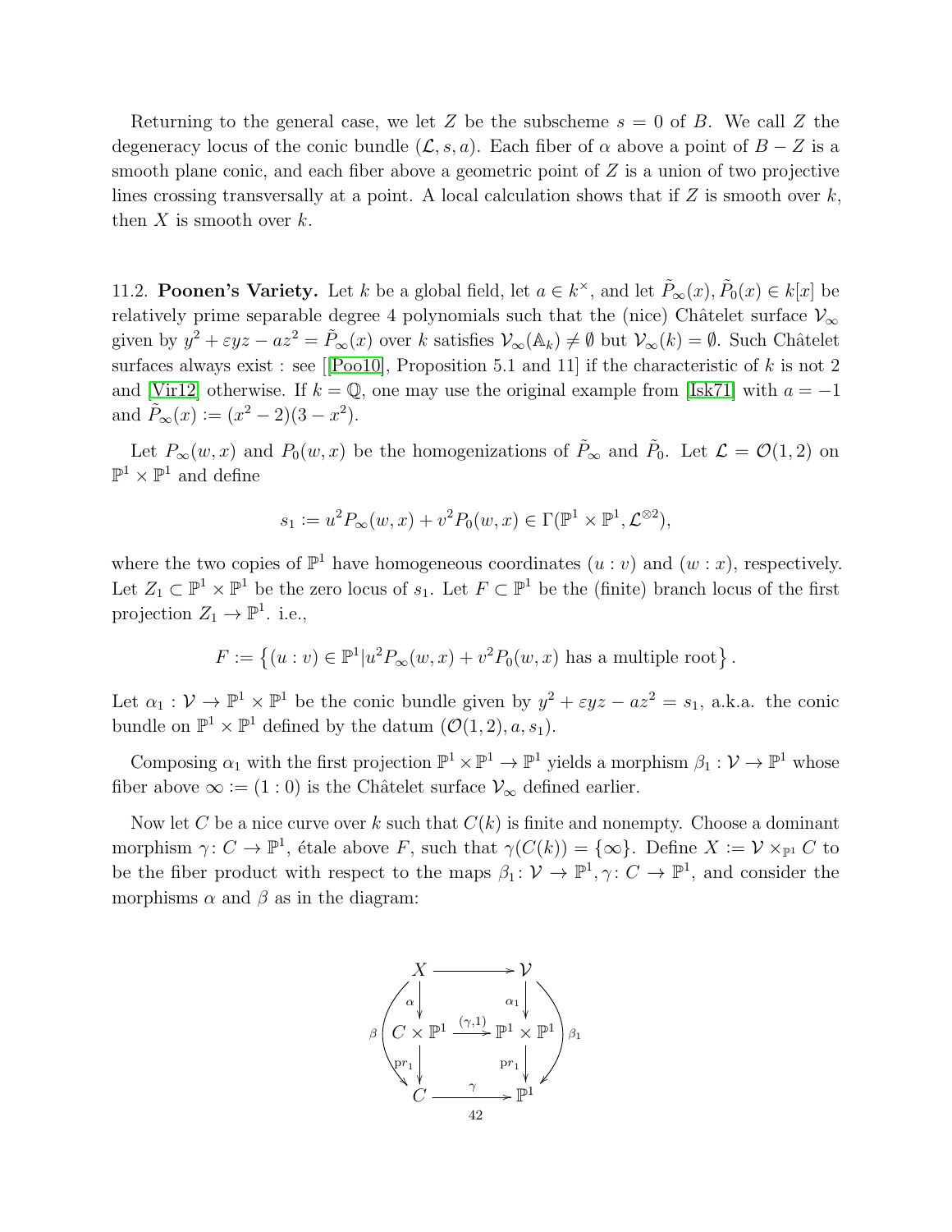Returning to the general case, we let $Z$ be the subscheme $s = 0$ of $B$. We call $Z$ the degeneracy locus of the conic bundle $(\mathcal{L}, s, a)$. Each fiber of $\alpha$ above a point of $B - Z$ is a smooth plane conic, and each fiber above a geometric point of $Z$ is a union of two projective lines crossing transversally at a point. A local calculation shows that if $Z$ is smooth over $k$, then $X$ is smooth over $k$.

11.2. **Poonen's Variety.** Let $k$ be a global field, let $a \in k^\times$, and let $\tilde{P}_\infty(x), \tilde{P}_0(x) \in k[x]$ be relatively prime separable degree 4 polynomials such that the (nice) Châtelet surface $\mathcal{V}_\infty$ given by $y^2 + \varepsilon yz - az^2 = \tilde{P}_\infty(x)$ over $k$ satisfies $\mathcal{V}_\infty(\mathbb{A}_k) \neq \emptyset$ but $\mathcal{V}_\infty(k) = \emptyset$. Such Châtelet surfaces always exist : see [[Poo10], Proposition 5.1 and 11] if the characteristic of $k$ is not 2 and [Vir12] otherwise. If $k = \mathbb{Q}$, one may use the original example from [Isk71] with $a = -1$ and $\tilde{P}_\infty(x) := (x^2 - 2)(3 - x^2)$.

Let $P_\infty(w, x)$ and $P_0(w, x)$ be the homogenizations of $\tilde{P}_\infty$ and $\tilde{P}_0$. Let $\mathcal{L} = \mathcal{O}(1, 2)$ on $\mathbb{P}^1 \times \mathbb{P}^1$ and define

$$s_1 := u^2 P_\infty(w, x) + v^2 P_0(w, x) \in \Gamma(\mathbb{P}^1 \times \mathbb{P}^1, \mathcal{L}^{\otimes 2}),$$

where the two copies of $\mathbb{P}^1$ have homogeneous coordinates $(u : v)$ and $(w : x)$, respectively. Let $Z_1 \subset \mathbb{P}^1 \times \mathbb{P}^1$ be the zero locus of $s_1$. Let $F \subset \mathbb{P}^1$ be the (finite) branch locus of the first projection $Z_1 \to \mathbb{P}^1$. i.e.,

$$F := \left\{ (u : v) \in \mathbb{P}^1 | u^2 P_\infty(w, x) + v^2 P_0(w, x) \text{ has a multiple root} \right\}.$$

Let $\alpha_1 : \mathcal{V} \to \mathbb{P}^1 \times \mathbb{P}^1$ be the conic bundle given by $y^2 + \varepsilon yz - az^2 = s_1$, a.k.a. the conic bundle on $\mathbb{P}^1 \times \mathbb{P}^1$ defined by the datum $(\mathcal{O}(1, 2), a, s_1)$.

Composing $\alpha_1$ with the first projection $\mathbb{P}^1 \times \mathbb{P}^1 \to \mathbb{P}^1$ yields a morphism $\beta_1 : \mathcal{V} \to \mathbb{P}^1$ whose fiber above $\infty := (1 : 0)$ is the Châtelet surface $\mathcal{V}_\infty$ defined earlier.

Now let $C$ be a nice curve over $k$ such that $C(k)$ is finite and nonempty. Choose a dominant morphism $\gamma \colon C \to \mathbb{P}^1$, étale above $F$, such that $\gamma(C(k)) = \{\infty\}$. Define $X := \mathcal{V} \times_{\mathbb{P}^1} C$ to be the fiber product with respect to the maps $\beta_1 \colon \mathcal{V} \to \mathbb{P}^1, \gamma \colon C \to \mathbb{P}^1$, and consider the morphisms $\alpha$ and $\beta$ as in the diagram:

$$\begin{array}{ccc}
X & \longrightarrow & \mathcal{V} \\
\downarrow \alpha & & \downarrow \alpha_1 \\
C \times \mathbb{P}^1 & \xrightarrow{(\gamma, 1)} & \mathbb{P}^1 \times \mathbb{P}^1 \\
\downarrow \mathrm{pr}_1 & & \downarrow \mathrm{pr}_1 \\
C & \xrightarrow{\gamma} & \mathbb{P}^1
\end{array}$$

(with $\beta = \mathrm{pr}_1 \circ \alpha \colon X \to C$ and $\beta_1 = \mathrm{pr}_1 \circ \alpha_1 \colon \mathcal{V} \to \mathbb{P}^1$)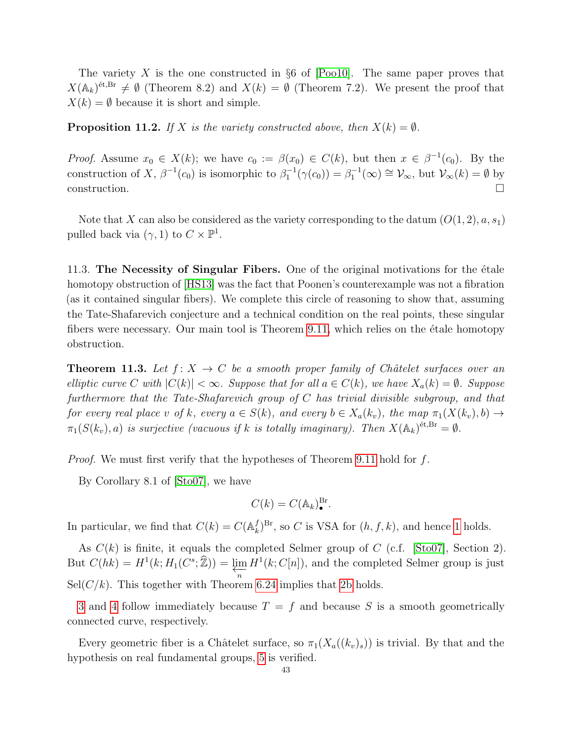The variety $X$ is the one constructed in §6 of [Poo10]. The same paper proves that $X(\mathbb{A}_k)^{\text{ét,Br}} \neq \emptyset$ (Theorem 8.2) and $X(k) = \emptyset$ (Theorem 7.2). We present the proof that $X(k) = \emptyset$ because it is short and simple.

**Proposition 11.2.** *If $X$ is the variety constructed above, then $X(k) = \emptyset$.*

*Proof.* Assume $x_0 \in X(k)$; we have $c_0 := \beta(x_0) \in C(k)$, but then $x \in \beta^{-1}(c_0)$. By the construction of $X$, $\beta^{-1}(c_0)$ is isomorphic to $\beta_1^{-1}(\gamma(c_0)) = \beta_1^{-1}(\infty) \cong \mathcal{V}_\infty$, but $\mathcal{V}_\infty(k) = \emptyset$ by construction. □

Note that $X$ can also be considered as the variety corresponding to the datum $(O(1,2), a, s_1)$ pulled back via $(\gamma, 1)$ to $C \times \mathbb{P}^1$.

11.3. **The Necessity of Singular Fibers.** One of the original motivations for the étale homotopy obstruction of [HS13] was the fact that Poonen's counterexample was not a fibration (as it contained singular fibers). We complete this circle of reasoning to show that, assuming the Tate-Shafarevich conjecture and a technical condition on the real points, these singular fibers were necessary. Our main tool is Theorem 9.11, which relies on the étale homotopy obstruction.

**Theorem 11.3.** *Let $f: X \to C$ be a smooth proper family of Châtelet surfaces over an elliptic curve $C$ with $|C(k)| < \infty$. Suppose that for all $a \in C(k)$, we have $X_a(k) = \emptyset$. Suppose furthermore that the Tate-Shafarevich group of $C$ has trivial divisible subgroup, and that for every real place $v$ of $k$, every $a \in S(k)$, and every $b \in X_a(k_v)$, the map $\pi_1(X(k_v), b) \to \pi_1(S(k_v), a)$ is surjective (vacuous if $k$ is totally imaginary). Then $X(\mathbb{A}_k)^{\text{ét,Br}} = \emptyset$.*

*Proof.* We must first verify that the hypotheses of Theorem 9.11 hold for $f$.

By Corollary 8.1 of [Sto07], we have

$$C(k) = C(\mathbb{A}_k)^{\mathrm{Br}}_{\bullet}.$$

In particular, we find that $C(k) = C(\mathbb{A}_k^f)^{\mathrm{Br}}$, so $C$ is VSA for $(h, f, k)$, and hence 1 holds.

As $C(k)$ is finite, it equals the completed Selmer group of $C$ (c.f. [Sto07], Section 2). But $C(hk) = H^1(k; H_1(C^s; \widehat{\mathbb{Z}})) = \varprojlim_n H^1(k; C[n])$, and the completed Selmer group is just $\mathrm{Sel}(C/k)$. This together with Theorem 6.24 implies that 2b holds.

3 and 4 follow immediately because $T = f$ and because $S$ is a smooth geometrically connected curve, respectively.

Every geometric fiber is a Châtelet surface, so $\pi_1(X_a((k_v)_s))$ is trivial. By that and the hypothesis on real fundamental groups, 5 is verified.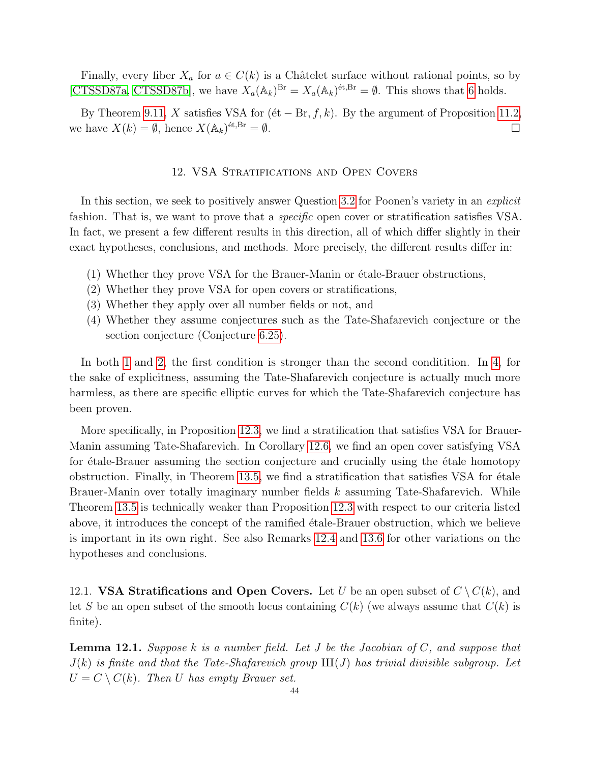Finally, every fiber $X_a$ for $a \in C(k)$ is a Châtelet surface without rational points, so by [CTSSD87a, CTSSD87b], we have $X_a(\mathbb{A}_k)^{\mathrm{Br}} = X_a(\mathbb{A}_k)^{\text{ét},\mathrm{Br}} = \emptyset$. This shows that 6 holds.

By Theorem 9.11, $X$ satisfies VSA for $(\text{ét} - \mathrm{Br}, f, k)$. By the argument of Proposition 11.2, we have $X(k) = \emptyset$, hence $X(\mathbb{A}_k)^{\text{ét},\mathrm{Br}} = \emptyset$. □

## 12. VSA Stratifications and Open Covers

In this section, we seek to positively answer Question 3.2 for Poonen's variety in an *explicit* fashion. That is, we want to prove that a *specific* open cover or stratification satisfies VSA. In fact, we present a few different results in this direction, all of which differ slightly in their exact hypotheses, conclusions, and methods. More precisely, the different results differ in:

1. Whether they prove VSA for the Brauer-Manin or étale-Brauer obstructions,
2. Whether they prove VSA for open covers or stratifications,
3. Whether they apply over all number fields or not, and
4. Whether they assume conjectures such as the Tate-Shafarevich conjecture or the section conjecture (Conjecture 6.25).

In both 1 and 2, the first condition is stronger than the second condititión. In 4, for the sake of explicitness, assuming the Tate-Shafarevich conjecture is actually much more harmless, as there are specific elliptic curves for which the Tate-Shafarevich conjecture has been proven.

More specifically, in Proposition 12.3, we find a stratification that satisfies VSA for Brauer-Manin assuming Tate-Shafarevich. In Corollary 12.6, we find an open cover satisfying VSA for étale-Brauer assuming the section conjecture and crucially using the étale homotopy obstruction. Finally, in Theorem 13.5, we find a stratification that satisfies VSA for étale Brauer-Manin over totally imaginary number fields $k$ assuming Tate-Shafarevich. While Theorem 13.5 is technically weaker than Proposition 12.3 with respect to our criteria listed above, it introduces the concept of the ramified étale-Brauer obstruction, which we believe is important in its own right. See also Remarks 12.4 and 13.6 for other variations on the hypotheses and conclusions.

### 12.1. VSA Stratifications and Open Covers.

Let $U$ be an open subset of $C \setminus C(k)$, and let $S$ be an open subset of the smooth locus containing $C(k)$ (we always assume that $C(k)$ is finite).

**Lemma 12.1.** *Suppose $k$ is a number field. Let $J$ be the Jacobian of $C$, and suppose that $J(k)$ is finite and that the Tate-Shafarevich group $Ш(J)$ has trivial divisible subgroup. Let $U = C \setminus C(k)$. Then $U$ has empty Brauer set.*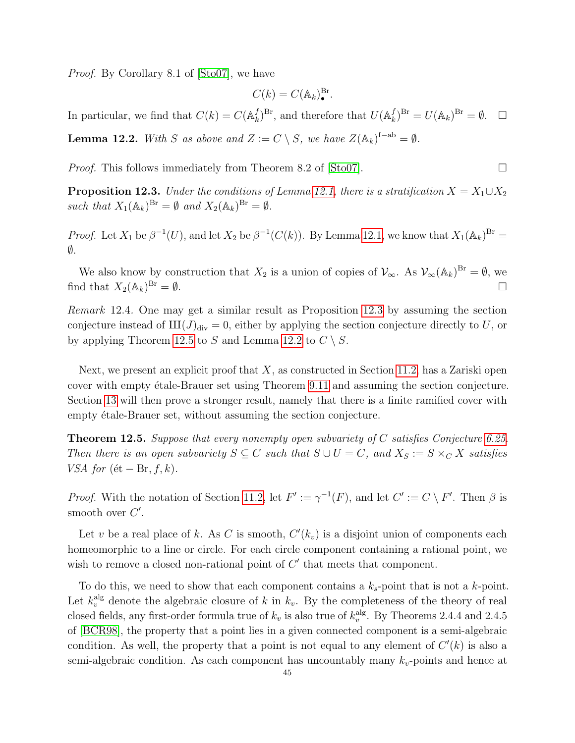*Proof.* By Corollary 8.1 of [Sto07], we have

$$C(k) = C(\mathbb{A}_k)^{\mathrm{Br}}_{\bullet}.$$

In particular, we find that $C(k) = C(\mathbb{A}_k^f)^{\mathrm{Br}}$, and therefore that $U(\mathbb{A}_k^f)^{\mathrm{Br}} = U(\mathbb{A}_k)^{\mathrm{Br}} = \emptyset$. □

**Lemma 12.2.** *With $S$ as above and $Z := C \setminus S$, we have $Z(\mathbb{A}_k)^{\mathrm{f-ab}} = \emptyset$.*

*Proof.* This follows immediately from Theorem 8.2 of [Sto07]. □

**Proposition 12.3.** *Under the conditions of Lemma 12.1, there is a stratification $X = X_1 \cup X_2$ such that $X_1(\mathbb{A}_k)^{\mathrm{Br}} = \emptyset$ and $X_2(\mathbb{A}_k)^{\mathrm{Br}} = \emptyset$.*

*Proof.* Let $X_1$ be $\beta^{-1}(U)$, and let $X_2$ be $\beta^{-1}(C(k))$. By Lemma 12.1, we know that $X_1(\mathbb{A}_k)^{\mathrm{Br}} = \emptyset$.

We also know by construction that $X_2$ is a union of copies of $\mathcal{V}_\infty$. As $\mathcal{V}_\infty(\mathbb{A}_k)^{\mathrm{Br}} = \emptyset$, we find that $X_2(\mathbb{A}_k)^{\mathrm{Br}} = \emptyset$. □

*Remark* 12.4. One may get a similar result as Proposition 12.3 by assuming the section conjecture instead of $\text{Ш}(J)_{\mathrm{div}} = 0$, either by applying the section conjecture directly to $U$, or by applying Theorem 12.5 to $S$ and Lemma 12.2 to $C \setminus S$.

Next, we present an explicit proof that $X$, as constructed in Section 11.2, has a Zariski open cover with empty étale-Brauer set using Theorem 9.11 and assuming the section conjecture. Section 13 will then prove a stronger result, namely that there is a finite ramified cover with empty étale-Brauer set, without assuming the section conjecture.

**Theorem 12.5.** *Suppose that every nonempty open subvariety of $C$ satisfies Conjecture 6.25. Then there is an open subvariety $S \subseteq C$ such that $S \cup U = C$, and $X_S := S \times_C X$ satisfies VSA for $(\text{ét} - \mathrm{Br}, f, k)$.*

*Proof.* With the notation of Section 11.2, let $F' := \gamma^{-1}(F)$, and let $C' := C \setminus F'$. Then $\beta$ is smooth over $C'$.

Let $v$ be a real place of $k$. As $C$ is smooth, $C'(k_v)$ is a disjoint union of components each homeomorphic to a line or circle. For each circle component containing a rational point, we wish to remove a closed non-rational point of $C'$ that meets that component.

To do this, we need to show that each component contains a $k_s$-point that is not a $k$-point. Let $k_v^{\mathrm{alg}}$ denote the algebraic closure of $k$ in $k_v$. By the completeness of the theory of real closed fields, any first-order formula true of $k_v$ is also true of $k_v^{\mathrm{alg}}$. By Theorems 2.4.4 and 2.4.5 of [BCR98], the property that a point lies in a given connected component is a semi-algebraic condition. As well, the property that a point is not equal to any element of $C'(k)$ is also a semi-algebraic condition. As each component has uncountably many $k_v$-points and hence at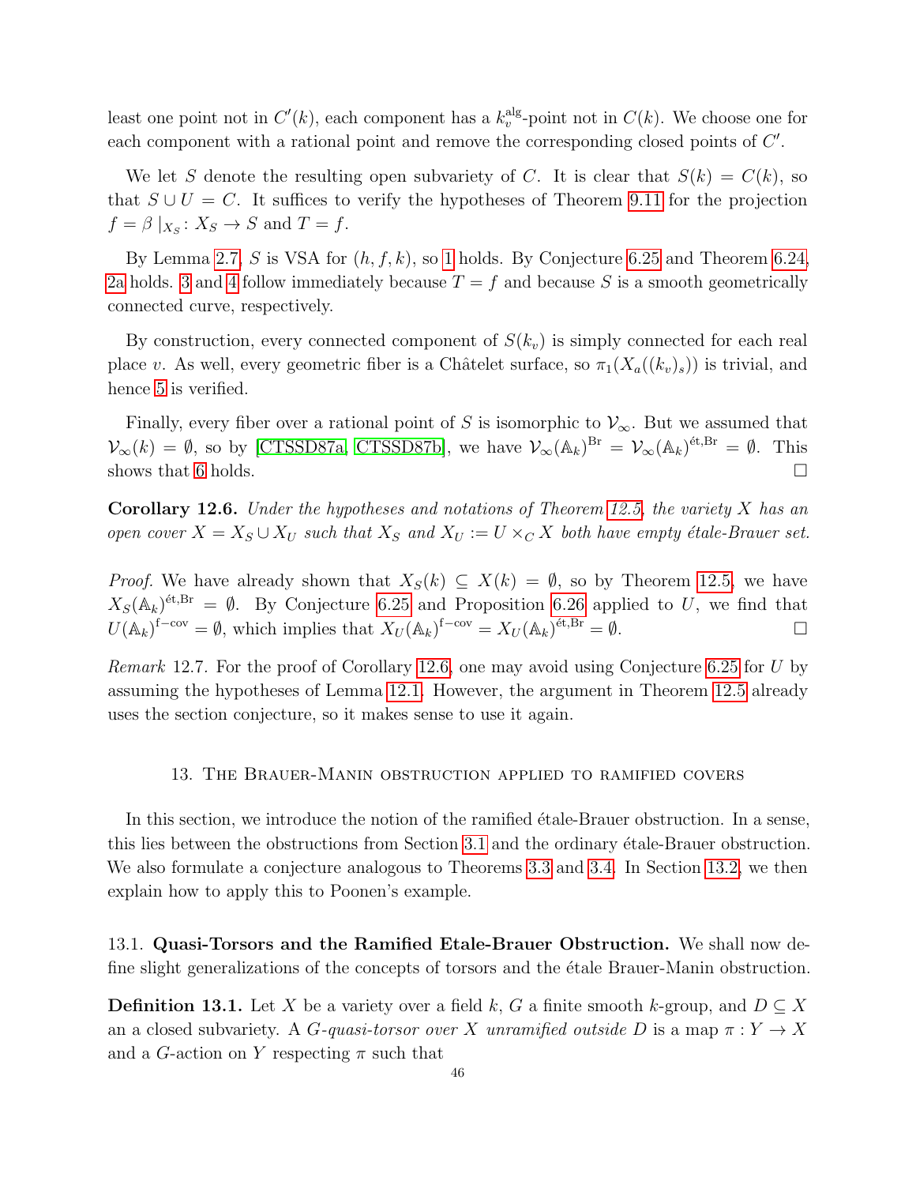least one point not in $C'(k)$, each component has a $k_v^{\mathrm{alg}}$-point not in $C(k)$. We choose one for each component with a rational point and remove the corresponding closed points of $C'$.

We let $S$ denote the resulting open subvariety of $C$. It is clear that $S(k) = C(k)$, so that $S \cup U = C$. It suffices to verify the hypotheses of Theorem 9.11 for the projection $f = \beta|_{X_S} : X_S \to S$ and $T = f$.

By Lemma 2.7, $S$ is VSA for $(h, f, k)$, so 1 holds. By Conjecture 6.25 and Theorem 6.24, 2a holds. 3 and 4 follow immediately because $T = f$ and because $S$ is a smooth geometrically connected curve, respectively.

By construction, every connected component of $S(k_v)$ is simply connected for each real place $v$. As well, every geometric fiber is a Châtelet surface, so $\pi_1(X_a((k_v)_s))$ is trivial, and hence 5 is verified.

Finally, every fiber over a rational point of $S$ is isomorphic to $\mathcal{V}_\infty$. But we assumed that $\mathcal{V}_\infty(k) = \emptyset$, so by [CTSSD87a, CTSSD87b], we have $\mathcal{V}_\infty(\mathbb{A}_k)^{\mathrm{Br}} = \mathcal{V}_\infty(\mathbb{A}_k)^{\text{ét,Br}} = \emptyset$. This shows that 6 holds. □

**Corollary 12.6.** *Under the hypotheses and notations of Theorem 12.5, the variety $X$ has an open cover $X = X_S \cup X_U$ such that $X_S$ and $X_U := U \times_C X$ both have empty étale-Brauer set.*

*Proof.* We have already shown that $X_S(k) \subseteq X(k) = \emptyset$, so by Theorem 12.5, we have $X_S(\mathbb{A}_k)^{\text{ét,Br}} = \emptyset$. By Conjecture 6.25 and Proposition 6.26 applied to $U$, we find that $U(\mathbb{A}_k)^{\mathrm{f-cov}} = \emptyset$, which implies that $X_U(\mathbb{A}_k)^{\mathrm{f-cov}} = X_U(\mathbb{A}_k)^{\text{ét,Br}} = \emptyset$. □

*Remark* 12.7. For the proof of Corollary 12.6, one may avoid using Conjecture 6.25 for $U$ by assuming the hypotheses of Lemma 12.1. However, the argument in Theorem 12.5 already uses the section conjecture, so it makes sense to use it again.

## 13. The Brauer-Manin obstruction applied to ramified covers

In this section, we introduce the notion of the ramified étale-Brauer obstruction. In a sense, this lies between the obstructions from Section 3.1 and the ordinary étale-Brauer obstruction. We also formulate a conjecture analogous to Theorems 3.3 and 3.4. In Section 13.2, we then explain how to apply this to Poonen's example.

### 13.1. Quasi-Torsors and the Ramified Etale-Brauer Obstruction.

We shall now define slight generalizations of the concepts of torsors and the étale Brauer-Manin obstruction.

**Definition 13.1.** Let $X$ be a variety over a field $k$, $G$ a finite smooth $k$-group, and $D \subseteq X$ an a closed subvariety. A *$G$-quasi-torsor over $X$ unramified outside $D$* is a map $\pi : Y \to X$ and a $G$-action on $Y$ respecting $\pi$ such that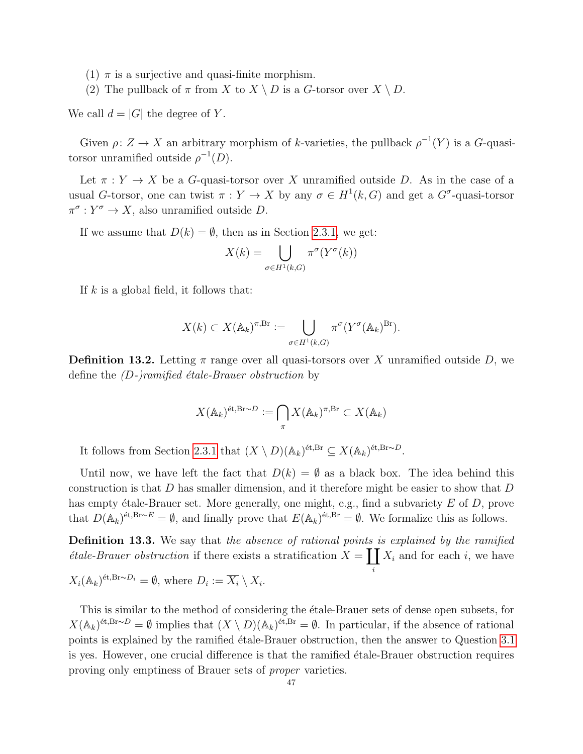(1) $\pi$ is a surjective and quasi-finite morphism.
(2) The pullback of $\pi$ from $X$ to $X \setminus D$ is a $G$-torsor over $X \setminus D$.

We call $d = |G|$ the degree of $Y$.

Given $\rho\colon Z \to X$ an arbitrary morphism of $k$-varieties, the pullback $\rho^{-1}(Y)$ is a $G$-quasi-torsor unramified outside $\rho^{-1}(D)$.

Let $\pi : Y \to X$ be a $G$-quasi-torsor over $X$ unramified outside $D$. As in the case of a usual $G$-torsor, one can twist $\pi : Y \to X$ by any $\sigma \in H^1(k, G)$ and get a $G^\sigma$-quasi-torsor $\pi^\sigma : Y^\sigma \to X$, also unramified outside $D$.

If we assume that $D(k) = \emptyset$, then as in Section 2.3.1, we get:

$$X(k) = \bigcup_{\sigma \in H^1(k,G)} \pi^\sigma(Y^\sigma(k))$$

If $k$ is a global field, it follows that:

$$X(k) \subset X(\mathbb{A}_k)^{\pi,\mathrm{Br}} := \bigcup_{\sigma \in H^1(k,G)} \pi^\sigma(Y^\sigma(\mathbb{A}_k)^{\mathrm{Br}}).$$

**Definition 13.2.** Letting $\pi$ range over all quasi-torsors over $X$ unramified outside $D$, we define the *(D-)ramified étale-Brauer obstruction* by

$$X(\mathbb{A}_k)^{\text{ét},\mathrm{Br}\sim D} := \bigcap_{\pi} X(\mathbb{A}_k)^{\pi,\mathrm{Br}} \subset X(\mathbb{A}_k)$$

It follows from Section 2.3.1 that $(X \setminus D)(\mathbb{A}_k)^{\text{ét},\mathrm{Br}} \subseteq X(\mathbb{A}_k)^{\text{ét},\mathrm{Br}\sim D}$.

Until now, we have left the fact that $D(k) = \emptyset$ as a black box. The idea behind this construction is that $D$ has smaller dimension, and it therefore might be easier to show that $D$ has empty étale-Brauer set. More generally, one might, e.g., find a subvariety $E$ of $D$, prove that $D(\mathbb{A}_k)^{\text{ét},\mathrm{Br}\sim E} = \emptyset$, and finally prove that $E(\mathbb{A}_k)^{\text{ét},\mathrm{Br}} = \emptyset$. We formalize this as follows.

**Definition 13.3.** We say that *the absence of rational points is explained by the ramified étale-Brauer obstruction* if there exists a stratification $X = \coprod_i X_i$ and for each $i$, we have $X_i(\mathbb{A}_k)^{\text{ét},\mathrm{Br}\sim D_i} = \emptyset$, where $D_i := \overline{X_i} \setminus X_i$.

This is similar to the method of considering the étale-Brauer sets of dense open subsets, for $X(\mathbb{A}_k)^{\text{ét},\mathrm{Br}\sim D} = \emptyset$ implies that $(X \setminus D)(\mathbb{A}_k)^{\text{ét},\mathrm{Br}} = \emptyset$. In particular, if the absence of rational points is explained by the ramified étale-Brauer obstruction, then the answer to Question 3.1 is yes. However, one crucial difference is that the ramified étale-Brauer obstruction requires proving only emptiness of Brauer sets of *proper* varieties.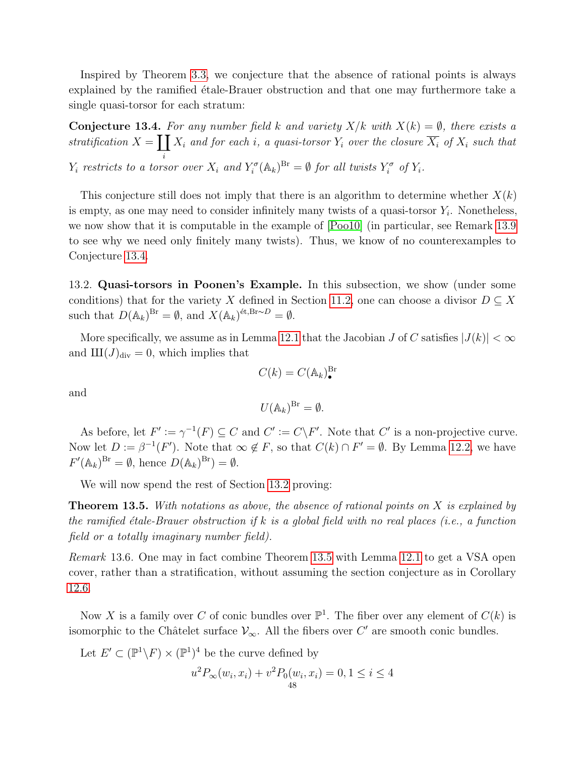Inspired by Theorem 3.3, we conjecture that the absence of rational points is always explained by the ramified étale-Brauer obstruction and that one may furthermore take a single quasi-torsor for each stratum:

**Conjecture 13.4.** *For any number field $k$ and variety $X/k$ with $X(k) = \emptyset$, there exists a stratification $X = \coprod_i X_i$ and for each $i$, a quasi-torsor $Y_i$ over the closure $\overline{X_i}$ of $X_i$ such that $Y_i$ restricts to a torsor over $X_i$ and $Y_i^\sigma(\mathbb{A}_k)^{\mathrm{Br}} = \emptyset$ for all twists $Y_i^\sigma$ of $Y_i$.*

This conjecture still does not imply that there is an algorithm to determine whether $X(k)$ is empty, as one may need to consider infinitely many twists of a quasi-torsor $Y_i$. Nonetheless, we now show that it is computable in the example of [Poo10] (in particular, see Remark 13.9 to see why we need only finitely many twists). Thus, we know of no counterexamples to Conjecture 13.4.

13.2. **Quasi-torsors in Poonen's Example.** In this subsection, we show (under some conditions) that for the variety $X$ defined in Section 11.2, one can choose a divisor $D \subseteq X$ such that $D(\mathbb{A}_k)^{\mathrm{Br}} = \emptyset$, and $X(\mathbb{A}_k)^{\text{ét},\mathrm{Br}\sim D} = \emptyset$.

More specifically, we assume as in Lemma 12.1 that the Jacobian $J$ of $C$ satisfies $|J(k)| < \infty$ and $\text{Ш}(J)_{\mathrm{div}} = 0$, which implies that

$$C(k) = C(\mathbb{A}_k)^{\mathrm{Br}}_\bullet$$

and

$$U(\mathbb{A}_k)^{\mathrm{Br}} = \emptyset.$$

As before, let $F' := \gamma^{-1}(F) \subseteq C$ and $C' := C \backslash F'$. Note that $C'$ is a non-projective curve. Now let $D := \beta^{-1}(F')$. Note that $\infty \notin F$, so that $C(k) \cap F' = \emptyset$. By Lemma 12.2, we have $F'(\mathbb{A}_k)^{\mathrm{Br}} = \emptyset$, hence $D(\mathbb{A}_k)^{\mathrm{Br}}) = \emptyset$.

We will now spend the rest of Section 13.2 proving:

**Theorem 13.5.** *With notations as above, the absence of rational points on $X$ is explained by the ramified étale-Brauer obstruction if $k$ is a global field with no real places (i.e., a function field or a totally imaginary number field).*

*Remark* 13.6. One may in fact combine Theorem 13.5 with Lemma 12.1 to get a VSA open cover, rather than a stratification, without assuming the section conjecture as in Corollary 12.6.

Now $X$ is a family over $C$ of conic bundles over $\mathbb{P}^1$. The fiber over any element of $C(k)$ is isomorphic to the Châtelet surface $\mathcal{V}_\infty$. All the fibers over $C'$ are smooth conic bundles.

Let $E' \subset (\mathbb{P}^1 \backslash F) \times (\mathbb{P}^1)^4$ be the curve defined by

$$u^2 P_\infty(w_i, x_i) + v^2 P_0(w_i, x_i) = 0, 1 \leq i \leq 4$$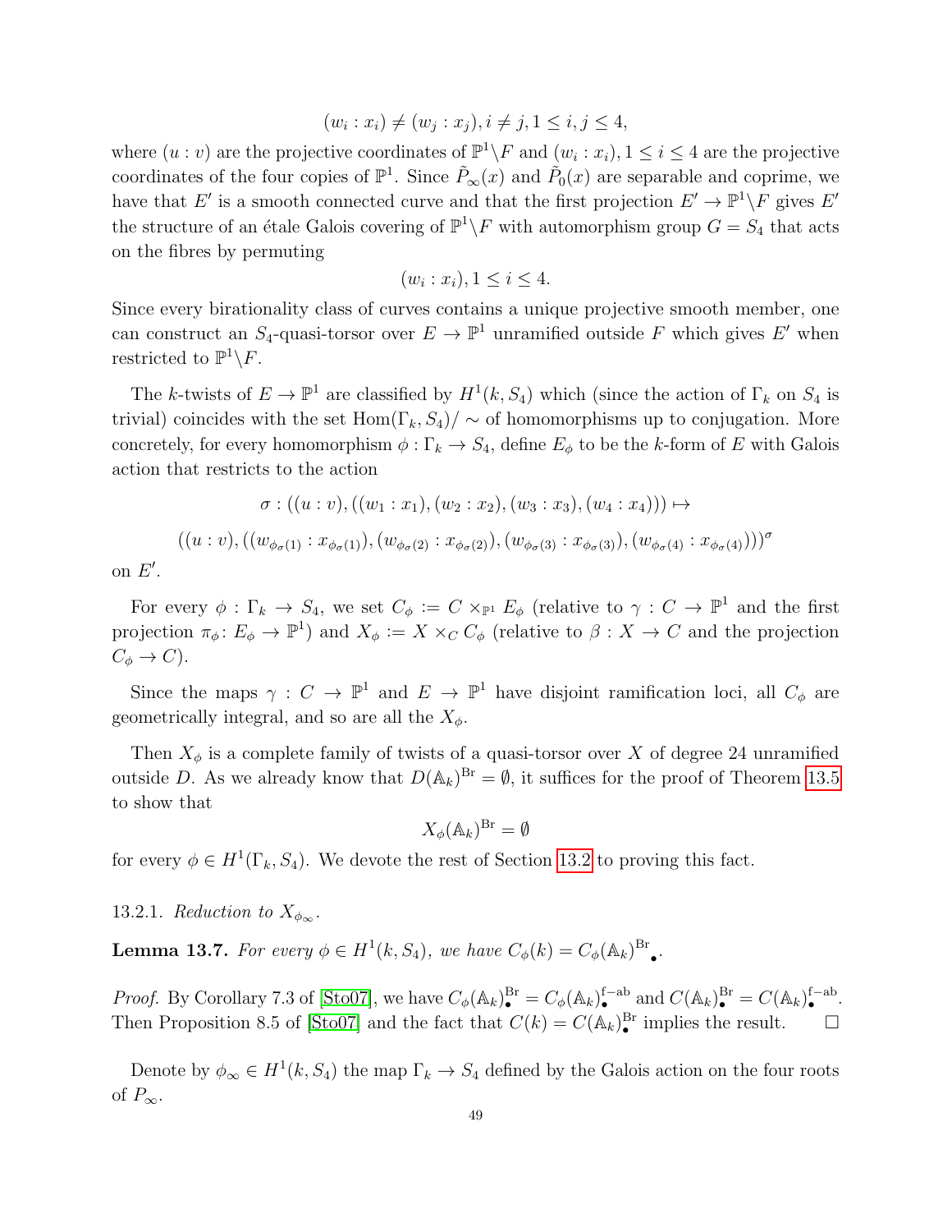$$(w_i : x_i) \neq (w_j : x_j), i \neq j, 1 \leq i, j \leq 4,$$

where $(u : v)$ are the projective coordinates of $\mathbb{P}^1 \backslash F$ and $(w_i : x_i), 1 \leq i \leq 4$ are the projective coordinates of the four copies of $\mathbb{P}^1$. Since $\tilde{P}_\infty(x)$ and $\tilde{P}_0(x)$ are separable and coprime, we have that $E'$ is a smooth connected curve and that the first projection $E' \to \mathbb{P}^1 \backslash F$ gives $E'$ the structure of an étale Galois covering of $\mathbb{P}^1 \backslash F$ with automorphism group $G = S_4$ that acts on the fibres by permuting

$$(w_i : x_i), 1 \leq i \leq 4.$$

Since every birationality class of curves contains a unique projective smooth member, one can construct an $S_4$-quasi-torsor over $E \to \mathbb{P}^1$ unramified outside $F$ which gives $E'$ when restricted to $\mathbb{P}^1 \backslash F$.

The $k$-twists of $E \to \mathbb{P}^1$ are classified by $H^1(k, S_4)$ which (since the action of $\Gamma_k$ on $S_4$ is trivial) coincides with the set $\mathrm{Hom}(\Gamma_k, S_4)/\sim$ of homomorphisms up to conjugation. More concretely, for every homomorphism $\phi : \Gamma_k \to S_4$, define $E_\phi$ to be the $k$-form of $E$ with Galois action that restricts to the action

$$\sigma : ((u : v), ((w_1 : x_1), (w_2 : x_2), (w_3 : x_3), (w_4 : x_4))) \mapsto$$

$$((u : v), ((w_{\phi_\sigma(1)} : x_{\phi_\sigma(1)}), (w_{\phi_\sigma(2)} : x_{\phi_\sigma(2)}), (w_{\phi_\sigma(3)} : x_{\phi_\sigma(3)}), (w_{\phi_\sigma(4)} : x_{\phi_\sigma(4)})))^\sigma$$

on $E'$.

For every $\phi : \Gamma_k \to S_4$, we set $C_\phi := C \times_{\mathbb{P}^1} E_\phi$ (relative to $\gamma : C \to \mathbb{P}^1$ and the first projection $\pi_\phi : E_\phi \to \mathbb{P}^1$) and $X_\phi := X \times_C C_\phi$ (relative to $\beta : X \to C$ and the projection $C_\phi \to C$).

Since the maps $\gamma : C \to \mathbb{P}^1$ and $E \to \mathbb{P}^1$ have disjoint ramification loci, all $C_\phi$ are geometrically integral, and so are all the $X_\phi$.

Then $X_\phi$ is a complete family of twists of a quasi-torsor over $X$ of degree 24 unramified outside $D$. As we already know that $D(\mathbb{A}_k)^{\mathrm{Br}} = \emptyset$, it suffices for the proof of Theorem 13.5 to show that

$$X_\phi(\mathbb{A}_k)^{\mathrm{Br}} = \emptyset$$

for every $\phi \in H^1(\Gamma_k, S_4)$. We devote the rest of Section 13.2 to proving this fact.

13.2.1. *Reduction to $X_{\phi_\infty}$.*

**Lemma 13.7.** *For every $\phi \in H^1(k, S_4)$, we have $C_\phi(k) = C_\phi(\mathbb{A}_k)^{\mathrm{Br}}{}_\bullet$.*

*Proof.* By Corollary 7.3 of [Sto07], we have $C_\phi(\mathbb{A}_k)^{\mathrm{Br}}_\bullet = C_\phi(\mathbb{A}_k)^{\mathrm{f-ab}}_\bullet$ and $C(\mathbb{A}_k)^{\mathrm{Br}}_\bullet = C(\mathbb{A}_k)^{\mathrm{f-ab}}_\bullet$. Then Proposition 8.5 of [Sto07] and the fact that $C(k) = C(\mathbb{A}_k)^{\mathrm{Br}}_\bullet$ implies the result. □

Denote by $\phi_\infty \in H^1(k, S_4)$ the map $\Gamma_k \to S_4$ defined by the Galois action on the four roots of $P_\infty$.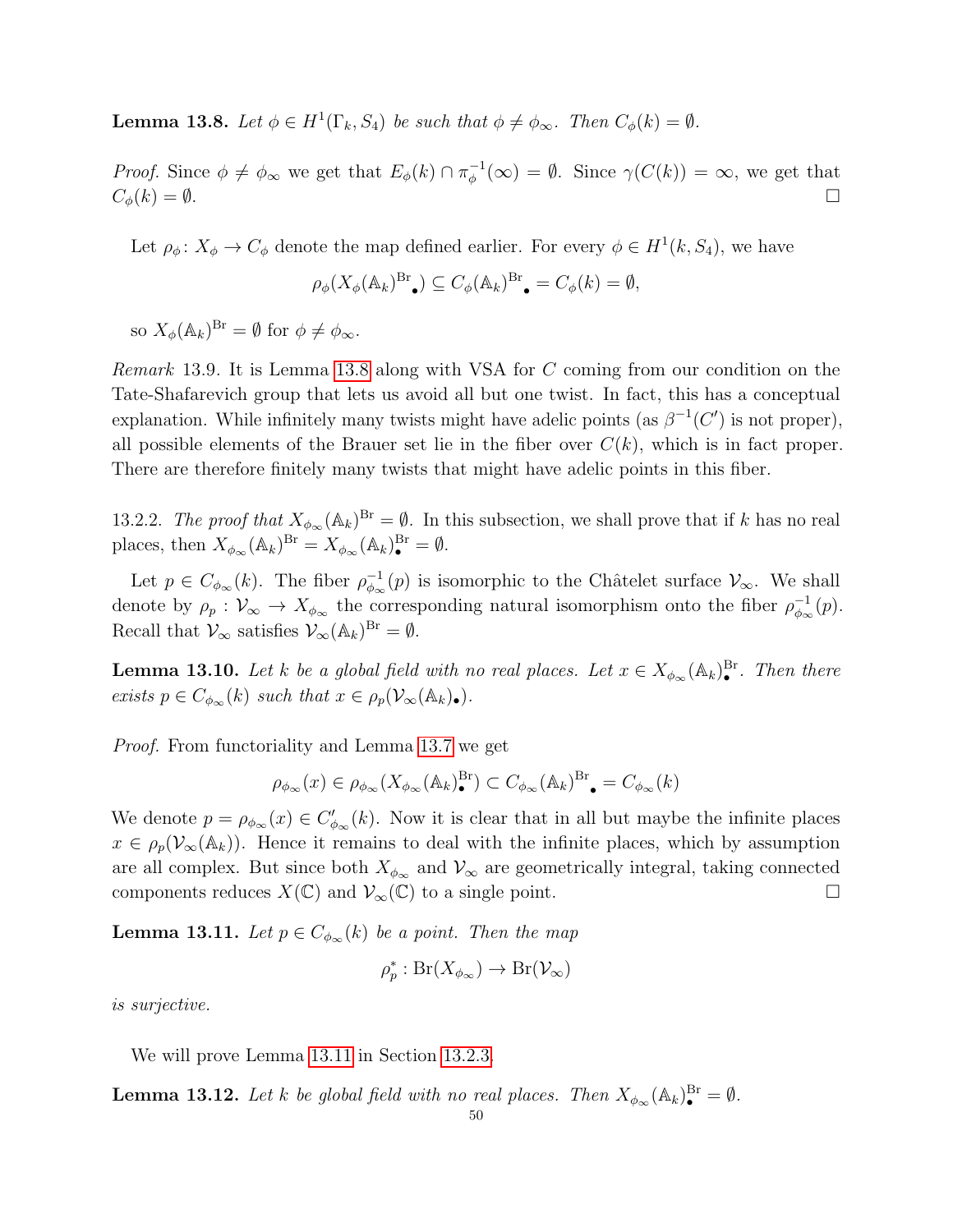**Lemma 13.8.** *Let $\phi \in H^1(\Gamma_k, S_4)$ be such that $\phi \neq \phi_\infty$. Then $C_\phi(k) = \emptyset$.*

*Proof.* Since $\phi \neq \phi_\infty$ we get that $E_\phi(k) \cap \pi_\phi^{-1}(\infty) = \emptyset$. Since $\gamma(C(k)) = \infty$, we get that $C_\phi(k) = \emptyset$. $\square$

Let $\rho_\phi \colon X_\phi \to C_\phi$ denote the map defined earlier. For every $\phi \in H^1(k, S_4)$, we have

$$\rho_\phi(X_\phi(\mathbb{A}_k)^{\mathrm{Br}}{}_\bullet) \subseteq C_\phi(\mathbb{A}_k)^{\mathrm{Br}}{}_\bullet = C_\phi(k) = \emptyset,$$

so $X_\phi(\mathbb{A}_k)^{\mathrm{Br}} = \emptyset$ for $\phi \neq \phi_\infty$.

*Remark* 13.9. It is Lemma 13.8 along with VSA for $C$ coming from our condition on the Tate-Shafarevich group that lets us avoid all but one twist. In fact, this has a conceptual explanation. While infinitely many twists might have adelic points (as $\beta^{-1}(C')$ is not proper), all possible elements of the Brauer set lie in the fiber over $C(k)$, which is in fact proper. There are therefore finitely many twists that might have adelic points in this fiber.

13.2.2. *The proof that $X_{\phi_\infty}(\mathbb{A}_k)^{\mathrm{Br}} = \emptyset$.* In this subsection, we shall prove that if $k$ has no real places, then $X_{\phi_\infty}(\mathbb{A}_k)^{\mathrm{Br}} = X_{\phi_\infty}(\mathbb{A}_k)^{\mathrm{Br}}_\bullet = \emptyset$.

Let $p \in C_{\phi_\infty}(k)$. The fiber $\rho_{\phi_\infty}^{-1}(p)$ is isomorphic to the Châtelet surface $\mathcal{V}_\infty$. We shall denote by $\rho_p : \mathcal{V}_\infty \to X_{\phi_\infty}$ the corresponding natural isomorphism onto the fiber $\rho_{\phi_\infty}^{-1}(p)$. Recall that $\mathcal{V}_\infty$ satisfies $\mathcal{V}_\infty(\mathbb{A}_k)^{\mathrm{Br}} = \emptyset$.

**Lemma 13.10.** *Let $k$ be a global field with no real places. Let $x \in X_{\phi_\infty}(\mathbb{A}_k)^{\mathrm{Br}}_\bullet$. Then there exists $p \in C_{\phi_\infty}(k)$ such that $x \in \rho_p(\mathcal{V}_\infty(\mathbb{A}_k)_\bullet)$.*

*Proof.* From functoriality and Lemma 13.7 we get

$$\rho_{\phi_\infty}(x) \in \rho_{\phi_\infty}(X_{\phi_\infty}(\mathbb{A}_k)^{\mathrm{Br}}_\bullet) \subset C_{\phi_\infty}(\mathbb{A}_k)^{\mathrm{Br}}{}_\bullet = C_{\phi_\infty}(k)$$

We denote $p = \rho_{\phi_\infty}(x) \in C'_{\phi_\infty}(k)$. Now it is clear that in all but maybe the infinite places $x \in \rho_p(\mathcal{V}_\infty(\mathbb{A}_k))$. Hence it remains to deal with the infinite places, which by assumption are all complex. But since both $X_{\phi_\infty}$ and $\mathcal{V}_\infty$ are geometrically integral, taking connected components reduces $X(\mathbb{C})$ and $\mathcal{V}_\infty(\mathbb{C})$ to a single point. $\square$

**Lemma 13.11.** *Let $p \in C_{\phi_\infty}(k)$ be a point. Then the map*

$$\rho_p^* : \mathrm{Br}(X_{\phi_\infty}) \to \mathrm{Br}(\mathcal{V}_\infty)$$

*is surjective.*

We will prove Lemma 13.11 in Section 13.2.3.

**Lemma 13.12.** *Let $k$ be global field with no real places. Then $X_{\phi_\infty}(\mathbb{A}_k)^{\mathrm{Br}}_\bullet = \emptyset$.*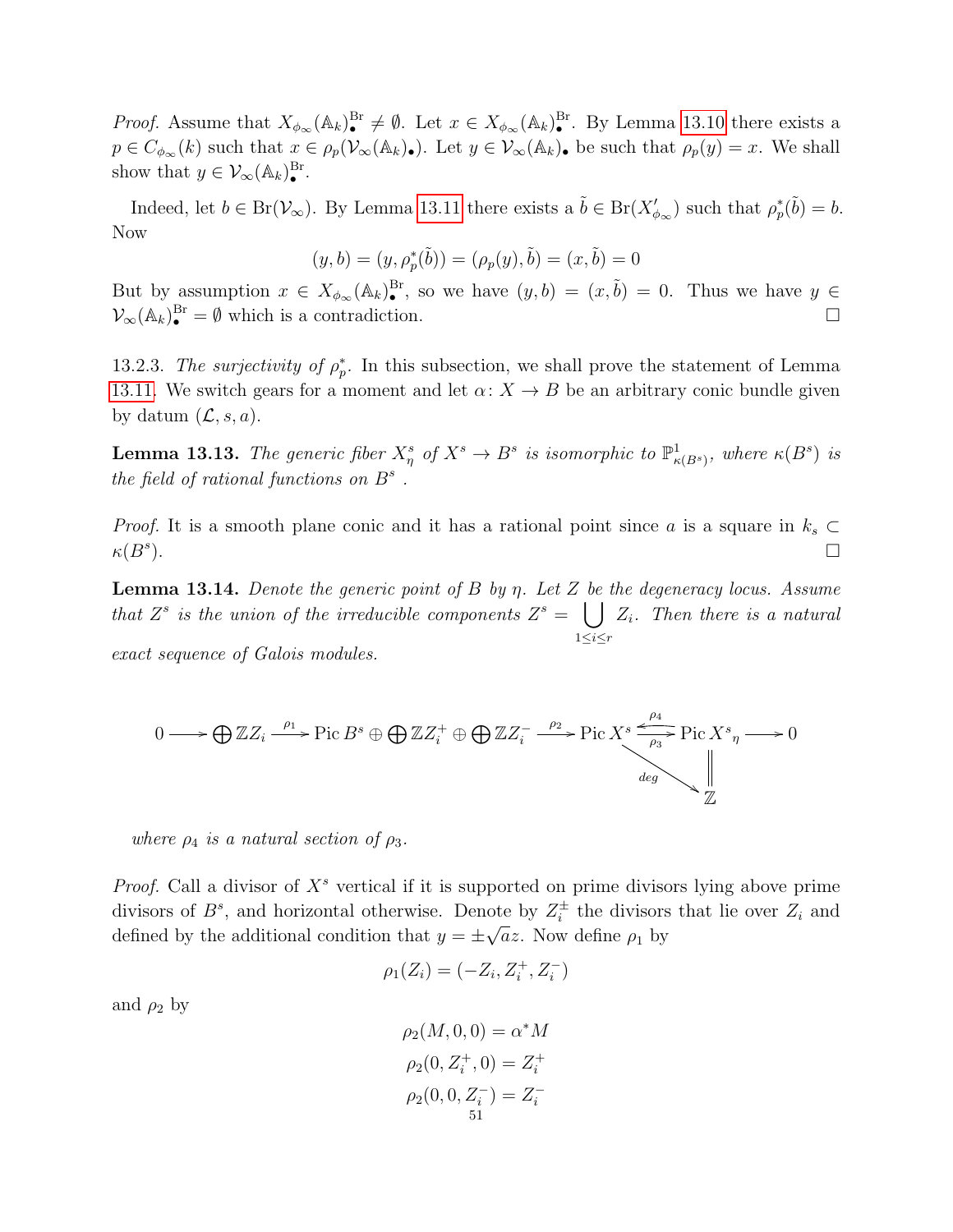*Proof.* Assume that $X_{\phi_\infty}(\mathbb{A}_k)_\bullet^{\mathrm{Br}} \neq \emptyset$. Let $x \in X_{\phi_\infty}(\mathbb{A}_k)_\bullet^{\mathrm{Br}}$. By Lemma 13.10 there exists a $p \in C_{\phi_\infty}(k)$ such that $x \in \rho_p(\mathcal{V}_\infty(\mathbb{A}_k)_\bullet)$. Let $y \in \mathcal{V}_\infty(\mathbb{A}_k)_\bullet$ be such that $\rho_p(y) = x$. We shall show that $y \in \mathcal{V}_\infty(\mathbb{A}_k)_\bullet^{\mathrm{Br}}$.

Indeed, let $b \in \mathrm{Br}(\mathcal{V}_\infty)$. By Lemma 13.11 there exists a $\tilde{b} \in \mathrm{Br}(X'_{\phi_\infty})$ such that $\rho_p^*(\tilde{b}) = b$. Now

$$(y, b) = (y, \rho_p^*(\tilde{b})) = (\rho_p(y), \tilde{b}) = (x, \tilde{b}) = 0$$

But by assumption $x \in X_{\phi_\infty}(\mathbb{A}_k)_\bullet^{\mathrm{Br}}$, so we have $(y, b) = (x, \tilde{b}) = 0$. Thus we have $y \in \mathcal{V}_\infty(\mathbb{A}_k)_\bullet^{\mathrm{Br}} = \emptyset$ which is a contradiction. □

13.2.3. *The surjectivity of $\rho_p^*$.* In this subsection, we shall prove the statement of Lemma 13.11. We switch gears for a moment and let $\alpha\colon X \to B$ be an arbitrary conic bundle given by datum $(\mathcal{L}, s, a)$.

**Lemma 13.13.** *The generic fiber $X^s_\eta$ of $X^s \to B^s$ is isomorphic to $\mathbb{P}^1_{\kappa(B^s)}$, where $\kappa(B^s)$ is the field of rational functions on $B^s$ .*

*Proof.* It is a smooth plane conic and it has a rational point since $a$ is a square in $k_s \subset \kappa(B^s)$. □

**Lemma 13.14.** *Denote the generic point of $B$ by $\eta$. Let $Z$ be the degeneracy locus. Assume that $Z^s$ is the union of the irreducible components $Z^s = \bigcup_{1\leq i\leq r} Z_i$. Then there is a natural exact sequence of Galois modules.*

$$0 \longrightarrow \bigoplus \mathbb{Z}Z_i \xrightarrow{\rho_1} \operatorname{Pic} B^s \oplus \bigoplus \mathbb{Z}Z_i^+ \oplus \bigoplus \mathbb{Z}Z_i^- \xrightarrow{\rho_2} \operatorname{Pic} X^s \underset{\rho_4}{\overset{\rho_3}{\rightleftarrows}} \operatorname{Pic} {X^s}_\eta \longrightarrow 0$$

$$\deg \colon \operatorname{Pic} X^s \to \mathbb{Z}, \qquad \operatorname{Pic} {X^s}_\eta = \mathbb{Z}$$

*where $\rho_4$ is a natural section of $\rho_3$.*

*Proof.* Call a divisor of $X^s$ vertical if it is supported on prime divisors lying above prime divisors of $B^s$, and horizontal otherwise. Denote by $Z_i^\pm$ the divisors that lie over $Z_i$ and defined by the additional condition that $y = \pm\sqrt{a}z$. Now define $\rho_1$ by

$$\rho_1(Z_i) = (-Z_i, Z_i^+, Z_i^-)$$

and $\rho_2$ by

$$\rho_2(M, 0, 0) = \alpha^* M$$
$$\rho_2(0, Z_i^+, 0) = Z_i^+$$
$$\rho_2(0, 0, Z_i^-) = Z_i^-$$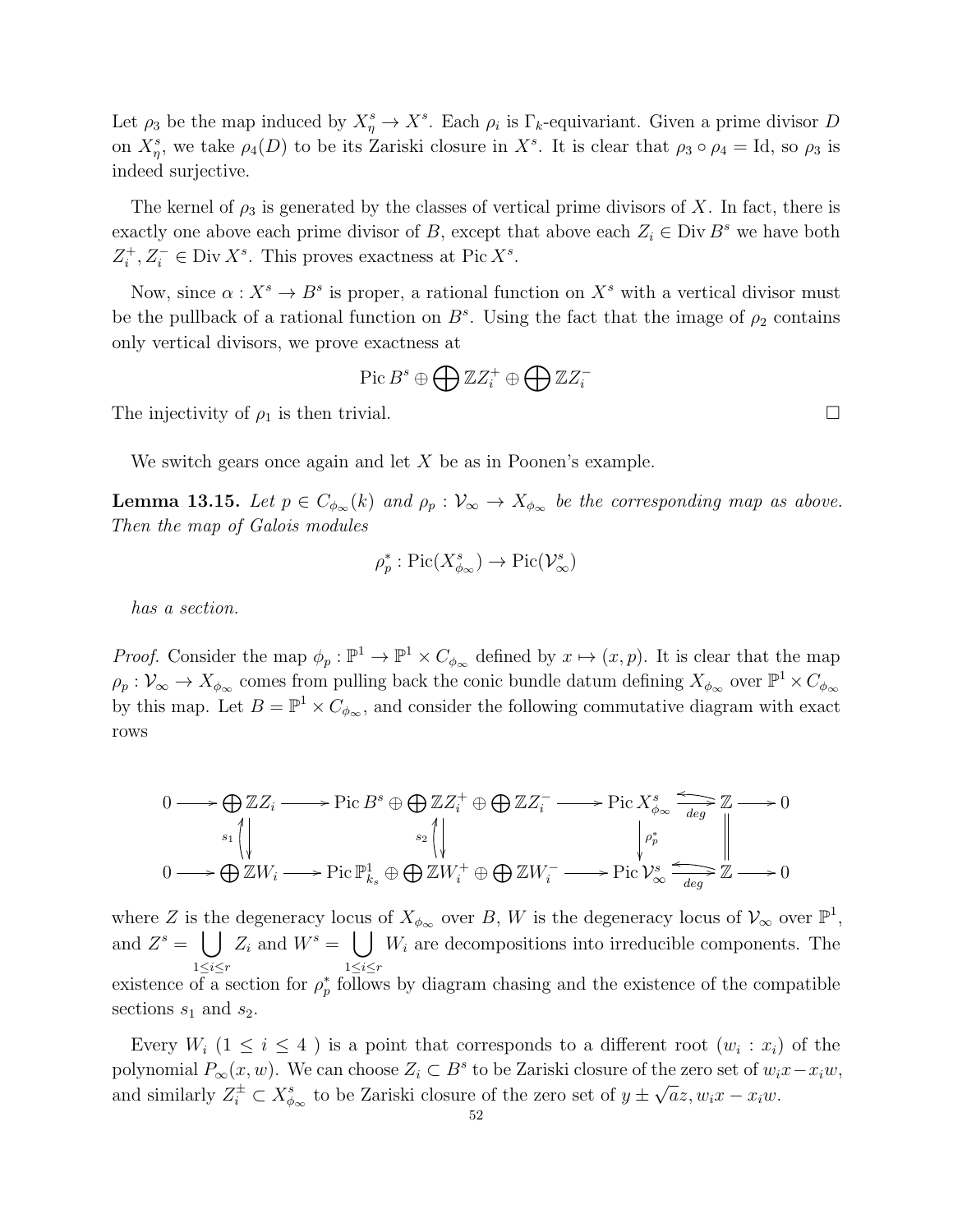Let $\rho_3$ be the map induced by $X^s_\eta \to X^s$. Each $\rho_i$ is $\Gamma_k$-equivariant. Given a prime divisor $D$ on $X^s_\eta$, we take $\rho_4(D)$ to be its Zariski closure in $X^s$. It is clear that $\rho_3 \circ \rho_4 = \mathrm{Id}$, so $\rho_3$ is indeed surjective.

The kernel of $\rho_3$ is generated by the classes of vertical prime divisors of $X$. In fact, there is exactly one above each prime divisor of $B$, except that above each $Z_i \in \operatorname{Div} B^s$ we have both $Z_i^+, Z_i^- \in \operatorname{Div} X^s$. This proves exactness at $\operatorname{Pic} X^s$.

Now, since $\alpha : X^s \to B^s$ is proper, a rational function on $X^s$ with a vertical divisor must be the pullback of a rational function on $B^s$. Using the fact that the image of $\rho_2$ contains only vertical divisors, we prove exactness at

$$\operatorname{Pic} B^s \oplus \bigoplus \mathbb{Z}Z_i^+ \oplus \bigoplus \mathbb{Z}Z_i^-$$

The injectivity of $\rho_1$ is then trivial. $\square$

We switch gears once again and let $X$ be as in Poonen's example.

**Lemma 13.15.** *Let $p \in C_{\phi_\infty}(k)$ and $\rho_p : \mathcal{V}_\infty \to X_{\phi_\infty}$ be the corresponding map as above. Then the map of Galois modules*

$$\rho_p^* : \operatorname{Pic}(X^s_{\phi_\infty}) \to \operatorname{Pic}(\mathcal{V}^s_\infty)$$

*has a section.*

*Proof.* Consider the map $\phi_p : \mathbb{P}^1 \to \mathbb{P}^1 \times C_{\phi_\infty}$ defined by $x \mapsto (x, p)$. It is clear that the map $\rho_p : \mathcal{V}_\infty \to X_{\phi_\infty}$ comes from pulling back the conic bundle datum defining $X_{\phi_\infty}$ over $\mathbb{P}^1 \times C_{\phi_\infty}$ by this map. Let $B = \mathbb{P}^1 \times C_{\phi_\infty}$, and consider the following commutative diagram with exact rows

$$\begin{array}{ccccccccc}
0 \longrightarrow & \bigoplus \mathbb{Z}Z_i & \longrightarrow & \operatorname{Pic} B^s \oplus \bigoplus \mathbb{Z}Z_i^+ \oplus \bigoplus \mathbb{Z}Z_i^- & \longrightarrow & \operatorname{Pic} X^s_{\phi_\infty} & \underset{deg}{\rightleftarrows} & \mathbb{Z} & \longrightarrow 0 \\
& s_1 \uparrow\downarrow & & s_2 \uparrow\downarrow & & \downarrow \rho_p^* & & \| & \\
0 \longrightarrow & \bigoplus \mathbb{Z}W_i & \longrightarrow & \operatorname{Pic} \mathbb{P}^1_{k_s} \oplus \bigoplus \mathbb{Z}W_i^+ \oplus \bigoplus \mathbb{Z}W_i^- & \longrightarrow & \operatorname{Pic} \mathcal{V}^s_\infty & \underset{deg}{\rightleftarrows} & \mathbb{Z} & \longrightarrow 0
\end{array}$$

where $Z$ is the degeneracy locus of $X_{\phi_\infty}$ over $B$, $W$ is the degeneracy locus of $\mathcal{V}_\infty$ over $\mathbb{P}^1$, and $Z^s = \bigcup_{1 \le i \le r} Z_i$ and $W^s = \bigcup_{1 \le i \le r} W_i$ are decompositions into irreducible components. The existence of a section for $\rho_p^*$ follows by diagram chasing and the existence of the compatible sections $s_1$ and $s_2$.

Every $W_i$ ($1 \le i \le 4$ ) is a point that corresponds to a different root $(w_i : x_i)$ of the polynomial $P_\infty(x, w)$. We can choose $Z_i \subset B^s$ to be Zariski closure of the zero set of $w_i x - x_i w$, and similarly $Z_i^\pm \subset X^s_{\phi_\infty}$ to be Zariski closure of the zero set of $y \pm \sqrt{a} z, w_i x - x_i w$.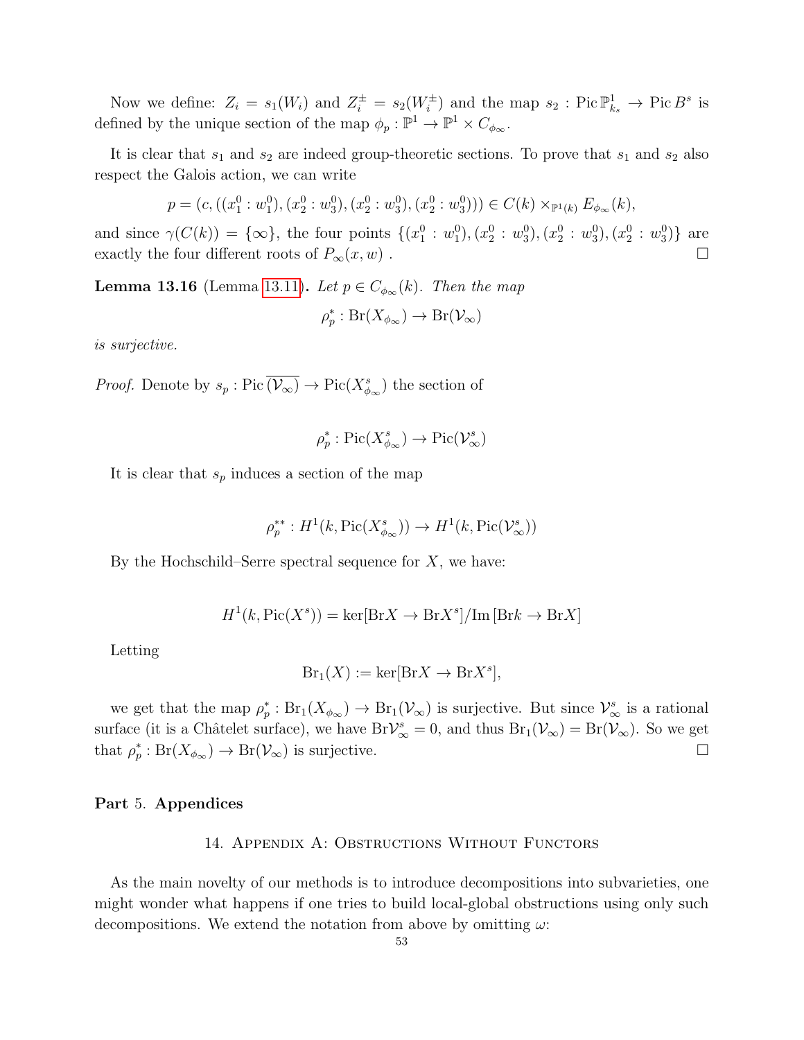Now we define: $Z_i = s_1(W_i)$ and $Z_i^{\pm} = s_2(W_i^{\pm})$ and the map $s_2 : \operatorname{Pic} \mathbb{P}^1_{k_s} \to \operatorname{Pic} B^s$ is defined by the unique section of the map $\phi_p : \mathbb{P}^1 \to \mathbb{P}^1 \times C_{\phi_\infty}$.

It is clear that $s_1$ and $s_2$ are indeed group-theoretic sections. To prove that $s_1$ and $s_2$ also respect the Galois action, we can write

$$p = (c, ((x_1^0 : w_1^0), (x_2^0 : w_3^0), (x_2^0 : w_3^0), (x_2^0 : w_3^0))) \in C(k) \times_{\mathbb{P}^1(k)} E_{\phi_\infty}(k),$$

and since $\gamma(C(k)) = \{\infty\}$, the four points $\{(x_1^0 : w_1^0), (x_2^0 : w_3^0), (x_2^0 : w_3^0), (x_2^0 : w_3^0)\}$ are exactly the four different roots of $P_\infty(x, w)$ . □

**Lemma 13.16** (Lemma 13.11)**.** *Let $p \in C_{\phi_\infty}(k)$. Then the map*

$$\rho_p^* : \operatorname{Br}(X_{\phi_\infty}) \to \operatorname{Br}(\mathcal{V}_\infty)$$

*is surjective.*

*Proof.* Denote by $s_p : \operatorname{Pic} \overline{(\mathcal{V}_\infty)} \to \operatorname{Pic}(X^s_{\phi_\infty})$ the section of

$$\rho_p^* : \operatorname{Pic}(X^s_{\phi_\infty}) \to \operatorname{Pic}(\mathcal{V}^s_\infty)$$

It is clear that $s_p$ induces a section of the map

$$\rho_p^{**} : H^1(k, \operatorname{Pic}(X^s_{\phi_\infty})) \to H^1(k, \operatorname{Pic}(\mathcal{V}^s_\infty))$$

By the Hochschild–Serre spectral sequence for $X$, we have:

$$H^1(k, \operatorname{Pic}(X^s)) = \ker[\operatorname{Br} X \to \operatorname{Br} X^s] / \operatorname{Im}[\operatorname{Br} k \to \operatorname{Br} X]$$

Letting

$$\operatorname{Br}_1(X) := \ker[\operatorname{Br} X \to \operatorname{Br} X^s],$$

we get that the map $\rho_p^* : \operatorname{Br}_1(X_{\phi_\infty}) \to \operatorname{Br}_1(\mathcal{V}_\infty)$ is surjective. But since $\mathcal{V}^s_\infty$ is a rational surface (it is a Châtelet surface), we have $\operatorname{Br} \mathcal{V}^s_\infty = 0$, and thus $\operatorname{Br}_1(\mathcal{V}_\infty) = \operatorname{Br}(\mathcal{V}_\infty)$. So we get that $\rho_p^* : \operatorname{Br}(X_{\phi_\infty}) \to \operatorname{Br}(\mathcal{V}_\infty)$ is surjective. □

# Part 5. Appendices

## 14. Appendix A: Obstructions Without Functors

As the main novelty of our methods is to introduce decompositions into subvarieties, one might wonder what happens if one tries to build local-global obstructions using only such decompositions. We extend the notation from above by omitting $\omega$: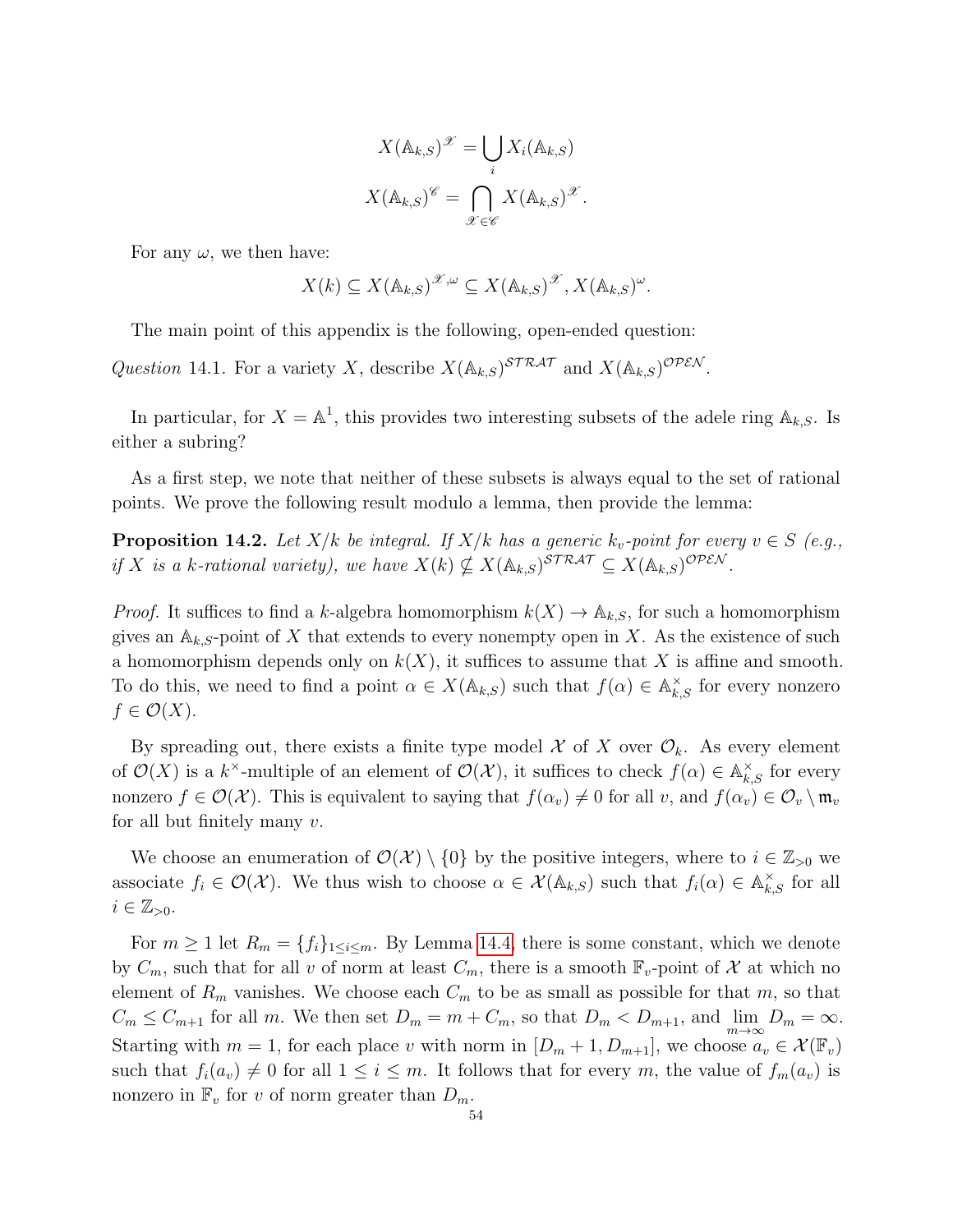$$X(\mathbb{A}_{k,S})^{\mathscr{X}} = \bigcup_i X_i(\mathbb{A}_{k,S})$$

$$X(\mathbb{A}_{k,S})^{\mathscr{C}} = \bigcap_{\mathscr{X} \in \mathscr{C}} X(\mathbb{A}_{k,S})^{\mathscr{X}}.$$

For any $\omega$, we then have:

$$X(k) \subseteq X(\mathbb{A}_{k,S})^{\mathscr{X},\omega} \subseteq X(\mathbb{A}_{k,S})^{\mathscr{X}}, X(\mathbb{A}_{k,S})^{\omega}.$$

The main point of this appendix is the following, open-ended question:

*Question* 14.1. For a variety $X$, describe $X(\mathbb{A}_{k,S})^{\mathcal{STRAT}}$ and $X(\mathbb{A}_{k,S})^{\mathcal{OPEN}}$.

In particular, for $X = \mathbb{A}^1$, this provides two interesting subsets of the adele ring $\mathbb{A}_{k,S}$. Is either a subring?

As a first step, we note that neither of these subsets is always equal to the set of rational points. We prove the following result modulo a lemma, then provide the lemma:

**Proposition 14.2.** *Let $X/k$ be integral. If $X/k$ has a generic $k_v$-point for every $v \in S$ (e.g., if $X$ is a $k$-rational variety), we have $X(k) \not\subseteq X(\mathbb{A}_{k,S})^{\mathcal{STRAT}} \subseteq X(\mathbb{A}_{k,S})^{\mathcal{OPEN}}$.*

*Proof.* It suffices to find a $k$-algebra homomorphism $k(X) \to \mathbb{A}_{k,S}$, for such a homomorphism gives an $\mathbb{A}_{k,S}$-point of $X$ that extends to every nonempty open in $X$. As the existence of such a homomorphism depends only on $k(X)$, it suffices to assume that $X$ is affine and smooth. To do this, we need to find a point $\alpha \in X(\mathbb{A}_{k,S})$ such that $f(\alpha) \in \mathbb{A}_{k,S}^{\times}$ for every nonzero $f \in \mathcal{O}(X)$.

By spreading out, there exists a finite type model $\mathcal{X}$ of $X$ over $\mathcal{O}_k$. As every element of $\mathcal{O}(X)$ is a $k^{\times}$-multiple of an element of $\mathcal{O}(\mathcal{X})$, it suffices to check $f(\alpha) \in \mathbb{A}_{k,S}^{\times}$ for every nonzero $f \in \mathcal{O}(\mathcal{X})$. This is equivalent to saying that $f(\alpha_v) \neq 0$ for all $v$, and $f(\alpha_v) \in \mathcal{O}_v \setminus \mathfrak{m}_v$ for all but finitely many $v$.

We choose an enumeration of $\mathcal{O}(\mathcal{X}) \setminus \{0\}$ by the positive integers, where to $i \in \mathbb{Z}_{>0}$ we associate $f_i \in \mathcal{O}(\mathcal{X})$. We thus wish to choose $\alpha \in \mathcal{X}(\mathbb{A}_{k,S})$ such that $f_i(\alpha) \in \mathbb{A}_{k,S}^{\times}$ for all $i \in \mathbb{Z}_{>0}$.

For $m \geq 1$ let $R_m = \{f_i\}_{1 \leq i \leq m}$. By Lemma 14.4, there is some constant, which we denote by $C_m$, such that for all $v$ of norm at least $C_m$, there is a smooth $\mathbb{F}_v$-point of $\mathcal{X}$ at which no element of $R_m$ vanishes. We choose each $C_m$ to be as small as possible for that $m$, so that $C_m \leq C_{m+1}$ for all $m$. We then set $D_m = m + C_m$, so that $D_m < D_{m+1}$, and $\lim_{m\to\infty} D_m = \infty$. Starting with $m = 1$, for each place $v$ with norm in $[D_m + 1, D_{m+1}]$, we choose $a_v \in \mathcal{X}(\mathbb{F}_v)$ such that $f_i(a_v) \neq 0$ for all $1 \leq i \leq m$. It follows that for every $m$, the value of $f_m(a_v)$ is nonzero in $\mathbb{F}_v$ for $v$ of norm greater than $D_m$.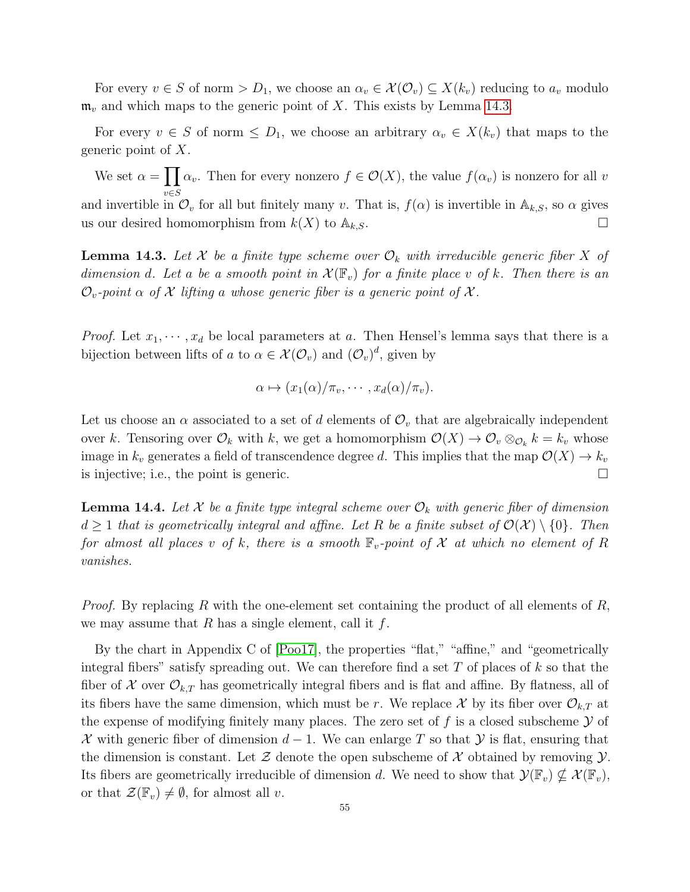For every $v \in S$ of norm $> D_1$, we choose an $\alpha_v \in \mathcal{X}(\mathcal{O}_v) \subseteq X(k_v)$ reducing to $a_v$ modulo $\mathfrak{m}_v$ and which maps to the generic point of $X$. This exists by Lemma 14.3.

For every $v \in S$ of norm $\leq D_1$, we choose an arbitrary $\alpha_v \in X(k_v)$ that maps to the generic point of $X$.

We set $\alpha = \prod_{v \in S} \alpha_v$. Then for every nonzero $f \in \mathcal{O}(X)$, the value $f(\alpha_v)$ is nonzero for all $v$ and invertible in $\mathcal{O}_v$ for all but finitely many $v$. That is, $f(\alpha)$ is invertible in $\mathbb{A}_{k,S}$, so $\alpha$ gives us our desired homomorphism from $k(X)$ to $\mathbb{A}_{k,S}$. $\square$

**Lemma 14.3.** *Let $\mathcal{X}$ be a finite type scheme over $\mathcal{O}_k$ with irreducible generic fiber $X$ of dimension $d$. Let $a$ be a smooth point in $\mathcal{X}(\mathbb{F}_v)$ for a finite place $v$ of $k$. Then there is an $\mathcal{O}_v$-point $\alpha$ of $\mathcal{X}$ lifting $a$ whose generic fiber is a generic point of $\mathcal{X}$.*

*Proof.* Let $x_1, \cdots, x_d$ be local parameters at $a$. Then Hensel's lemma says that there is a bijection between lifts of $a$ to $\alpha \in \mathcal{X}(\mathcal{O}_v)$ and $(\mathcal{O}_v)^d$, given by

$$\alpha \mapsto (x_1(\alpha)/\pi_v, \cdots, x_d(\alpha)/\pi_v).$$

Let us choose an $\alpha$ associated to a set of $d$ elements of $\mathcal{O}_v$ that are algebraically independent over $k$. Tensoring over $\mathcal{O}_k$ with $k$, we get a homomorphism $\mathcal{O}(X) \to \mathcal{O}_v \otimes_{\mathcal{O}_k} k = k_v$ whose image in $k_v$ generates a field of transcendence degree $d$. This implies that the map $\mathcal{O}(X) \to k_v$ is injective; i.e., the point is generic. $\square$

**Lemma 14.4.** *Let $\mathcal{X}$ be a finite type integral scheme over $\mathcal{O}_k$ with generic fiber of dimension $d \geq 1$ that is geometrically integral and affine. Let $R$ be a finite subset of $\mathcal{O}(\mathcal{X}) \setminus \{0\}$. Then for almost all places $v$ of $k$, there is a smooth $\mathbb{F}_v$-point of $\mathcal{X}$ at which no element of $R$ vanishes.*

*Proof.* By replacing $R$ with the one-element set containing the product of all elements of $R$, we may assume that $R$ has a single element, call it $f$.

By the chart in Appendix C of [Poo17], the properties "flat," "affine," and "geometrically integral fibers" satisfy spreading out. We can therefore find a set $T$ of places of $k$ so that the fiber of $\mathcal{X}$ over $\mathcal{O}_{k,T}$ has geometrically integral fibers and is flat and affine. By flatness, all of its fibers have the same dimension, which must be $r$. We replace $\mathcal{X}$ by its fiber over $\mathcal{O}_{k,T}$ at the expense of modifying finitely many places. The zero set of $f$ is a closed subscheme $\mathcal{Y}$ of $\mathcal{X}$ with generic fiber of dimension $d-1$. We can enlarge $T$ so that $\mathcal{Y}$ is flat, ensuring that the dimension is constant. Let $\mathcal{Z}$ denote the open subscheme of $\mathcal{X}$ obtained by removing $\mathcal{Y}$. Its fibers are geometrically irreducible of dimension $d$. We need to show that $\mathcal{Y}(\mathbb{F}_v) \nsubseteq \mathcal{X}(\mathbb{F}_v)$, or that $\mathcal{Z}(\mathbb{F}_v) \neq \emptyset$, for almost all $v$.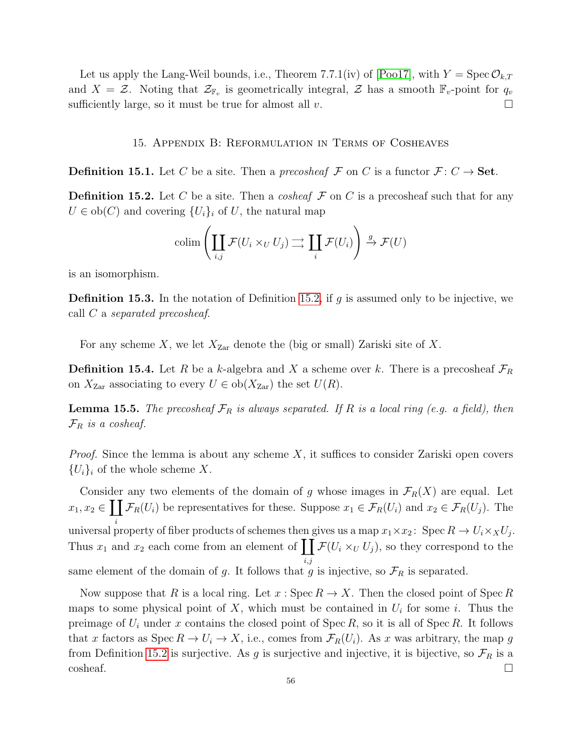Let us apply the Lang-Weil bounds, i.e., Theorem 7.7.1(iv) of [Poo17], with $Y = \operatorname{Spec} \mathcal{O}_{k,T}$ and $X = \mathcal{Z}$. Noting that $\mathcal{Z}_{\mathbb{F}_v}$ is geometrically integral, $\mathcal{Z}$ has a smooth $\mathbb{F}_v$-point for $q_v$ sufficiently large, so it must be true for almost all $v$. □

## 15. Appendix B: Reformulation in Terms of Cosheaves

**Definition 15.1.** Let $C$ be a site. Then a *precosheaf* $\mathcal{F}$ on $C$ is a functor $\mathcal{F}\colon C \to \mathbf{Set}$.

**Definition 15.2.** Let $C$ be a site. Then a *cosheaf* $\mathcal{F}$ on $C$ is a precosheaf such that for any $U \in \operatorname{ob}(C)$ and covering $\{U_i\}_i$ of $U$, the natural map

$$\operatorname{colim}\left(\coprod_{i,j} \mathcal{F}(U_i \times_U U_j) \rightrightarrows \coprod_i \mathcal{F}(U_i)\right) \xrightarrow{g} \mathcal{F}(U)$$

is an isomorphism.

**Definition 15.3.** In the notation of Definition 15.2, if $g$ is assumed only to be injective, we call $C$ a *separated precosheaf*.

For any scheme $X$, we let $X_{\mathrm{Zar}}$ denote the (big or small) Zariski site of $X$.

**Definition 15.4.** Let $R$ be a $k$-algebra and $X$ a scheme over $k$. There is a precosheaf $\mathcal{F}_R$ on $X_{\mathrm{Zar}}$ associating to every $U \in \operatorname{ob}(X_{\mathrm{Zar}})$ the set $U(R)$.

**Lemma 15.5.** *The precosheaf $\mathcal{F}_R$ is always separated. If $R$ is a local ring (e.g. a field), then $\mathcal{F}_R$ is a cosheaf.*

*Proof.* Since the lemma is about any scheme $X$, it suffices to consider Zariski open covers $\{U_i\}_i$ of the whole scheme $X$.

Consider any two elements of the domain of $g$ whose images in $\mathcal{F}_R(X)$ are equal. Let $x_1, x_2 \in \coprod_i \mathcal{F}_R(U_i)$ be representatives for these. Suppose $x_1 \in \mathcal{F}_R(U_i)$ and $x_2 \in \mathcal{F}_R(U_j)$. The universal property of fiber products of schemes then gives us a map $x_1 \times x_2 \colon \operatorname{Spec} R \to U_i \times_X U_j$. Thus $x_1$ and $x_2$ each come from an element of $\coprod_{i,j} \mathcal{F}(U_i \times_U U_j)$, so they correspond to the same element of the domain of $g$. It follows that $g$ is injective, so $\mathcal{F}_R$ is separated.

Now suppose that $R$ is a local ring. Let $x : \operatorname{Spec} R \to X$. Then the closed point of $\operatorname{Spec} R$ maps to some physical point of $X$, which must be contained in $U_i$ for some $i$. Thus the preimage of $U_i$ under $x$ contains the closed point of $\operatorname{Spec} R$, so it is all of $\operatorname{Spec} R$. It follows that $x$ factors as $\operatorname{Spec} R \to U_i \to X$, i.e., comes from $\mathcal{F}_R(U_i)$. As $x$ was arbitrary, the map $g$ from Definition 15.2 is surjective. As $g$ is surjective and injective, it is bijective, so $\mathcal{F}_R$ is a cosheaf. □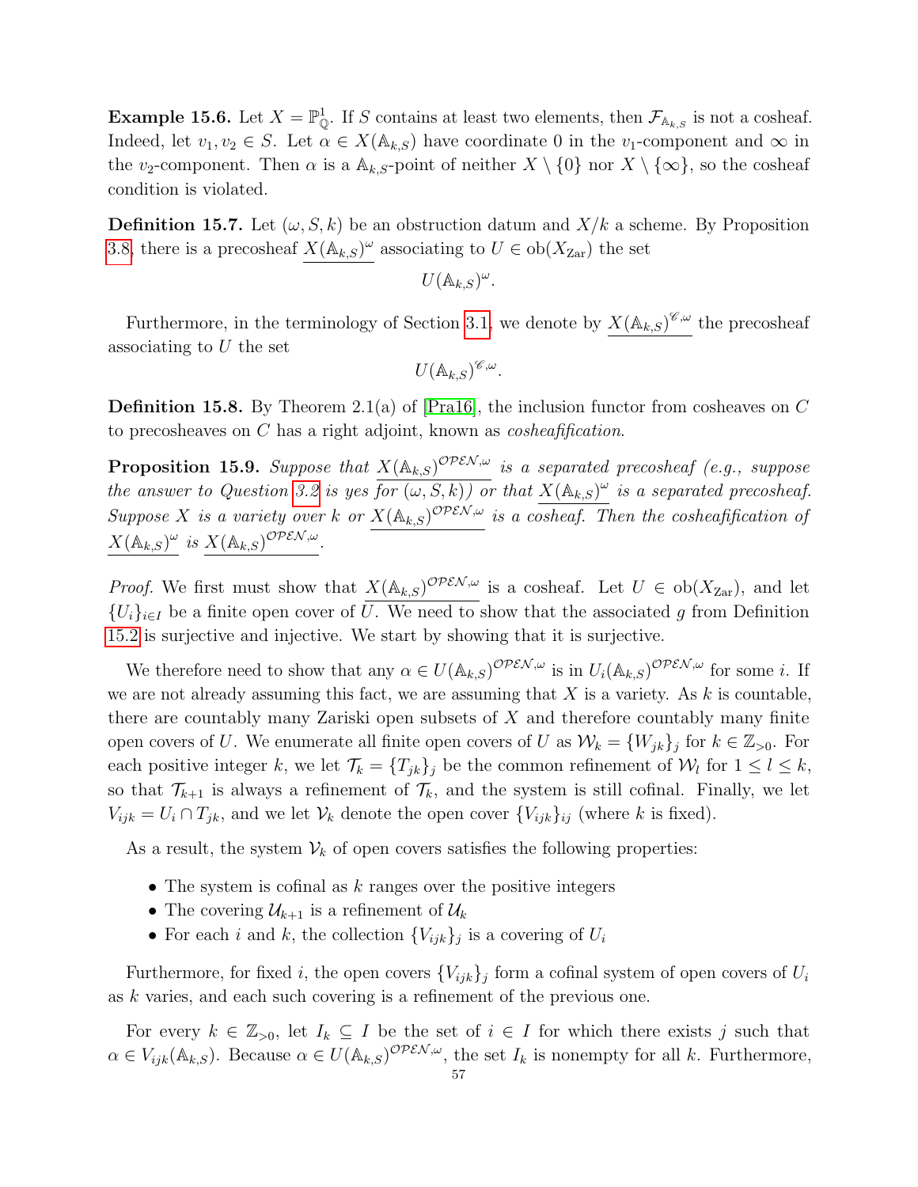**Example 15.6.** Let $X = \mathbb{P}^1_{\mathbb{Q}}$. If $S$ contains at least two elements, then $\mathcal{F}_{\mathbb{A}_{k,S}}$ is not a cosheaf. Indeed, let $v_1, v_2 \in S$. Let $\alpha \in X(\mathbb{A}_{k,S})$ have coordinate 0 in the $v_1$-component and $\infty$ in the $v_2$-component. Then $\alpha$ is a $\mathbb{A}_{k,S}$-point of neither $X \setminus \{0\}$ nor $X \setminus \{\infty\}$, so the cosheaf condition is violated.

**Definition 15.7.** Let $(\omega, S, k)$ be an obstruction datum and $X/k$ a scheme. By Proposition 3.8, there is a precosheaf $\underline{X(\mathbb{A}_{k,S})^\omega}$ associating to $U \in \mathrm{ob}(X_{\mathrm{Zar}})$ the set

$$U(\mathbb{A}_{k,S})^\omega.$$

Furthermore, in the terminology of Section 3.1, we denote by $\underline{X(\mathbb{A}_{k,S})^{\mathscr{C},\omega}}$ the precosheaf associating to $U$ the set

$$U(\mathbb{A}_{k,S})^{\mathscr{C},\omega}.$$

**Definition 15.8.** By Theorem 2.1(a) of [Pra16], the inclusion functor from cosheaves on $C$ to precosheaves on $C$ has a right adjoint, known as *cosheafification*.

**Proposition 15.9.** *Suppose that $\underline{X(\mathbb{A}_{k,S})^{\mathcal{OPEN},\omega}}$ is a separated precosheaf (e.g., suppose the answer to Question 3.2 is yes for $(\omega, S, k)$) or that $\underline{X(\mathbb{A}_{k,S})^\omega}$ is a separated precosheaf. Suppose $X$ is a variety over $k$ or $\underline{X(\mathbb{A}_{k,S})^{\mathcal{OPEN},\omega}}$ is a cosheaf. Then the cosheafification of $\underline{X(\mathbb{A}_{k,S})^\omega}$ is $\underline{X(\mathbb{A}_{k,S})^{\mathcal{OPEN},\omega}}$.*

*Proof.* We first must show that $\underline{X(\mathbb{A}_{k,S})^{\mathcal{OPEN},\omega}}$ is a cosheaf. Let $U \in \mathrm{ob}(X_{\mathrm{Zar}})$, and let $\{U_i\}_{i\in I}$ be a finite open cover of $U$. We need to show that the associated $g$ from Definition 15.2 is surjective and injective. We start by showing that it is surjective.

We therefore need to show that any $\alpha \in U(\mathbb{A}_{k,S})^{\mathcal{OPEN},\omega}$ is in $U_i(\mathbb{A}_{k,S})^{\mathcal{OPEN},\omega}$ for some $i$. If we are not already assuming this fact, we are assuming that $X$ is a variety. As $k$ is countable, there are countably many Zariski open subsets of $X$ and therefore countably many finite open covers of $U$. We enumerate all finite open covers of $U$ as $\mathcal{W}_k = \{W_{jk}\}_j$ for $k \in \mathbb{Z}_{>0}$. For each positive integer $k$, we let $\mathcal{T}_k = \{T_{jk}\}_j$ be the common refinement of $\mathcal{W}_l$ for $1 \le l \le k$, so that $\mathcal{T}_{k+1}$ is always a refinement of $\mathcal{T}_k$, and the system is still cofinal. Finally, we let $V_{ijk} = U_i \cap T_{jk}$, and we let $\mathcal{V}_k$ denote the open cover $\{V_{ijk}\}_{ij}$ (where $k$ is fixed).

As a result, the system $\mathcal{V}_k$ of open covers satisfies the following properties:

- The system is cofinal as $k$ ranges over the positive integers
- The covering $\mathcal{U}_{k+1}$ is a refinement of $\mathcal{U}_k$
- For each $i$ and $k$, the collection $\{V_{ijk}\}_j$ is a covering of $U_i$

Furthermore, for fixed $i$, the open covers $\{V_{ijk}\}_j$ form a cofinal system of open covers of $U_i$ as $k$ varies, and each such covering is a refinement of the previous one.

For every $k \in \mathbb{Z}_{>0}$, let $I_k \subseteq I$ be the set of $i \in I$ for which there exists $j$ such that $\alpha \in V_{ijk}(\mathbb{A}_{k,S})$. Because $\alpha \in U(\mathbb{A}_{k,S})^{\mathcal{OPEN},\omega}$, the set $I_k$ is nonempty for all $k$. Furthermore,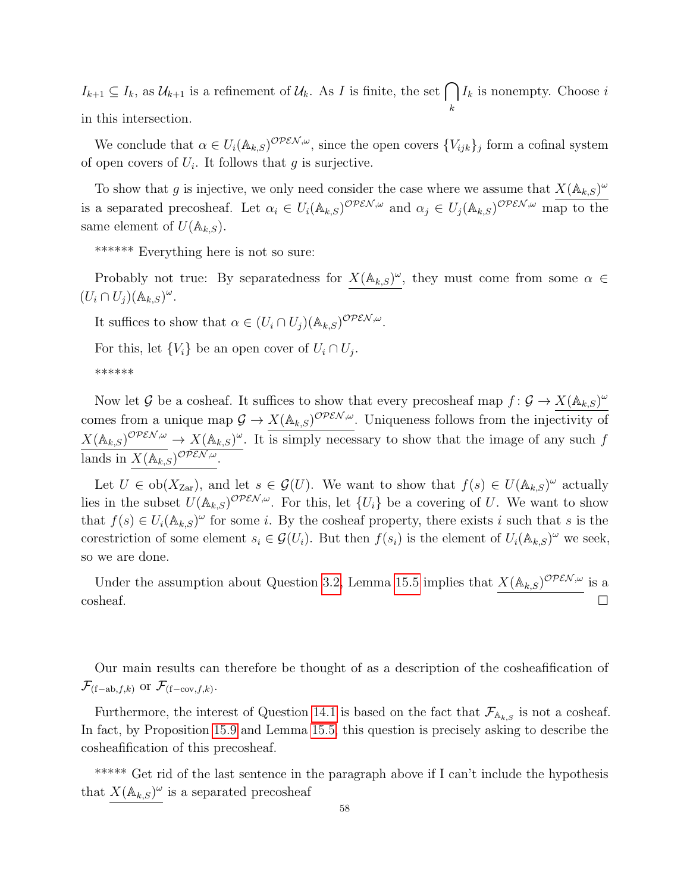$I_{k+1} \subseteq I_k$, as $\mathcal{U}_{k+1}$ is a refinement of $\mathcal{U}_k$. As $I$ is finite, the set $\bigcap_k I_k$ is nonempty. Choose $i$ in this intersection.

We conclude that $\alpha \in U_i(\mathbb{A}_{k,S})^{\mathcal{OPEN},\omega}$, since the open covers $\{V_{ijk}\}_j$ form a cofinal system of open covers of $U_i$. It follows that $g$ is surjective.

To show that $g$ is injective, we only need consider the case where we assume that $\underline{X(\mathbb{A}_{k,S})^\omega}$ is a separated precosheaf. Let $\alpha_i \in U_i(\mathbb{A}_{k,S})^{\mathcal{OPEN},\omega}$ and $\alpha_j \in U_j(\mathbb{A}_{k,S})^{\mathcal{OPEN},\omega}$ map to the same element of $U(\mathbb{A}_{k,S})$.

****** Everything here is not so sure:

Probably not true: By separatedness for $\underline{X(\mathbb{A}_{k,S})^\omega}$, they must come from some $\alpha \in (U_i \cap U_j)(\mathbb{A}_{k,S})^\omega$.

It suffices to show that $\alpha \in (U_i \cap U_j)(\mathbb{A}_{k,S})^{\mathcal{OPEN},\omega}$.

For this, let $\{V_i\}$ be an open cover of $U_i \cap U_j$.

******

Now let $\mathcal{G}$ be a cosheaf. It suffices to show that every precosheaf map $f\colon \mathcal{G} \to \underline{X(\mathbb{A}_{k,S})^\omega}$ comes from a unique map $\mathcal{G} \to \underline{X(\mathbb{A}_{k,S})^{\mathcal{OPEN},\omega}}$. Uniqueness follows from the injectivity of $\underline{X(\mathbb{A}_{k,S})^{\mathcal{OPEN},\omega}} \to \underline{X(\mathbb{A}_{k,S})^\omega}$. It is simply necessary to show that the image of any such $f$ lands in $\underline{X(\mathbb{A}_{k,S})^{\mathcal{OPEN},\omega}}$.

Let $U \in \mathrm{ob}(X_{\mathrm{Zar}})$, and let $s \in \mathcal{G}(U)$. We want to show that $f(s) \in U(\mathbb{A}_{k,S})^\omega$ actually lies in the subset $U(\mathbb{A}_{k,S})^{\mathcal{OPEN},\omega}$. For this, let $\{U_i\}$ be a covering of $U$. We want to show that $f(s) \in U_i(\mathbb{A}_{k,S})^\omega$ for some $i$. By the cosheaf property, there exists $i$ such that $s$ is the corestriction of some element $s_i \in \mathcal{G}(U_i)$. But then $f(s_i)$ is the element of $U_i(\mathbb{A}_{k,S})^\omega$ we seek, so we are done.

Under the assumption about Question 3.2, Lemma 15.5 implies that $\underline{X(\mathbb{A}_{k,S})^{\mathcal{OPEN},\omega}}$ is a cosheaf. □

Our main results can therefore be thought of as a description of the cosheafification of $\mathcal{F}_{(\mathrm{f-ab},f,k)}$ or $\mathcal{F}_{(\mathrm{f-cov},f,k)}$.

Furthermore, the interest of Question 14.1 is based on the fact that $\mathcal{F}_{\mathbb{A}_{k,S}}$ is not a cosheaf. In fact, by Proposition 15.9 and Lemma 15.5, this question is precisely asking to describe the cosheafification of this precosheaf.

***** Get rid of the last sentence in the paragraph above if I can't include the hypothesis that $\underline{X(\mathbb{A}_{k,S})^\omega}$ is a separated precosheaf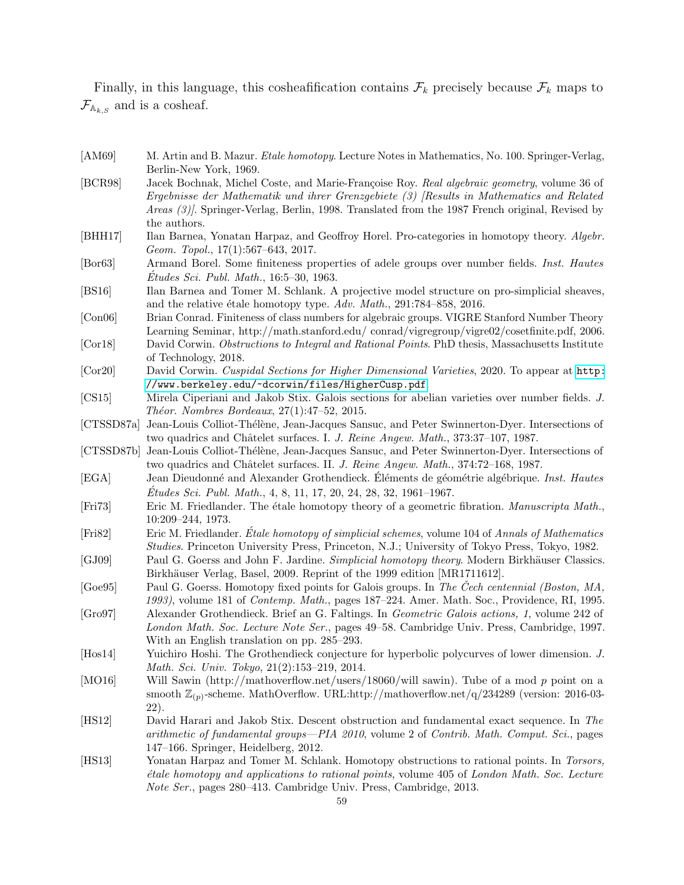Finally, in this language, this cosheafification contains $\mathcal{F}_k$ precisely because $\mathcal{F}_k$ maps to $\mathcal{F}_{\mathbb{A}_{k,S}}$ and is a cosheaf.

[AM69] M. Artin and B. Mazur. *Etale homotopy*. Lecture Notes in Mathematics, No. 100. Springer-Verlag, Berlin-New York, 1969.

[BCR98] Jacek Bochnak, Michel Coste, and Marie-Françoise Roy. *Real algebraic geometry*, volume 36 of *Ergebnisse der Mathematik und ihrer Grenzgebiete (3) [Results in Mathematics and Related Areas (3)]*. Springer-Verlag, Berlin, 1998. Translated from the 1987 French original, Revised by the authors.

[BHH17] Ilan Barnea, Yonatan Harpaz, and Geoffroy Horel. Pro-categories in homotopy theory. *Algebr. Geom. Topol.*, 17(1):567–643, 2017.

[Bor63] Armand Borel. Some finiteness properties of adele groups over number fields. *Inst. Hautes Études Sci. Publ. Math.*, 16:5–30, 1963.

[BS16] Ilan Barnea and Tomer M. Schlank. A projective model structure on pro-simplicial sheaves, and the relative étale homotopy type. *Adv. Math.*, 291:784–858, 2016.

[Con06] Brian Conrad. Finiteness of class numbers for algebraic groups. VIGRE Stanford Number Theory Learning Seminar, http://math.stanford.edu/ conrad/vigregroup/vigre02/cosetfinite.pdf, 2006.

[Cor18] David Corwin. *Obstructions to Integral and Rational Points*. PhD thesis, Massachusetts Institute of Technology, 2018.

[Cor20] David Corwin. *Cuspidal Sections for Higher Dimensional Varieties*, 2020. To appear at http://www.berkeley.edu/~dcorwin/files/HigherCusp.pdf.

[CS15] Mirela Ciperiani and Jakob Stix. Galois sections for abelian varieties over number fields. *J. Théor. Nombres Bordeaux*, 27(1):47–52, 2015.

[CTSSD87a] Jean-Louis Colliot-Thélène, Jean-Jacques Sansuc, and Peter Swinnerton-Dyer. Intersections of two quadrics and Châtelet surfaces. I. *J. Reine Angew. Math.*, 373:37–107, 1987.

[CTSSD87b] Jean-Louis Colliot-Thélène, Jean-Jacques Sansuc, and Peter Swinnerton-Dyer. Intersections of two quadrics and Châtelet surfaces. II. *J. Reine Angew. Math.*, 374:72–168, 1987.

[EGA] Jean Dieudonné and Alexander Grothendieck. Éléments de géométrie algébrique. *Inst. Hautes Études Sci. Publ. Math.*, 4, 8, 11, 17, 20, 24, 28, 32, 1961–1967.

[Fri73] Eric M. Friedlander. The étale homotopy theory of a geometric fibration. *Manuscripta Math.*, 10:209–244, 1973.

[Fri82] Eric M. Friedlander. *Étale homotopy of simplicial schemes*, volume 104 of *Annals of Mathematics Studies*. Princeton University Press, Princeton, N.J.; University of Tokyo Press, Tokyo, 1982.

[GJ09] Paul G. Goerss and John F. Jardine. *Simplicial homotopy theory*. Modern Birkhäuser Classics. Birkhäuser Verlag, Basel, 2009. Reprint of the 1999 edition [MR1711612].

[Goe95] Paul G. Goerss. Homotopy fixed points for Galois groups. In *The Čech centennial (Boston, MA, 1993)*, volume 181 of *Contemp. Math.*, pages 187–224. Amer. Math. Soc., Providence, RI, 1995.

[Gro97] Alexander Grothendieck. Brief an G. Faltings. In *Geometric Galois actions, 1*, volume 242 of *London Math. Soc. Lecture Note Ser.*, pages 49–58. Cambridge Univ. Press, Cambridge, 1997. With an English translation on pp. 285–293.

[Hos14] Yuichiro Hoshi. The Grothendieck conjecture for hyperbolic polycurves of lower dimension. *J. Math. Sci. Univ. Tokyo*, 21(2):153–219, 2014.

[MO16] Will Sawin (http://mathoverflow.net/users/18060/will sawin). Tube of a mod $p$ point on a smooth $\mathbb{Z}_{(p)}$-scheme. MathOverflow. URL:http://mathoverflow.net/q/234289 (version: 2016-03-22).

[HS12] David Harari and Jakob Stix. Descent obstruction and fundamental exact sequence. In *The arithmetic of fundamental groups—PIA 2010*, volume 2 of *Contrib. Math. Comput. Sci.*, pages 147–166. Springer, Heidelberg, 2012.

[HS13] Yonatan Harpaz and Tomer M. Schlank. Homotopy obstructions to rational points. In *Torsors, étale homotopy and applications to rational points*, volume 405 of *London Math. Soc. Lecture Note Ser.*, pages 280–413. Cambridge Univ. Press, Cambridge, 2013.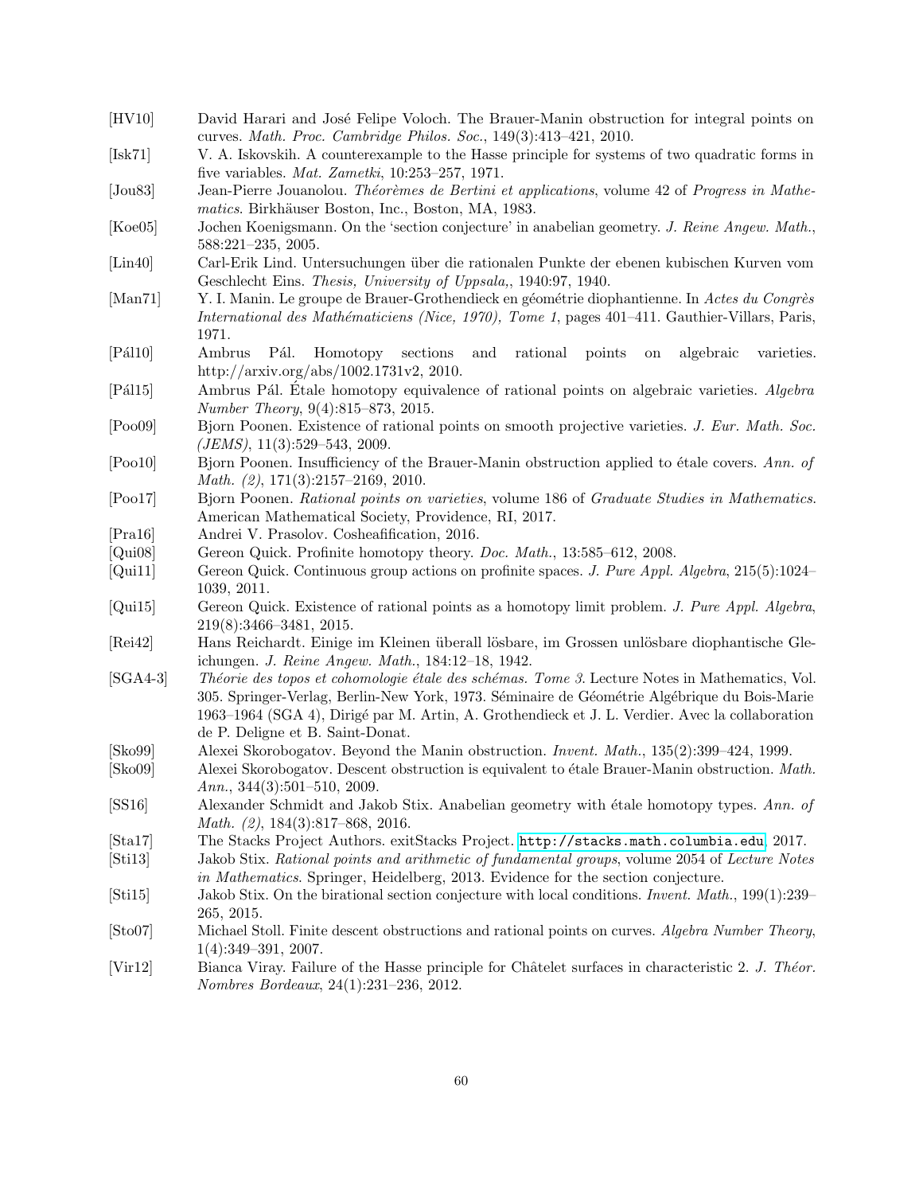[HV10] David Harari and José Felipe Voloch. The Brauer-Manin obstruction for integral points on curves. *Math. Proc. Cambridge Philos. Soc.*, 149(3):413–421, 2010.

[Isk71] V. A. Iskovskih. A counterexample to the Hasse principle for systems of two quadratic forms in five variables. *Mat. Zametki*, 10:253–257, 1971.

[Jou83] Jean-Pierre Jouanolou. *Théorèmes de Bertini et applications*, volume 42 of *Progress in Mathematics*. Birkhäuser Boston, Inc., Boston, MA, 1983.

[Koe05] Jochen Koenigsmann. On the 'section conjecture' in anabelian geometry. *J. Reine Angew. Math.*, 588:221–235, 2005.

[Lin40] Carl-Erik Lind. Untersuchungen über die rationalen Punkte der ebenen kubischen Kurven vom Geschlecht Eins. *Thesis, University of Uppsala,*, 1940:97, 1940.

[Man71] Y. I. Manin. Le groupe de Brauer-Grothendieck en géométrie diophantienne. In *Actes du Congrès International des Mathématiciens (Nice, 1970), Tome 1*, pages 401–411. Gauthier-Villars, Paris, 1971.

[Pál10] Ambrus Pál. Homotopy sections and rational points on algebraic varieties. http://arxiv.org/abs/1002.1731v2, 2010.

[Pál15] Ambrus Pál. Étale homotopy equivalence of rational points on algebraic varieties. *Algebra Number Theory*, 9(4):815–873, 2015.

[Poo09] Bjorn Poonen. Existence of rational points on smooth projective varieties. *J. Eur. Math. Soc. (JEMS)*, 11(3):529–543, 2009.

[Poo10] Bjorn Poonen. Insufficiency of the Brauer-Manin obstruction applied to étale covers. *Ann. of Math. (2)*, 171(3):2157–2169, 2010.

[Poo17] Bjorn Poonen. *Rational points on varieties*, volume 186 of *Graduate Studies in Mathematics*. American Mathematical Society, Providence, RI, 2017.

[Pra16] Andrei V. Prasolov. Cosheafification, 2016.

[Qui08] Gereon Quick. Profinite homotopy theory. *Doc. Math.*, 13:585–612, 2008.

[Qui11] Gereon Quick. Continuous group actions on profinite spaces. *J. Pure Appl. Algebra*, 215(5):1024–1039, 2011.

[Qui15] Gereon Quick. Existence of rational points as a homotopy limit problem. *J. Pure Appl. Algebra*, 219(8):3466–3481, 2015.

[Rei42] Hans Reichardt. Einige im Kleinen überall lösbare, im Grossen unlösbare diophantische Gleichungen. *J. Reine Angew. Math.*, 184:12–18, 1942.

[SGA4-3] *Théorie des topos et cohomologie étale des schémas. Tome 3*. Lecture Notes in Mathematics, Vol. 305. Springer-Verlag, Berlin-New York, 1973. Séminaire de Géométrie Algébrique du Bois-Marie 1963–1964 (SGA 4), Dirigé par M. Artin, A. Grothendieck et J. L. Verdier. Avec la collaboration de P. Deligne et B. Saint-Donat.

[Sko99] Alexei Skorobogatov. Beyond the Manin obstruction. *Invent. Math.*, 135(2):399–424, 1999.

[Sko09] Alexei Skorobogatov. Descent obstruction is equivalent to étale Brauer-Manin obstruction. *Math. Ann.*, 344(3):501–510, 2009.

[SS16] Alexander Schmidt and Jakob Stix. Anabelian geometry with étale homotopy types. *Ann. of Math. (2)*, 184(3):817–868, 2016.

[Sta17] The Stacks Project Authors. exitStacks Project. http://stacks.math.columbia.edu, 2017.

[Sti13] Jakob Stix. *Rational points and arithmetic of fundamental groups*, volume 2054 of *Lecture Notes in Mathematics*. Springer, Heidelberg, 2013. Evidence for the section conjecture.

[Sti15] Jakob Stix. On the birational section conjecture with local conditions. *Invent. Math.*, 199(1):239–265, 2015.

[Sto07] Michael Stoll. Finite descent obstructions and rational points on curves. *Algebra Number Theory*, 1(4):349–391, 2007.

[Vir12] Bianca Viray. Failure of the Hasse principle for Châtelet surfaces in characteristic 2. *J. Théor. Nombres Bordeaux*, 24(1):231–236, 2012.